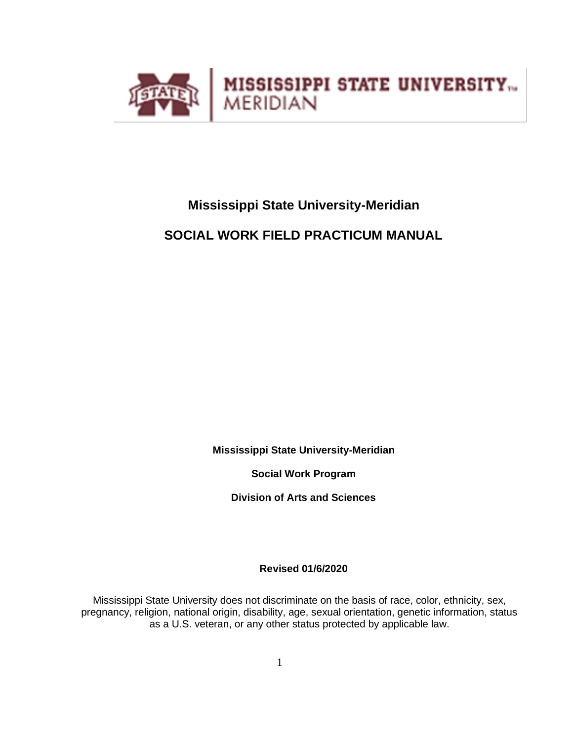MISSISSIPPI STATE UNIVERSITY™
MERIDIAN

# Mississippi State University-Meridian

# SOCIAL WORK FIELD PRACTICUM MANUAL

**Mississippi State University-Meridian**

**Social Work Program**

**Division of Arts and Sciences**

**Revised 01/6/2020**

Mississippi State University does not discriminate on the basis of race, color, ethnicity, sex, pregnancy, religion, national origin, disability, age, sexual orientation, genetic information, status as a U.S. veteran, or any other status protected by applicable law.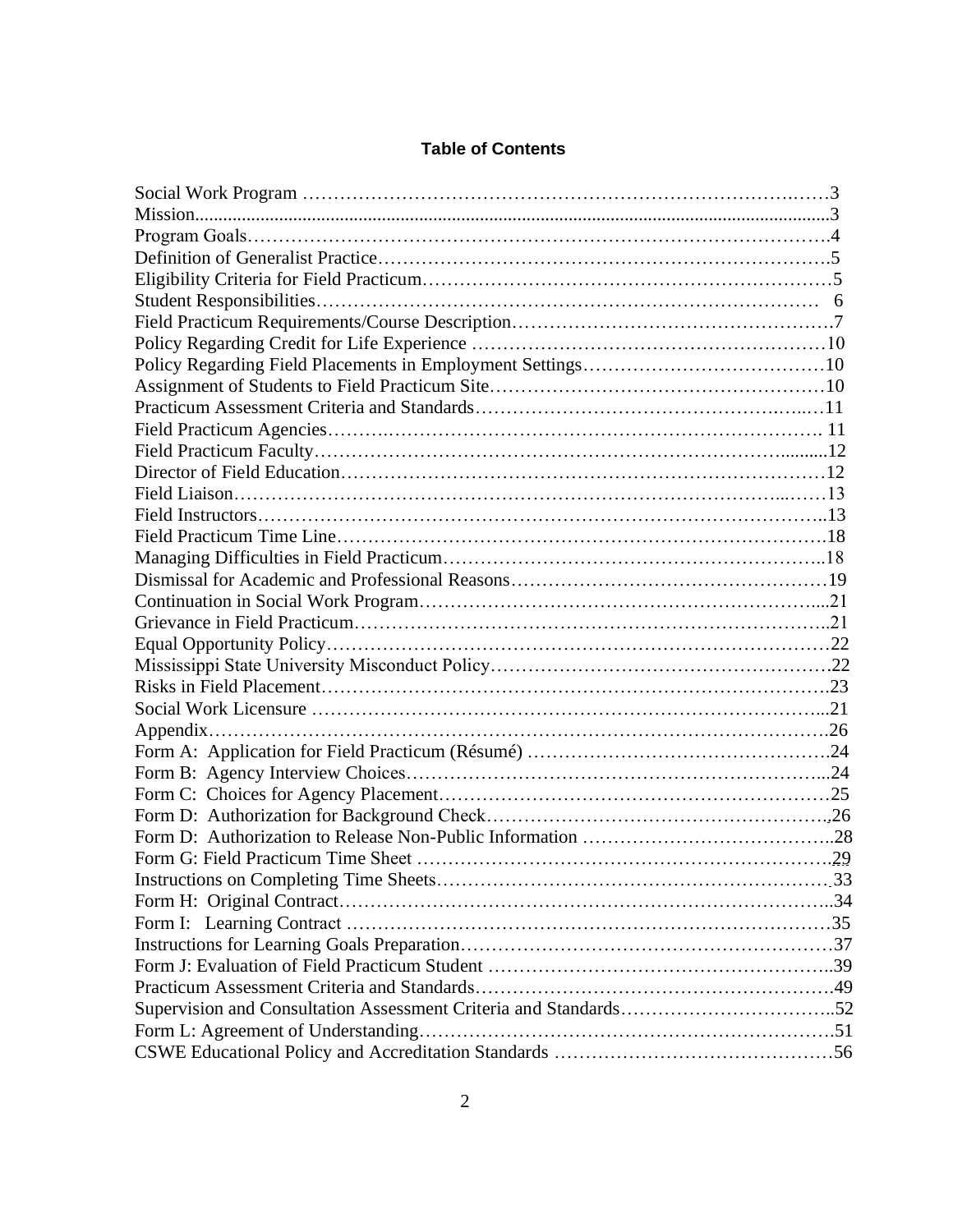**Table of Contents**

Social Work Program …………………………………………………………………………3
Mission........................................................................................................................................3
Program Goals………………………………………………………………………………….4
Definition of Generalist Practice……………………………………………………………….5
Eligibility Criteria for Field Practicum…………………………………………………………5
Student Responsibilities………………………………………………………………………… 6
Field Practicum Requirements/Course Description…………………………………………….7
Policy Regarding Credit for Life Experience …………………………………………………10
Policy Regarding Field Placements in Employment Settings…………………………………10
Assignment of Students to Field Practicum Site………………………………………………10
Practicum Assessment Criteria and Standards…………………………………………….…11
Field Practicum Agencies………………………………………………………………………. 11
Field Practicum Faculty………………………………………………………………..........12
Director of Field Education……………………………………………………………………12
Field Liaison…………………………………………………………………………...……13
Field Instructors………………………………………………………………………………..13
Field Practicum Time Line…………………………………………………………………….18
Managing Difficulties in Field Practicum……………………………………………………..18
Dismissal for Academic and Professional Reasons……………………………………………19
Continuation in Social Work Program………………………………………………………...21
Grievance in Field Practicum…………………………………………………………………..21
Equal Opportunity Policy………………………………………………………………………22
Mississippi State University Misconduct Policy……………………………………………….22
Risks in Field Placement……………………………………………………………………….23
Social Work Licensure ………………………………………………………………………...21
Appendix……………………………………………………………………………………….26
Form A: Application for Field Practicum (Résumé) ………………………………………….24
Form B: Agency Interview Choices…………………………………………………………...24
Form C: Choices for Agency Placement………………………………………………………25
Form D: Authorization for Background Check………………………………………………..26
Form D: Authorization to Release Non-Public Information …………………………………..28
Form G: Field Practicum Time Sheet ………………………………………………………….29
Instructions on Completing Time Sheets………………………………………………………33
Form H: Original Contract……………………………………………………………………..34
Form I: Learning Contract ……………………………………………………………………35
Instructions for Learning Goals Preparation…………………………………………………37
Form J: Evaluation of Field Practicum Student ………………………………………………..39
Practicum Assessment Criteria and Standards…………………………………………………49
Supervision and Consultation Assessment Criteria and Standards……………………………..52
Form L: Agreement of Understanding………………………………………………………….51
CSWE Educational Policy and Accreditation Standards ………………………………………56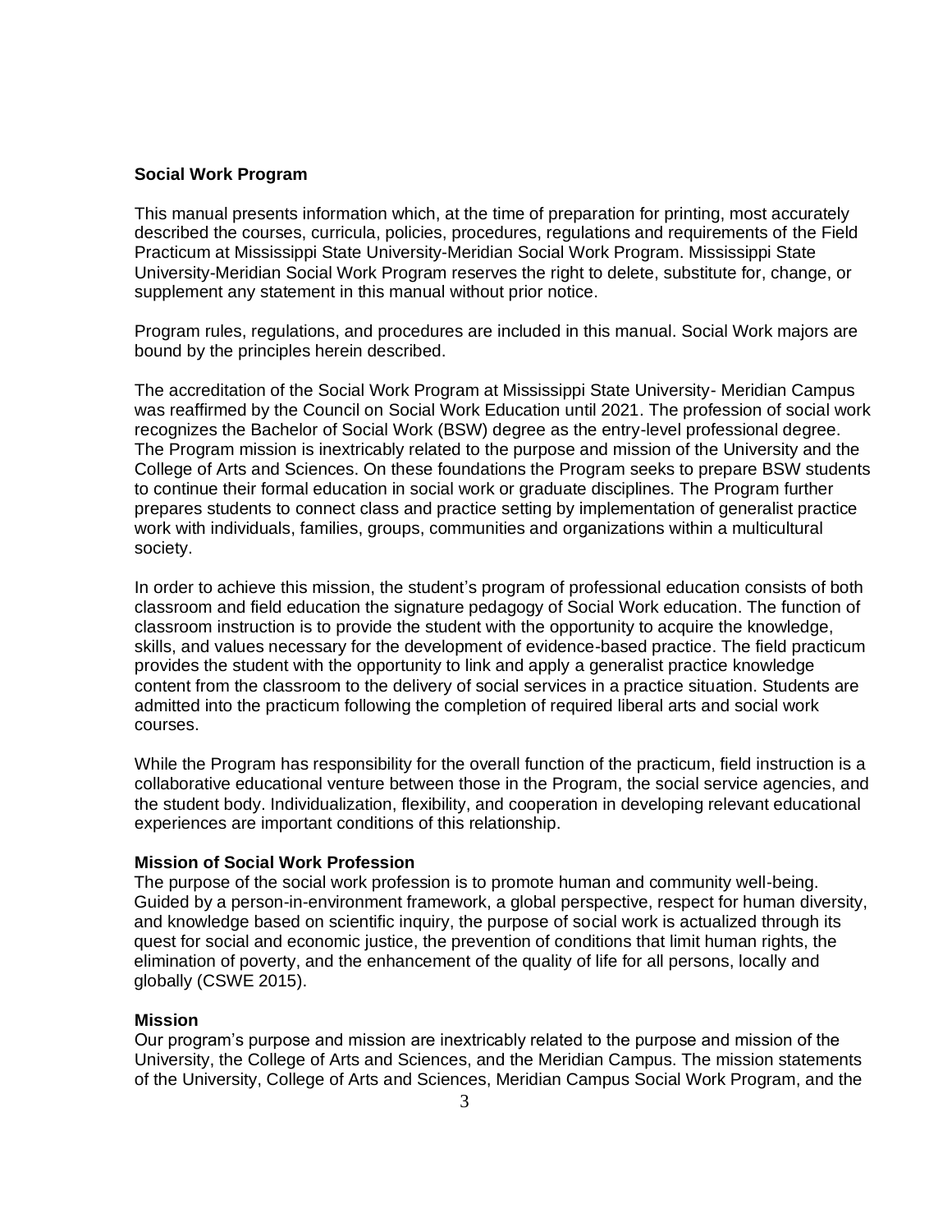**Social Work Program**

This manual presents information which, at the time of preparation for printing, most accurately described the courses, curricula, policies, procedures, regulations and requirements of the Field Practicum at Mississippi State University-Meridian Social Work Program. Mississippi State University-Meridian Social Work Program reserves the right to delete, substitute for, change, or supplement any statement in this manual without prior notice.

Program rules, regulations, and procedures are included in this manual. Social Work majors are bound by the principles herein described.

The accreditation of the Social Work Program at Mississippi State University- Meridian Campus was reaffirmed by the Council on Social Work Education until 2021. The profession of social work recognizes the Bachelor of Social Work (BSW) degree as the entry-level professional degree. The Program mission is inextricably related to the purpose and mission of the University and the College of Arts and Sciences. On these foundations the Program seeks to prepare BSW students to continue their formal education in social work or graduate disciplines. The Program further prepares students to connect class and practice setting by implementation of generalist practice work with individuals, families, groups, communities and organizations within a multicultural society.

In order to achieve this mission, the student's program of professional education consists of both classroom and field education the signature pedagogy of Social Work education. The function of classroom instruction is to provide the student with the opportunity to acquire the knowledge, skills, and values necessary for the development of evidence-based practice. The field practicum provides the student with the opportunity to link and apply a generalist practice knowledge content from the classroom to the delivery of social services in a practice situation. Students are admitted into the practicum following the completion of required liberal arts and social work courses.

While the Program has responsibility for the overall function of the practicum, field instruction is a collaborative educational venture between those in the Program, the social service agencies, and the student body. Individualization, flexibility, and cooperation in developing relevant educational experiences are important conditions of this relationship.

**Mission of Social Work Profession**

The purpose of the social work profession is to promote human and community well-being. Guided by a person-in-environment framework, a global perspective, respect for human diversity, and knowledge based on scientific inquiry, the purpose of social work is actualized through its quest for social and economic justice, the prevention of conditions that limit human rights, the elimination of poverty, and the enhancement of the quality of life for all persons, locally and globally (CSWE 2015).

**Mission**

Our program's purpose and mission are inextricably related to the purpose and mission of the University, the College of Arts and Sciences, and the Meridian Campus. The mission statements of the University, College of Arts and Sciences, Meridian Campus Social Work Program, and the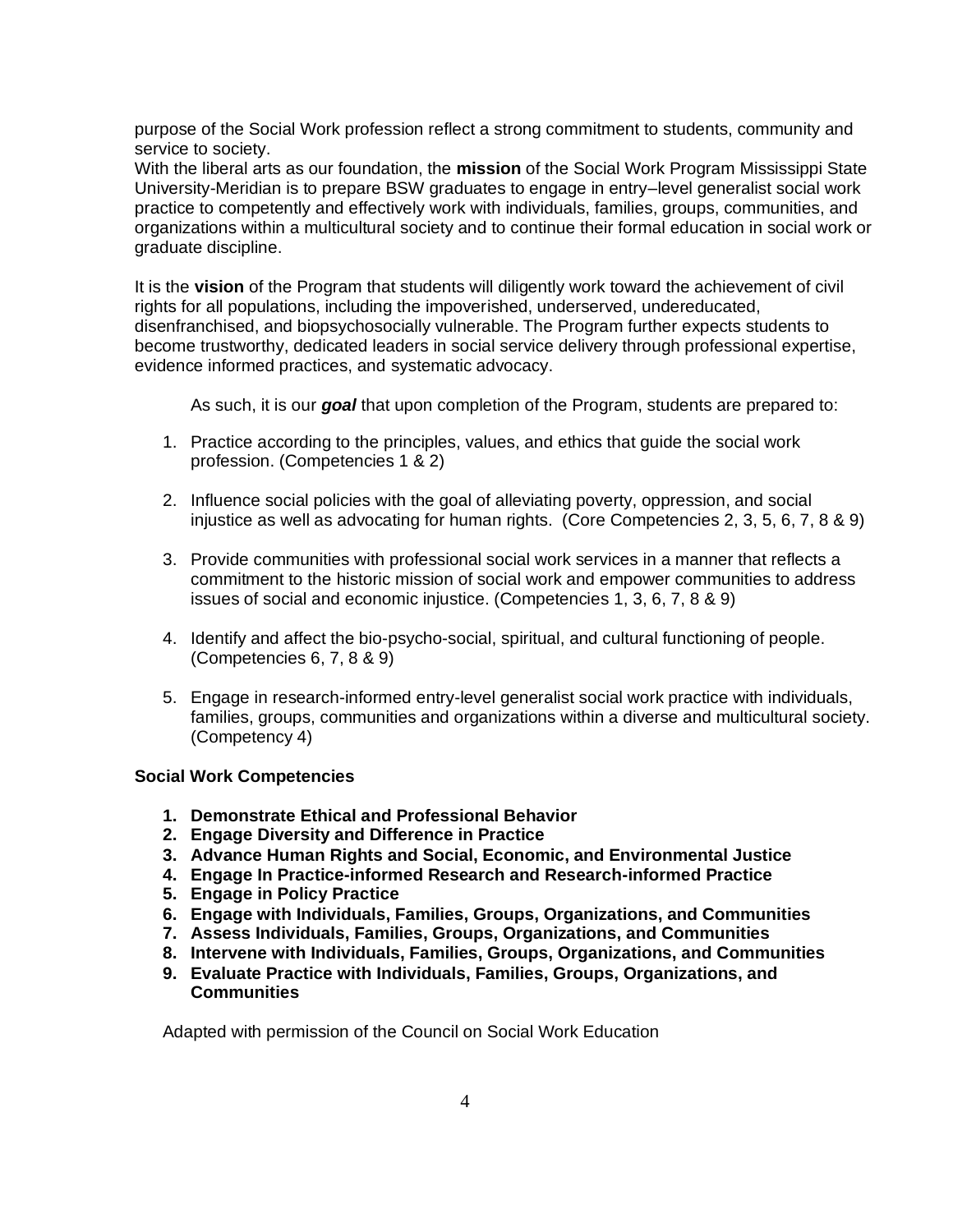purpose of the Social Work profession reflect a strong commitment to students, community and service to society.
With the liberal arts as our foundation, the **mission** of the Social Work Program Mississippi State University-Meridian is to prepare BSW graduates to engage in entry–level generalist social work practice to competently and effectively work with individuals, families, groups, communities, and organizations within a multicultural society and to continue their formal education in social work or graduate discipline.

It is the **vision** of the Program that students will diligently work toward the achievement of civil rights for all populations, including the impoverished, underserved, undereducated, disenfranchised, and biopsychosocially vulnerable. The Program further expects students to become trustworthy, dedicated leaders in social service delivery through professional expertise, evidence informed practices, and systematic advocacy.

As such, it is our ***goal*** that upon completion of the Program, students are prepared to:

1. Practice according to the principles, values, and ethics that guide the social work profession. (Competencies 1 & 2)

2. Influence social policies with the goal of alleviating poverty, oppression, and social injustice as well as advocating for human rights. (Core Competencies 2, 3, 5, 6, 7, 8 & 9)

3. Provide communities with professional social work services in a manner that reflects a commitment to the historic mission of social work and empower communities to address issues of social and economic injustice. (Competencies 1, 3, 6, 7, 8 & 9)

4. Identify and affect the bio-psycho-social, spiritual, and cultural functioning of people. (Competencies 6, 7, 8 & 9)

5. Engage in research-informed entry-level generalist social work practice with individuals, families, groups, communities and organizations within a diverse and multicultural society. (Competency 4)

**Social Work Competencies**

1. **Demonstrate Ethical and Professional Behavior**
2. **Engage Diversity and Difference in Practice**
3. **Advance Human Rights and Social, Economic, and Environmental Justice**
4. **Engage In Practice-informed Research and Research-informed Practice**
5. **Engage in Policy Practice**
6. **Engage with Individuals, Families, Groups, Organizations, and Communities**
7. **Assess Individuals, Families, Groups, Organizations, and Communities**
8. **Intervene with Individuals, Families, Groups, Organizations, and Communities**
9. **Evaluate Practice with Individuals, Families, Groups, Organizations, and Communities**

Adapted with permission of the Council on Social Work Education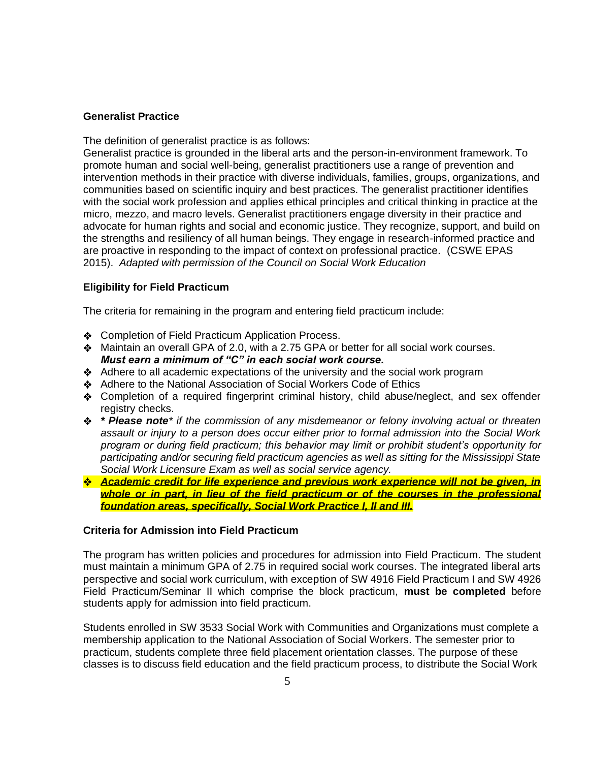**Generalist Practice**

The definition of generalist practice is as follows:
Generalist practice is grounded in the liberal arts and the person-in-environment framework. To promote human and social well-being, generalist practitioners use a range of prevention and intervention methods in their practice with diverse individuals, families, groups, organizations, and communities based on scientific inquiry and best practices. The generalist practitioner identifies with the social work profession and applies ethical principles and critical thinking in practice at the micro, mezzo, and macro levels. Generalist practitioners engage diversity in their practice and advocate for human rights and social and economic justice. They recognize, support, and build on the strengths and resiliency of all human beings. They engage in research-informed practice and are proactive in responding to the impact of context on professional practice. (CSWE EPAS 2015). *Adapted with permission of the Council on Social Work Education*

**Eligibility for Field Practicum**

The criteria for remaining in the program and entering field practicum include:

- Completion of Field Practicum Application Process.
- Maintain an overall GPA of 2.0, with a 2.75 GPA or better for all social work courses. ***Must earn a minimum of "C" in each social work course.***
- Adhere to all academic expectations of the university and the social work program
- Adhere to the National Association of Social Workers Code of Ethics
- Completion of a required fingerprint criminal history, child abuse/neglect, and sex offender registry checks.
- ***\* Please note\**** *if the commission of any misdemeanor or felony involving actual or threaten assault or injury to a person does occur either prior to formal admission into the Social Work program or during field practicum; this behavior may limit or prohibit student's opportunity for participating and/or securing field practicum agencies as well as sitting for the Mississippi State Social Work Licensure Exam as well as social service agency.*
- ***Academic credit for life experience and previous work experience will not be given, in whole or in part, in lieu of the field practicum or of the courses in the professional foundation areas, specifically, Social Work Practice I, II and III.***

**Criteria for Admission into Field Practicum**

The program has written policies and procedures for admission into Field Practicum. The student must maintain a minimum GPA of 2.75 in required social work courses. The integrated liberal arts perspective and social work curriculum, with exception of SW 4916 Field Practicum I and SW 4926 Field Practicum/Seminar II which comprise the block practicum, **must be completed** before students apply for admission into field practicum.

Students enrolled in SW 3533 Social Work with Communities and Organizations must complete a membership application to the National Association of Social Workers. The semester prior to practicum, students complete three field placement orientation classes. The purpose of these classes is to discuss field education and the field practicum process, to distribute the Social Work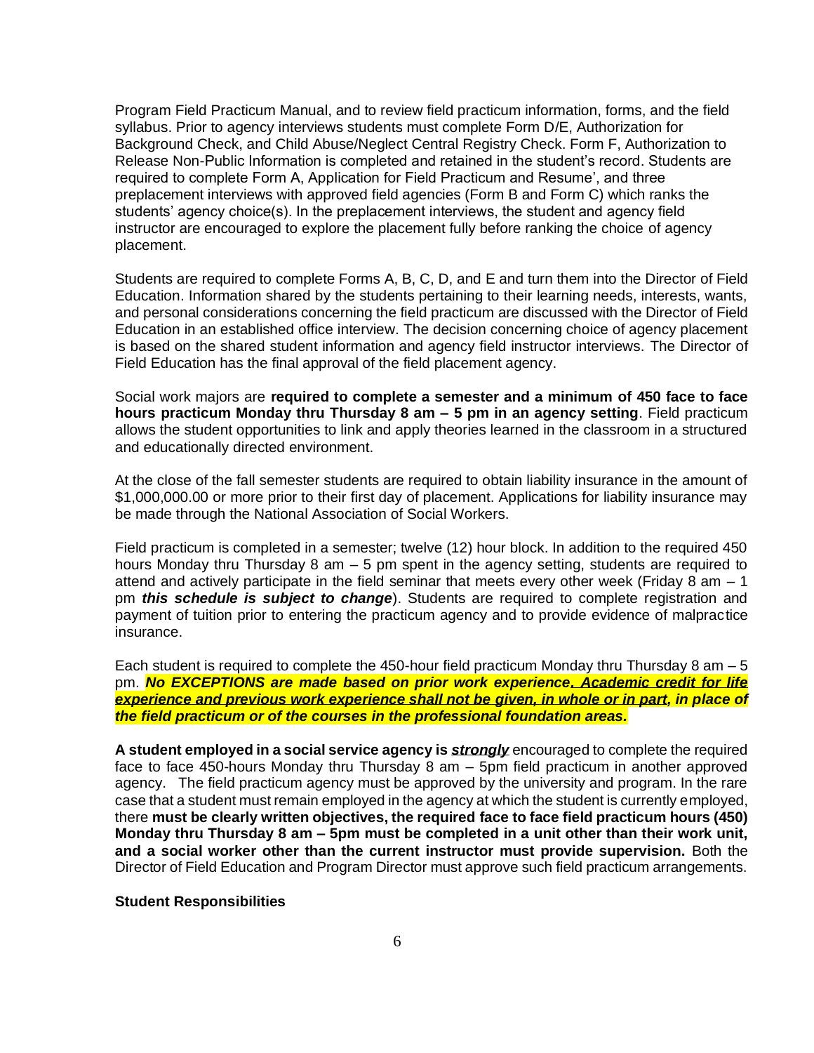Program Field Practicum Manual, and to review field practicum information, forms, and the field syllabus. Prior to agency interviews students must complete Form D/E, Authorization for Background Check, and Child Abuse/Neglect Central Registry Check. Form F, Authorization to Release Non-Public Information is completed and retained in the student's record. Students are required to complete Form A, Application for Field Practicum and Resume', and three preplacement interviews with approved field agencies (Form B and Form C) which ranks the students' agency choice(s). In the preplacement interviews, the student and agency field instructor are encouraged to explore the placement fully before ranking the choice of agency placement.

Students are required to complete Forms A, B, C, D, and E and turn them into the Director of Field Education. Information shared by the students pertaining to their learning needs, interests, wants, and personal considerations concerning the field practicum are discussed with the Director of Field Education in an established office interview. The decision concerning choice of agency placement is based on the shared student information and agency field instructor interviews. The Director of Field Education has the final approval of the field placement agency.

Social work majors are **required to complete a semester and a minimum of 450 face to face hours practicum Monday thru Thursday 8 am – 5 pm in an agency setting**. Field practicum allows the student opportunities to link and apply theories learned in the classroom in a structured and educationally directed environment.

At the close of the fall semester students are required to obtain liability insurance in the amount of $1,000,000.00 or more prior to their first day of placement. Applications for liability insurance may be made through the National Association of Social Workers.

Field practicum is completed in a semester; twelve (12) hour block. In addition to the required 450 hours Monday thru Thursday 8 am – 5 pm spent in the agency setting, students are required to attend and actively participate in the field seminar that meets every other week (Friday 8 am – 1 pm ***this schedule is subject to change***). Students are required to complete registration and payment of tuition prior to entering the practicum agency and to provide evidence of malpractice insurance.

Each student is required to complete the 450-hour field practicum Monday thru Thursday 8 am – 5 pm. ***No EXCEPTIONS are made based on prior work experience. Academic credit for life experience and previous work experience shall not be given, in whole or in part, in place of the field practicum or of the courses in the professional foundation areas.***

**A student employed in a social service agency is *strongly*** encouraged to complete the required face to face 450-hours Monday thru Thursday 8 am – 5pm field practicum in another approved agency. The field practicum agency must be approved by the university and program. In the rare case that a student must remain employed in the agency at which the student is currently employed, there **must be clearly written objectives, the required face to face field practicum hours (450) Monday thru Thursday 8 am – 5pm must be completed in a unit other than their work unit, and a social worker other than the current instructor must provide supervision.** Both the Director of Field Education and Program Director must approve such field practicum arrangements.

**Student Responsibilities**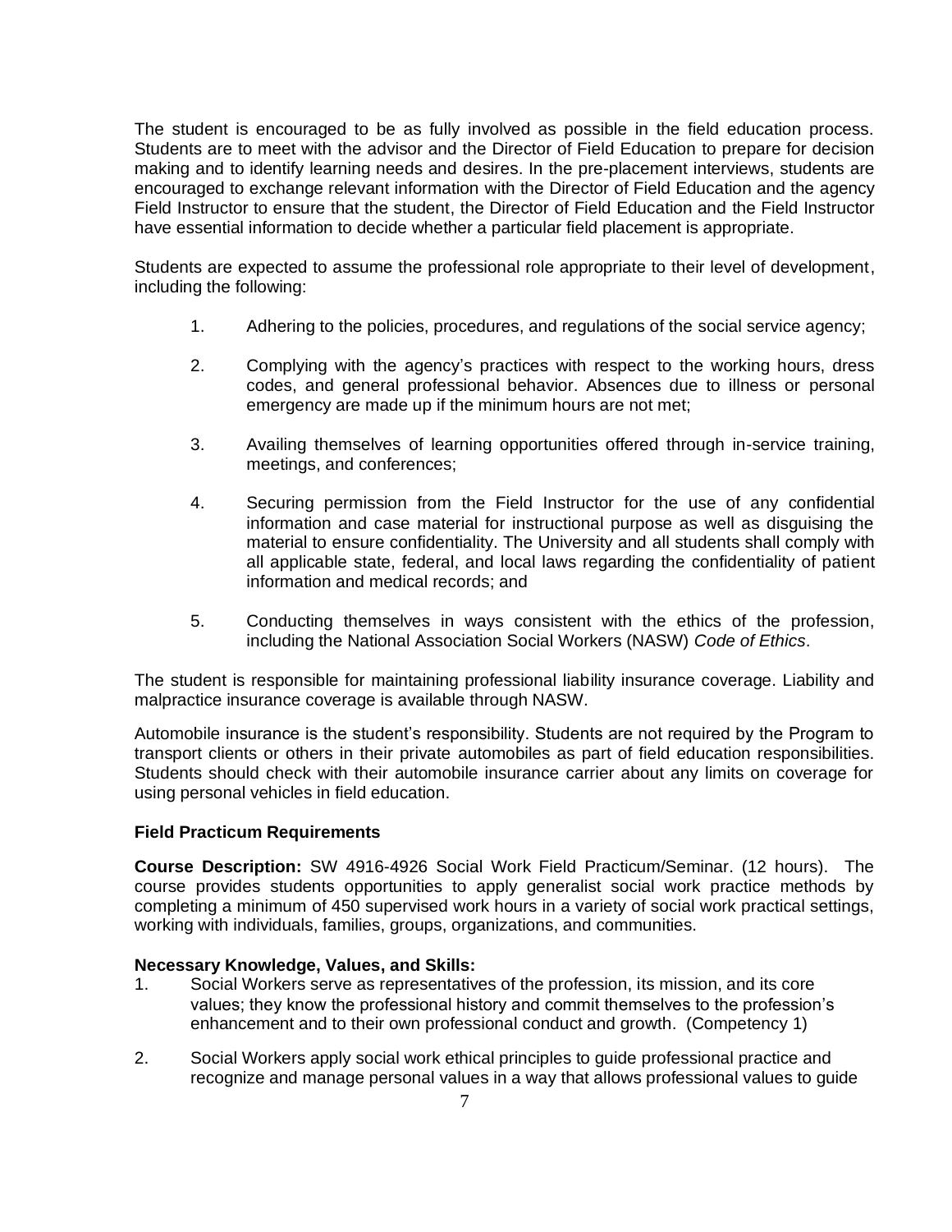The student is encouraged to be as fully involved as possible in the field education process. Students are to meet with the advisor and the Director of Field Education to prepare for decision making and to identify learning needs and desires. In the pre-placement interviews, students are encouraged to exchange relevant information with the Director of Field Education and the agency Field Instructor to ensure that the student, the Director of Field Education and the Field Instructor have essential information to decide whether a particular field placement is appropriate.

Students are expected to assume the professional role appropriate to their level of development, including the following:

1. Adhering to the policies, procedures, and regulations of the social service agency;

2. Complying with the agency's practices with respect to the working hours, dress codes, and general professional behavior. Absences due to illness or personal emergency are made up if the minimum hours are not met;

3. Availing themselves of learning opportunities offered through in-service training, meetings, and conferences;

4. Securing permission from the Field Instructor for the use of any confidential information and case material for instructional purpose as well as disguising the material to ensure confidentiality. The University and all students shall comply with all applicable state, federal, and local laws regarding the confidentiality of patient information and medical records; and

5. Conducting themselves in ways consistent with the ethics of the profession, including the National Association Social Workers (NASW) *Code of Ethics*.

The student is responsible for maintaining professional liability insurance coverage. Liability and malpractice insurance coverage is available through NASW.

Automobile insurance is the student's responsibility. Students are not required by the Program to transport clients or others in their private automobiles as part of field education responsibilities. Students should check with their automobile insurance carrier about any limits on coverage for using personal vehicles in field education.

**Field Practicum Requirements**

**Course Description:** SW 4916-4926 Social Work Field Practicum/Seminar. (12 hours). The course provides students opportunities to apply generalist social work practice methods by completing a minimum of 450 supervised work hours in a variety of social work practical settings, working with individuals, families, groups, organizations, and communities.

**Necessary Knowledge, Values, and Skills:**

1. Social Workers serve as representatives of the profession, its mission, and its core values; they know the professional history and commit themselves to the profession's enhancement and to their own professional conduct and growth. (Competency 1)

2. Social Workers apply social work ethical principles to guide professional practice and recognize and manage personal values in a way that allows professional values to guide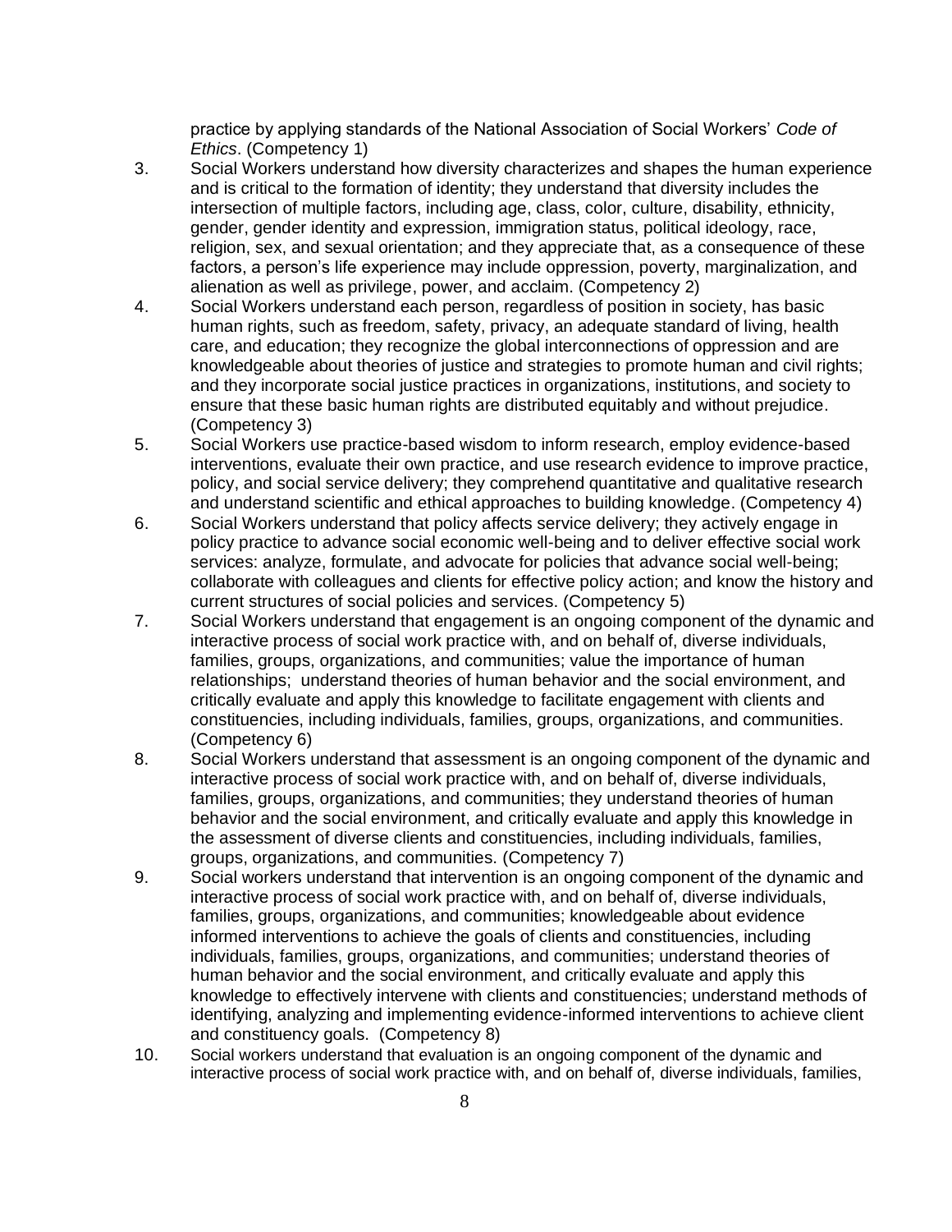practice by applying standards of the National Association of Social Workers' *Code of Ethics*. (Competency 1)

3. Social Workers understand how diversity characterizes and shapes the human experience and is critical to the formation of identity; they understand that diversity includes the intersection of multiple factors, including age, class, color, culture, disability, ethnicity, gender, gender identity and expression, immigration status, political ideology, race, religion, sex, and sexual orientation; and they appreciate that, as a consequence of these factors, a person's life experience may include oppression, poverty, marginalization, and alienation as well as privilege, power, and acclaim. (Competency 2)
4. Social Workers understand each person, regardless of position in society, has basic human rights, such as freedom, safety, privacy, an adequate standard of living, health care, and education; they recognize the global interconnections of oppression and are knowledgeable about theories of justice and strategies to promote human and civil rights; and they incorporate social justice practices in organizations, institutions, and society to ensure that these basic human rights are distributed equitably and without prejudice. (Competency 3)
5. Social Workers use practice-based wisdom to inform research, employ evidence-based interventions, evaluate their own practice, and use research evidence to improve practice, policy, and social service delivery; they comprehend quantitative and qualitative research and understand scientific and ethical approaches to building knowledge. (Competency 4)
6. Social Workers understand that policy affects service delivery; they actively engage in policy practice to advance social economic well-being and to deliver effective social work services: analyze, formulate, and advocate for policies that advance social well-being; collaborate with colleagues and clients for effective policy action; and know the history and current structures of social policies and services. (Competency 5)
7. Social Workers understand that engagement is an ongoing component of the dynamic and interactive process of social work practice with, and on behalf of, diverse individuals, families, groups, organizations, and communities; value the importance of human relationships; understand theories of human behavior and the social environment, and critically evaluate and apply this knowledge to facilitate engagement with clients and constituencies, including individuals, families, groups, organizations, and communities. (Competency 6)
8. Social Workers understand that assessment is an ongoing component of the dynamic and interactive process of social work practice with, and on behalf of, diverse individuals, families, groups, organizations, and communities; they understand theories of human behavior and the social environment, and critically evaluate and apply this knowledge in the assessment of diverse clients and constituencies, including individuals, families, groups, organizations, and communities. (Competency 7)
9. Social workers understand that intervention is an ongoing component of the dynamic and interactive process of social work practice with, and on behalf of, diverse individuals, families, groups, organizations, and communities; knowledgeable about evidence informed interventions to achieve the goals of clients and constituencies, including individuals, families, groups, organizations, and communities; understand theories of human behavior and the social environment, and critically evaluate and apply this knowledge to effectively intervene with clients and constituencies; understand methods of identifying, analyzing and implementing evidence-informed interventions to achieve client and constituency goals. (Competency 8)
10. Social workers understand that evaluation is an ongoing component of the dynamic and interactive process of social work practice with, and on behalf of, diverse individuals, families,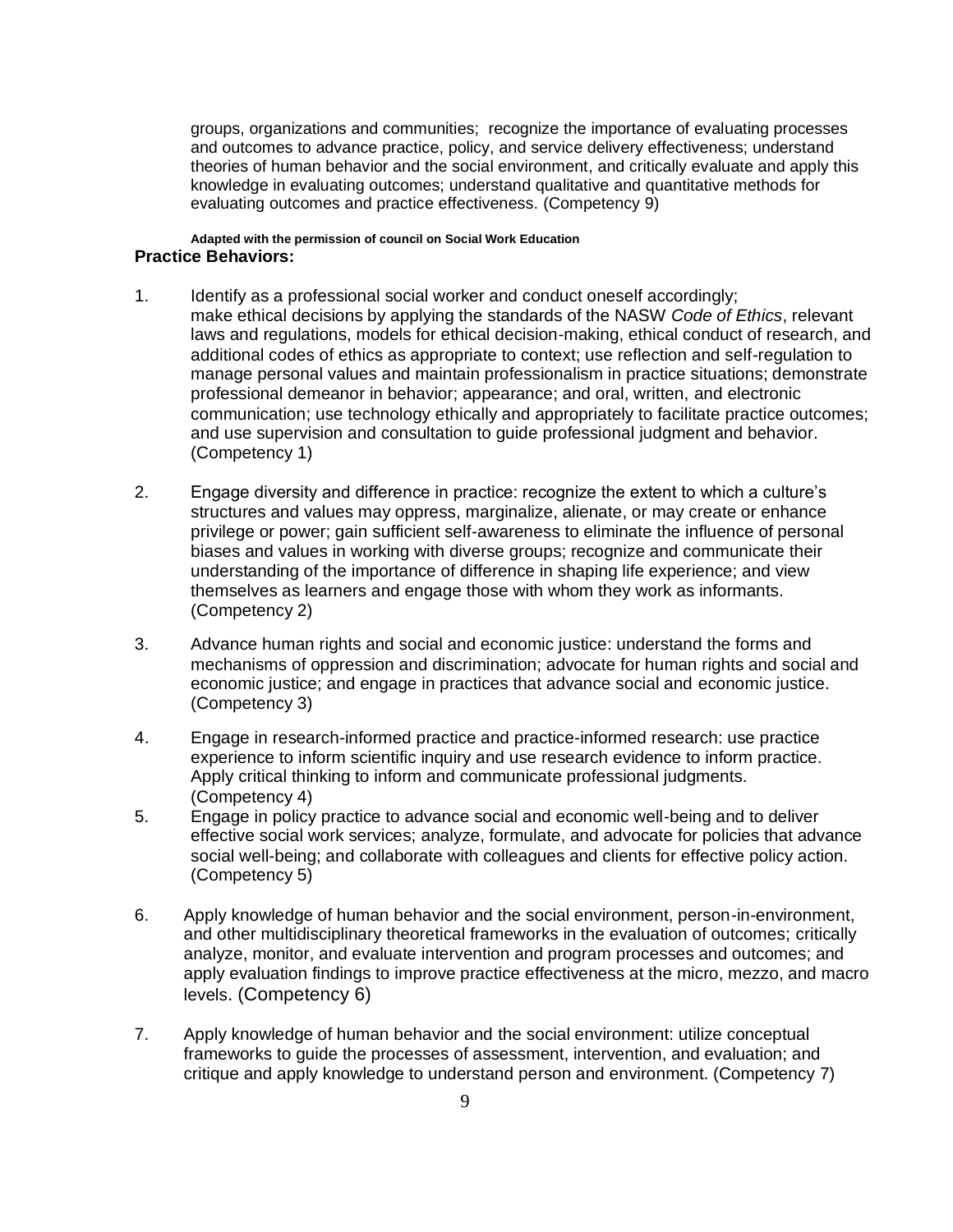groups, organizations and communities; recognize the importance of evaluating processes and outcomes to advance practice, policy, and service delivery effectiveness; understand theories of human behavior and the social environment, and critically evaluate and apply this knowledge in evaluating outcomes; understand qualitative and quantitative methods for evaluating outcomes and practice effectiveness. (Competency 9)

**Adapted with the permission of council on Social Work Education**

**Practice Behaviors:**

1. Identify as a professional social worker and conduct oneself accordingly; make ethical decisions by applying the standards of the NASW *Code of Ethics*, relevant laws and regulations, models for ethical decision-making, ethical conduct of research, and additional codes of ethics as appropriate to context; use reflection and self-regulation to manage personal values and maintain professionalism in practice situations; demonstrate professional demeanor in behavior; appearance; and oral, written, and electronic communication; use technology ethically and appropriately to facilitate practice outcomes; and use supervision and consultation to guide professional judgment and behavior. (Competency 1)

2. Engage diversity and difference in practice: recognize the extent to which a culture's structures and values may oppress, marginalize, alienate, or may create or enhance privilege or power; gain sufficient self-awareness to eliminate the influence of personal biases and values in working with diverse groups; recognize and communicate their understanding of the importance of difference in shaping life experience; and view themselves as learners and engage those with whom they work as informants. (Competency 2)

3. Advance human rights and social and economic justice: understand the forms and mechanisms of oppression and discrimination; advocate for human rights and social and economic justice; and engage in practices that advance social and economic justice. (Competency 3)

4. Engage in research-informed practice and practice-informed research: use practice experience to inform scientific inquiry and use research evidence to inform practice. Apply critical thinking to inform and communicate professional judgments. (Competency 4)

5. Engage in policy practice to advance social and economic well-being and to deliver effective social work services; analyze, formulate, and advocate for policies that advance social well-being; and collaborate with colleagues and clients for effective policy action. (Competency 5)

6. Apply knowledge of human behavior and the social environment, person-in-environment, and other multidisciplinary theoretical frameworks in the evaluation of outcomes; critically analyze, monitor, and evaluate intervention and program processes and outcomes; and apply evaluation findings to improve practice effectiveness at the micro, mezzo, and macro levels. (Competency 6)

7. Apply knowledge of human behavior and the social environment: utilize conceptual frameworks to guide the processes of assessment, intervention, and evaluation; and critique and apply knowledge to understand person and environment. (Competency 7)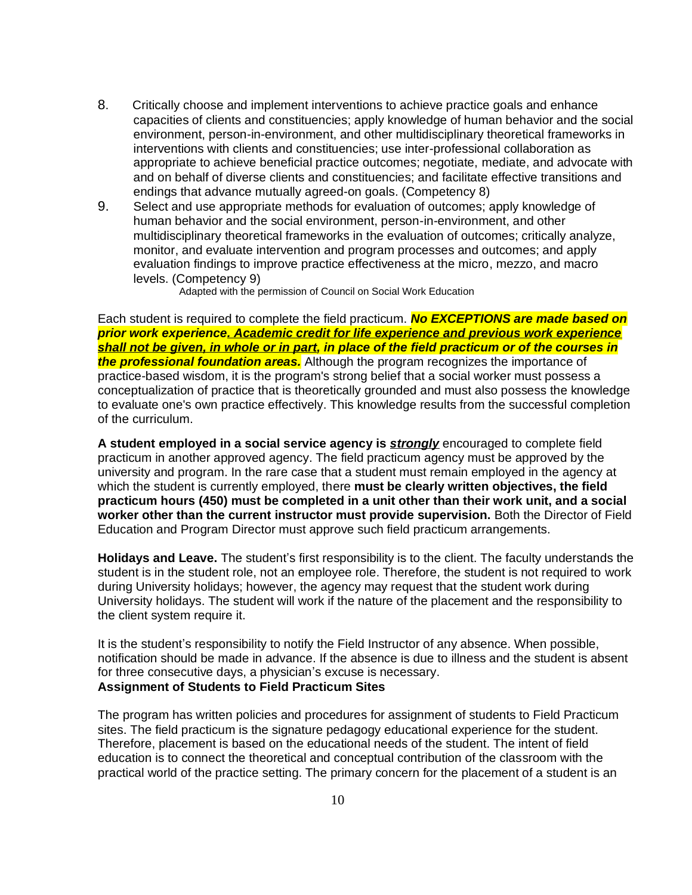8. Critically choose and implement interventions to achieve practice goals and enhance capacities of clients and constituencies; apply knowledge of human behavior and the social environment, person-in-environment, and other multidisciplinary theoretical frameworks in interventions with clients and constituencies; use inter-professional collaboration as appropriate to achieve beneficial practice outcomes; negotiate, mediate, and advocate with and on behalf of diverse clients and constituencies; and facilitate effective transitions and endings that advance mutually agreed-on goals. (Competency 8)
9. Select and use appropriate methods for evaluation of outcomes; apply knowledge of human behavior and the social environment, person-in-environment, and other multidisciplinary theoretical frameworks in the evaluation of outcomes; critically analyze, monitor, and evaluate intervention and program processes and outcomes; and apply evaluation findings to improve practice effectiveness at the micro, mezzo, and macro levels. (Competency 9)

Adapted with the permission of Council on Social Work Education

Each student is required to complete the field practicum. ***No EXCEPTIONS are made based on prior work experience. Academic credit for life experience and previous work experience shall not be given, in whole or in part, in place of the field practicum or of the courses in the professional foundation areas.*** Although the program recognizes the importance of practice-based wisdom, it is the program's strong belief that a social worker must possess a conceptualization of practice that is theoretically grounded and must also possess the knowledge to evaluate one's own practice effectively. This knowledge results from the successful completion of the curriculum.

**A student employed in a social service agency is *strongly*** encouraged to complete field practicum in another approved agency. The field practicum agency must be approved by the university and program. In the rare case that a student must remain employed in the agency at which the student is currently employed, there **must be clearly written objectives, the field practicum hours (450) must be completed in a unit other than their work unit, and a social worker other than the current instructor must provide supervision.** Both the Director of Field Education and Program Director must approve such field practicum arrangements.

**Holidays and Leave.** The student's first responsibility is to the client. The faculty understands the student is in the student role, not an employee role. Therefore, the student is not required to work during University holidays; however, the agency may request that the student work during University holidays. The student will work if the nature of the placement and the responsibility to the client system require it.

It is the student's responsibility to notify the Field Instructor of any absence. When possible, notification should be made in advance. If the absence is due to illness and the student is absent for three consecutive days, a physician's excuse is necessary.

**Assignment of Students to Field Practicum Sites**

The program has written policies and procedures for assignment of students to Field Practicum sites. The field practicum is the signature pedagogy educational experience for the student. Therefore, placement is based on the educational needs of the student. The intent of field education is to connect the theoretical and conceptual contribution of the classroom with the practical world of the practice setting. The primary concern for the placement of a student is an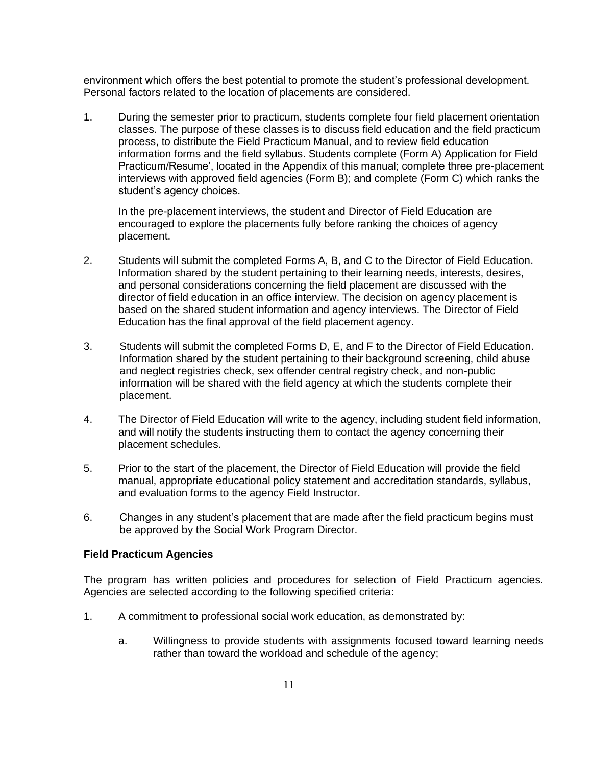environment which offers the best potential to promote the student's professional development. Personal factors related to the location of placements are considered.

1. During the semester prior to practicum, students complete four field placement orientation classes. The purpose of these classes is to discuss field education and the field practicum process, to distribute the Field Practicum Manual, and to review field education information forms and the field syllabus. Students complete (Form A) Application for Field Practicum/Resume', located in the Appendix of this manual; complete three pre-placement interviews with approved field agencies (Form B); and complete (Form C) which ranks the student's agency choices.

   In the pre-placement interviews, the student and Director of Field Education are encouraged to explore the placements fully before ranking the choices of agency placement.

2. Students will submit the completed Forms A, B, and C to the Director of Field Education. Information shared by the student pertaining to their learning needs, interests, desires, and personal considerations concerning the field placement are discussed with the director of field education in an office interview. The decision on agency placement is based on the shared student information and agency interviews. The Director of Field Education has the final approval of the field placement agency.

3. Students will submit the completed Forms D, E, and F to the Director of Field Education. Information shared by the student pertaining to their background screening, child abuse and neglect registries check, sex offender central registry check, and non-public information will be shared with the field agency at which the students complete their placement.

4. The Director of Field Education will write to the agency, including student field information, and will notify the students instructing them to contact the agency concerning their placement schedules.

5. Prior to the start of the placement, the Director of Field Education will provide the field manual, appropriate educational policy statement and accreditation standards, syllabus, and evaluation forms to the agency Field Instructor.

6. Changes in any student's placement that are made after the field practicum begins must be approved by the Social Work Program Director.

**Field Practicum Agencies**

The program has written policies and procedures for selection of Field Practicum agencies. Agencies are selected according to the following specified criteria:

1. A commitment to professional social work education, as demonstrated by:

   a. Willingness to provide students with assignments focused toward learning needs rather than toward the workload and schedule of the agency;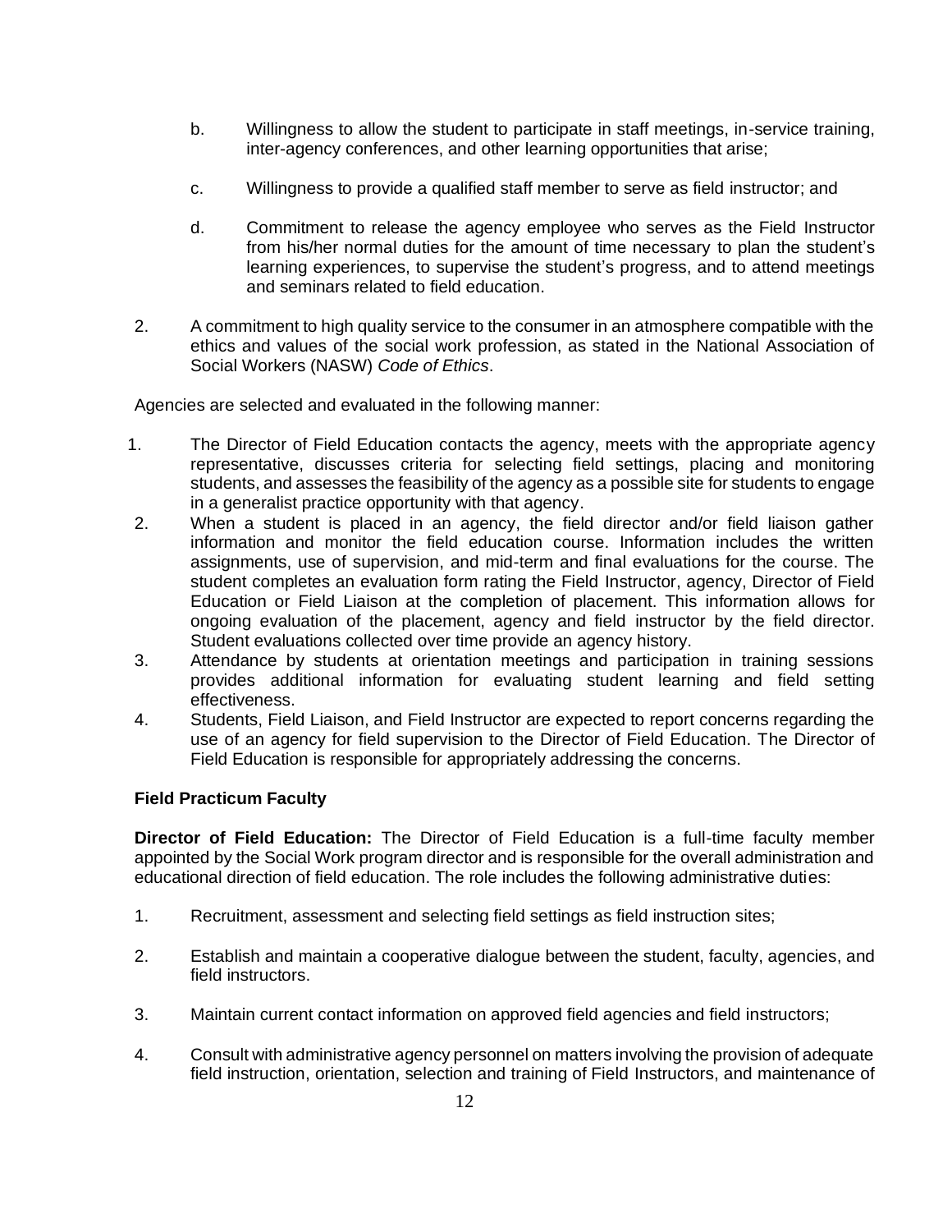b. Willingness to allow the student to participate in staff meetings, in-service training, inter-agency conferences, and other learning opportunities that arise;

c. Willingness to provide a qualified staff member to serve as field instructor; and

d. Commitment to release the agency employee who serves as the Field Instructor from his/her normal duties for the amount of time necessary to plan the student's learning experiences, to supervise the student's progress, and to attend meetings and seminars related to field education.

2. A commitment to high quality service to the consumer in an atmosphere compatible with the ethics and values of the social work profession, as stated in the National Association of Social Workers (NASW) *Code of Ethics*.

Agencies are selected and evaluated in the following manner:

1. The Director of Field Education contacts the agency, meets with the appropriate agency representative, discusses criteria for selecting field settings, placing and monitoring students, and assesses the feasibility of the agency as a possible site for students to engage in a generalist practice opportunity with that agency.
2. When a student is placed in an agency, the field director and/or field liaison gather information and monitor the field education course. Information includes the written assignments, use of supervision, and mid-term and final evaluations for the course. The student completes an evaluation form rating the Field Instructor, agency, Director of Field Education or Field Liaison at the completion of placement. This information allows for ongoing evaluation of the placement, agency and field instructor by the field director. Student evaluations collected over time provide an agency history.
3. Attendance by students at orientation meetings and participation in training sessions provides additional information for evaluating student learning and field setting effectiveness.
4. Students, Field Liaison, and Field Instructor are expected to report concerns regarding the use of an agency for field supervision to the Director of Field Education. The Director of Field Education is responsible for appropriately addressing the concerns.

**Field Practicum Faculty**

**Director of Field Education:** The Director of Field Education is a full-time faculty member appointed by the Social Work program director and is responsible for the overall administration and educational direction of field education. The role includes the following administrative duties:

1. Recruitment, assessment and selecting field settings as field instruction sites;

2. Establish and maintain a cooperative dialogue between the student, faculty, agencies, and field instructors.

3. Maintain current contact information on approved field agencies and field instructors;

4. Consult with administrative agency personnel on matters involving the provision of adequate field instruction, orientation, selection and training of Field Instructors, and maintenance of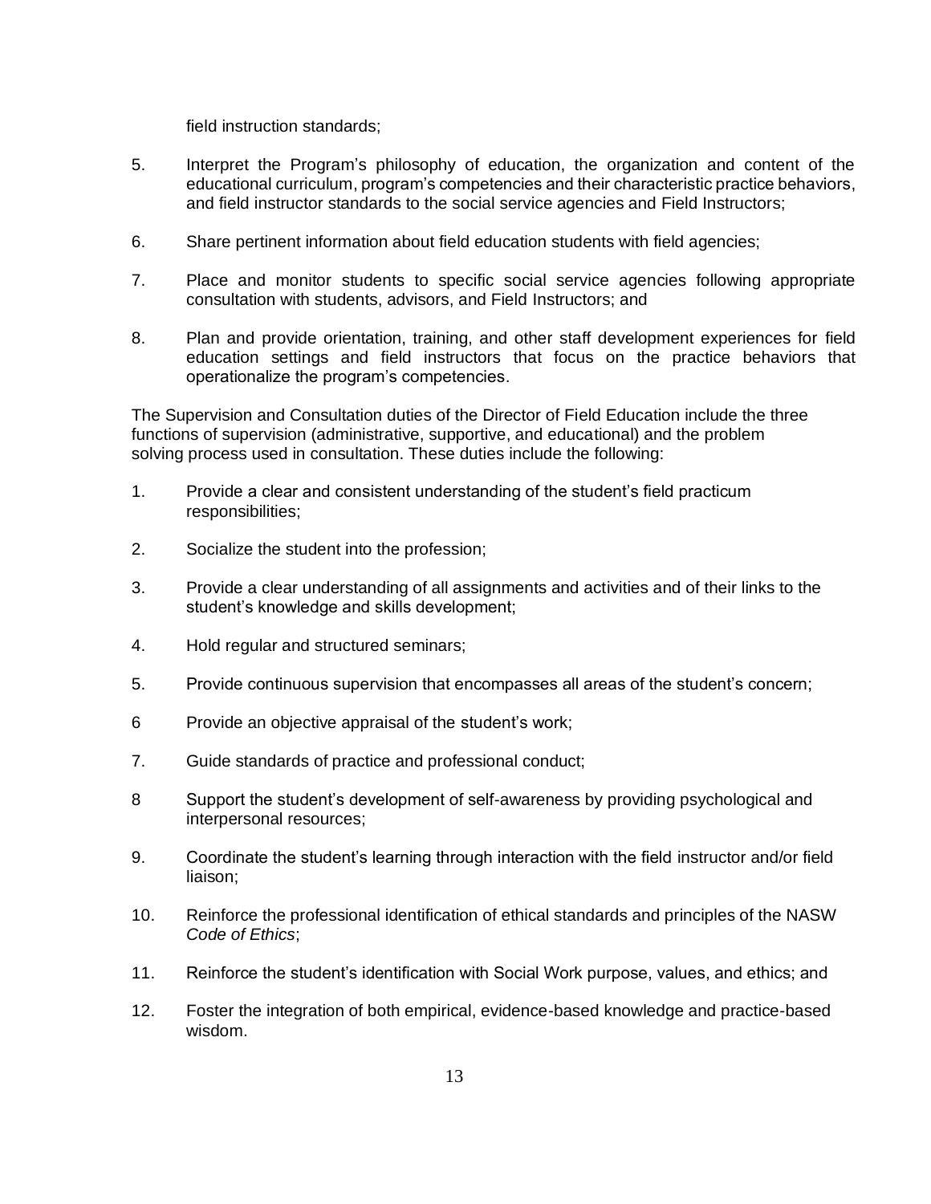field instruction standards;

5. Interpret the Program's philosophy of education, the organization and content of the educational curriculum, program's competencies and their characteristic practice behaviors, and field instructor standards to the social service agencies and Field Instructors;

6. Share pertinent information about field education students with field agencies;

7. Place and monitor students to specific social service agencies following appropriate consultation with students, advisors, and Field Instructors; and

8. Plan and provide orientation, training, and other staff development experiences for field education settings and field instructors that focus on the practice behaviors that operationalize the program's competencies.

The Supervision and Consultation duties of the Director of Field Education include the three functions of supervision (administrative, supportive, and educational) and the problem solving process used in consultation. These duties include the following:

1. Provide a clear and consistent understanding of the student's field practicum responsibilities;

2. Socialize the student into the profession;

3. Provide a clear understanding of all assignments and activities and of their links to the student's knowledge and skills development;

4. Hold regular and structured seminars;

5. Provide continuous supervision that encompasses all areas of the student's concern;

6 Provide an objective appraisal of the student's work;

7. Guide standards of practice and professional conduct;

8 Support the student's development of self-awareness by providing psychological and interpersonal resources;

9. Coordinate the student's learning through interaction with the field instructor and/or field liaison;

10. Reinforce the professional identification of ethical standards and principles of the NASW *Code of Ethics*;

11. Reinforce the student's identification with Social Work purpose, values, and ethics; and

12. Foster the integration of both empirical, evidence-based knowledge and practice-based wisdom.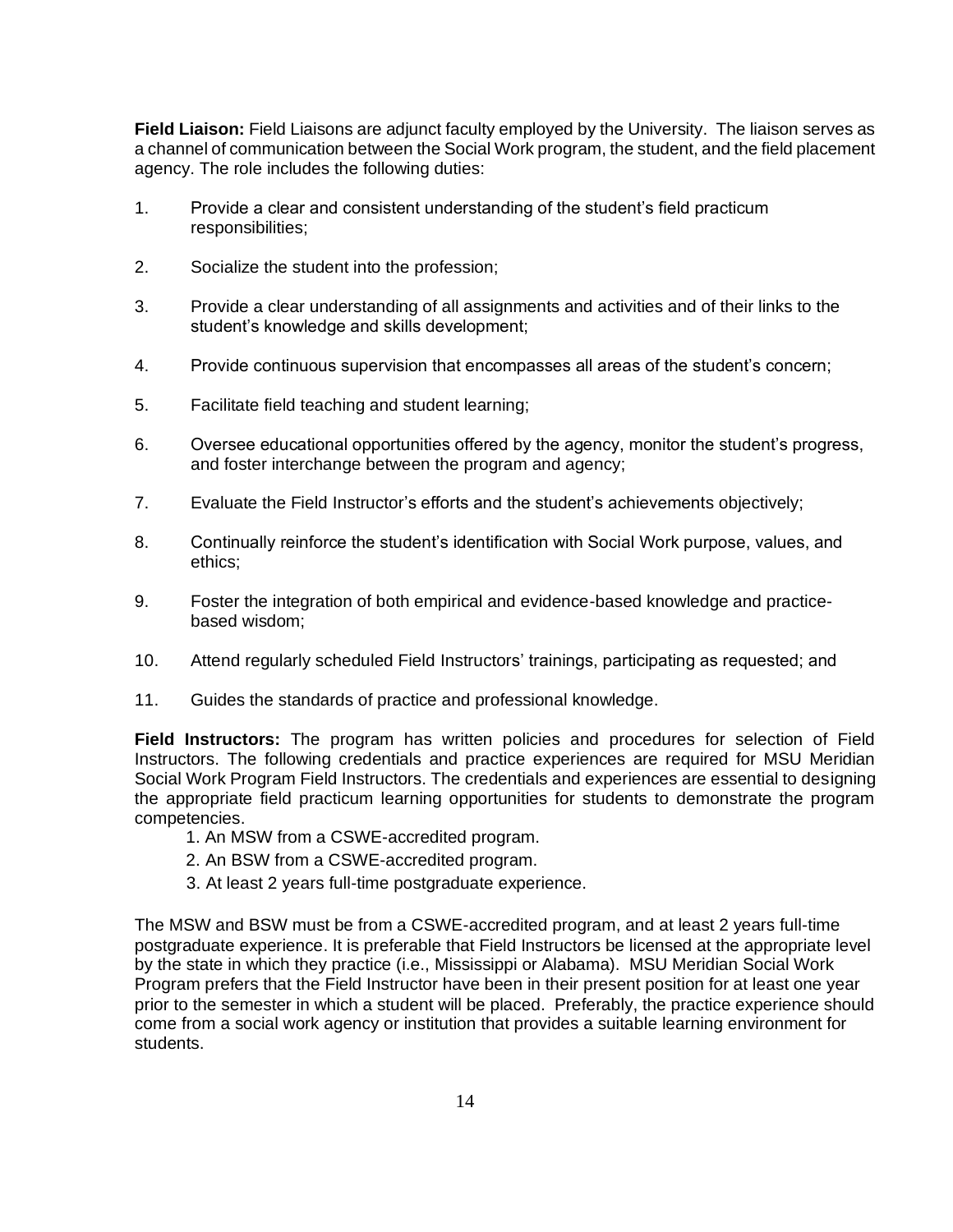**Field Liaison:** Field Liaisons are adjunct faculty employed by the University. The liaison serves as a channel of communication between the Social Work program, the student, and the field placement agency. The role includes the following duties:

1. Provide a clear and consistent understanding of the student's field practicum responsibilities;
2. Socialize the student into the profession;
3. Provide a clear understanding of all assignments and activities and of their links to the student's knowledge and skills development;
4. Provide continuous supervision that encompasses all areas of the student's concern;
5. Facilitate field teaching and student learning;
6. Oversee educational opportunities offered by the agency, monitor the student's progress, and foster interchange between the program and agency;
7. Evaluate the Field Instructor's efforts and the student's achievements objectively;
8. Continually reinforce the student's identification with Social Work purpose, values, and ethics;
9. Foster the integration of both empirical and evidence-based knowledge and practice-based wisdom;
10. Attend regularly scheduled Field Instructors' trainings, participating as requested; and
11. Guides the standards of practice and professional knowledge.

**Field Instructors:** The program has written policies and procedures for selection of Field Instructors. The following credentials and practice experiences are required for MSU Meridian Social Work Program Field Instructors. The credentials and experiences are essential to designing the appropriate field practicum learning opportunities for students to demonstrate the program competencies.

1. An MSW from a CSWE-accredited program.
2. An BSW from a CSWE-accredited program.
3. At least 2 years full-time postgraduate experience.

The MSW and BSW must be from a CSWE-accredited program, and at least 2 years full-time postgraduate experience. It is preferable that Field Instructors be licensed at the appropriate level by the state in which they practice (i.e., Mississippi or Alabama). MSU Meridian Social Work Program prefers that the Field Instructor have been in their present position for at least one year prior to the semester in which a student will be placed. Preferably, the practice experience should come from a social work agency or institution that provides a suitable learning environment for students.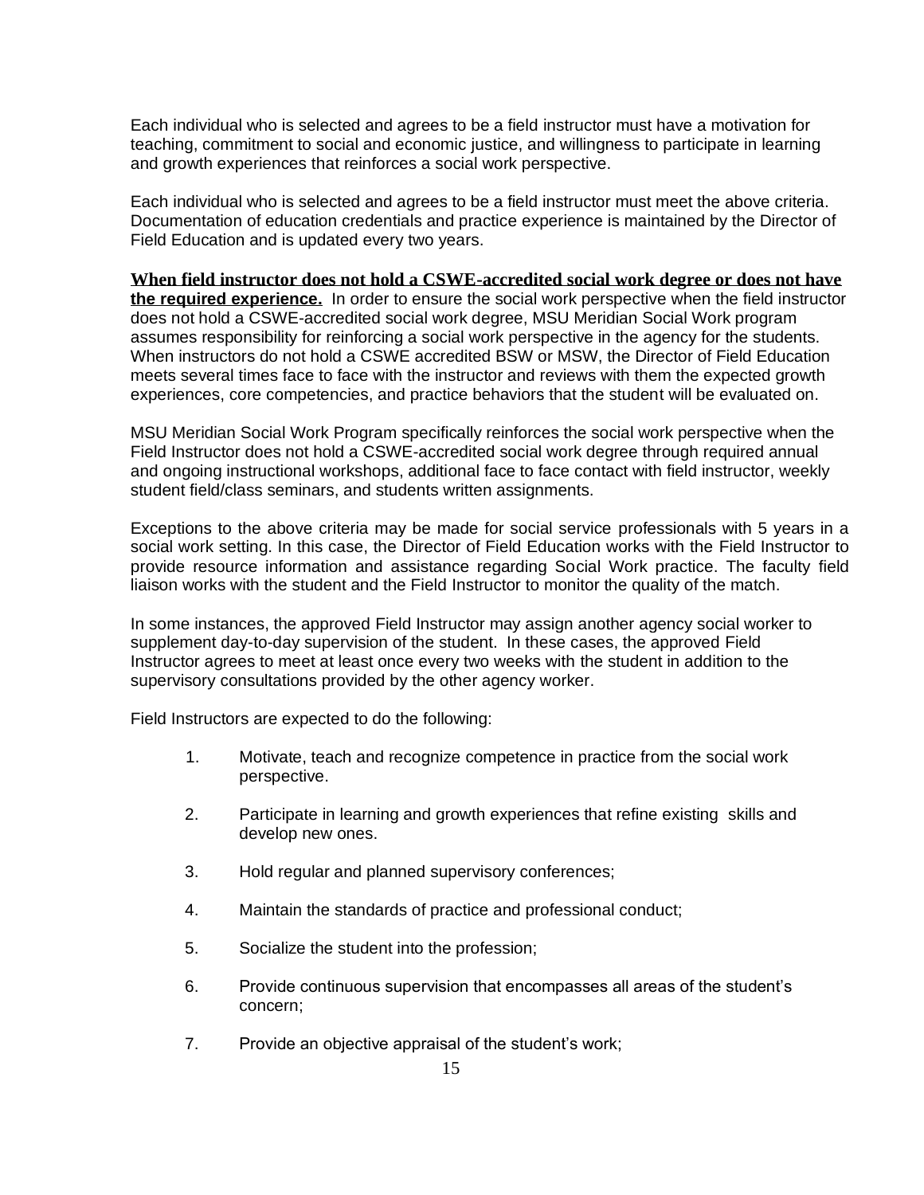Each individual who is selected and agrees to be a field instructor must have a motivation for teaching, commitment to social and economic justice, and willingness to participate in learning and growth experiences that reinforces a social work perspective.

Each individual who is selected and agrees to be a field instructor must meet the above criteria. Documentation of education credentials and practice experience is maintained by the Director of Field Education and is updated every two years.

**When field instructor does not hold a CSWE-accredited social work degree or does not have the required experience.** In order to ensure the social work perspective when the field instructor does not hold a CSWE-accredited social work degree, MSU Meridian Social Work program assumes responsibility for reinforcing a social work perspective in the agency for the students. When instructors do not hold a CSWE accredited BSW or MSW, the Director of Field Education meets several times face to face with the instructor and reviews with them the expected growth experiences, core competencies, and practice behaviors that the student will be evaluated on.

MSU Meridian Social Work Program specifically reinforces the social work perspective when the Field Instructor does not hold a CSWE-accredited social work degree through required annual and ongoing instructional workshops, additional face to face contact with field instructor, weekly student field/class seminars, and students written assignments.

Exceptions to the above criteria may be made for social service professionals with 5 years in a social work setting. In this case, the Director of Field Education works with the Field Instructor to provide resource information and assistance regarding Social Work practice. The faculty field liaison works with the student and the Field Instructor to monitor the quality of the match.

In some instances, the approved Field Instructor may assign another agency social worker to supplement day-to-day supervision of the student. In these cases, the approved Field Instructor agrees to meet at least once every two weeks with the student in addition to the supervisory consultations provided by the other agency worker.

Field Instructors are expected to do the following:

1. Motivate, teach and recognize competence in practice from the social work perspective.
2. Participate in learning and growth experiences that refine existing skills and develop new ones.
3. Hold regular and planned supervisory conferences;
4. Maintain the standards of practice and professional conduct;
5. Socialize the student into the profession;
6. Provide continuous supervision that encompasses all areas of the student's concern;
7. Provide an objective appraisal of the student's work;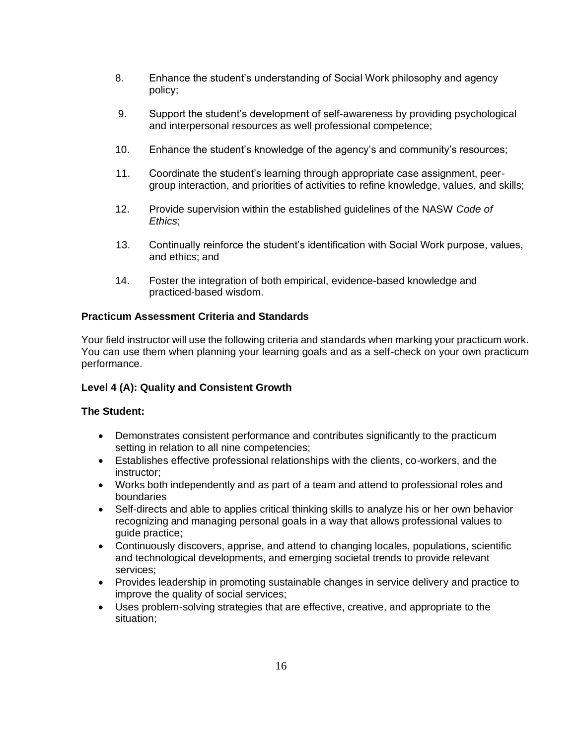8. Enhance the student's understanding of Social Work philosophy and agency policy;

9. Support the student's development of self-awareness by providing psychological and interpersonal resources as well professional competence;

10. Enhance the student's knowledge of the agency's and community's resources;

11. Coordinate the student's learning through appropriate case assignment, peer-group interaction, and priorities of activities to refine knowledge, values, and skills;

12. Provide supervision within the established guidelines of the NASW *Code of Ethics*;

13. Continually reinforce the student's identification with Social Work purpose, values, and ethics; and

14. Foster the integration of both empirical, evidence-based knowledge and practiced-based wisdom.

**Practicum Assessment Criteria and Standards**

Your field instructor will use the following criteria and standards when marking your practicum work. You can use them when planning your learning goals and as a self-check on your own practicum performance.

**Level 4 (A): Quality and Consistent Growth**

**The Student:**

- Demonstrates consistent performance and contributes significantly to the practicum setting in relation to all nine competencies;
- Establishes effective professional relationships with the clients, co-workers, and the instructor;
- Works both independently and as part of a team and attend to professional roles and boundaries
- Self-directs and able to applies critical thinking skills to analyze his or her own behavior recognizing and managing personal goals in a way that allows professional values to guide practice;
- Continuously discovers, apprise, and attend to changing locales, populations, scientific and technological developments, and emerging societal trends to provide relevant services;
- Provides leadership in promoting sustainable changes in service delivery and practice to improve the quality of social services;
- Uses problem-solving strategies that are effective, creative, and appropriate to the situation;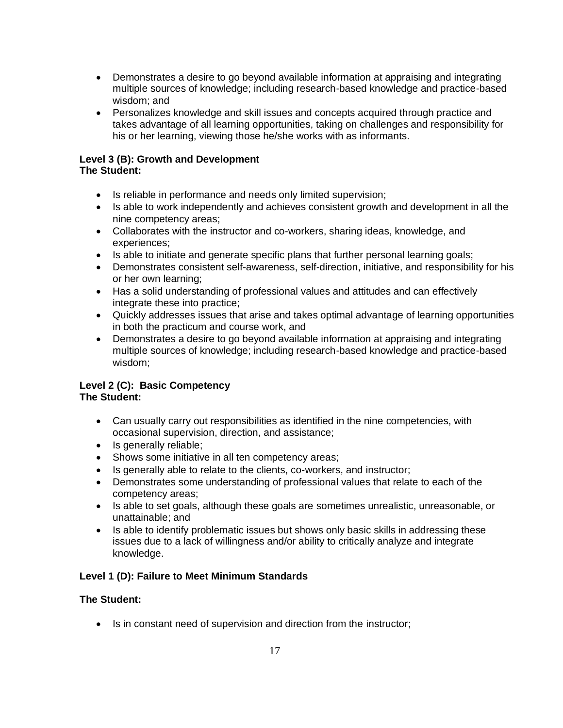- Demonstrates a desire to go beyond available information at appraising and integrating multiple sources of knowledge; including research-based knowledge and practice-based wisdom; and
- Personalizes knowledge and skill issues and concepts acquired through practice and takes advantage of all learning opportunities, taking on challenges and responsibility for his or her learning, viewing those he/she works with as informants.

**Level 3 (B): Growth and Development**
**The Student:**

- Is reliable in performance and needs only limited supervision;
- Is able to work independently and achieves consistent growth and development in all the nine competency areas;
- Collaborates with the instructor and co-workers, sharing ideas, knowledge, and experiences;
- Is able to initiate and generate specific plans that further personal learning goals;
- Demonstrates consistent self-awareness, self-direction, initiative, and responsibility for his or her own learning;
- Has a solid understanding of professional values and attitudes and can effectively integrate these into practice;
- Quickly addresses issues that arise and takes optimal advantage of learning opportunities in both the practicum and course work, and
- Demonstrates a desire to go beyond available information at appraising and integrating multiple sources of knowledge; including research-based knowledge and practice-based wisdom;

**Level 2 (C): Basic Competency**
**The Student:**

- Can usually carry out responsibilities as identified in the nine competencies, with occasional supervision, direction, and assistance;
- Is generally reliable;
- Shows some initiative in all ten competency areas;
- Is generally able to relate to the clients, co-workers, and instructor;
- Demonstrates some understanding of professional values that relate to each of the competency areas;
- Is able to set goals, although these goals are sometimes unrealistic, unreasonable, or unattainable; and
- Is able to identify problematic issues but shows only basic skills in addressing these issues due to a lack of willingness and/or ability to critically analyze and integrate knowledge.

**Level 1 (D): Failure to Meet Minimum Standards**

**The Student:**

- Is in constant need of supervision and direction from the instructor;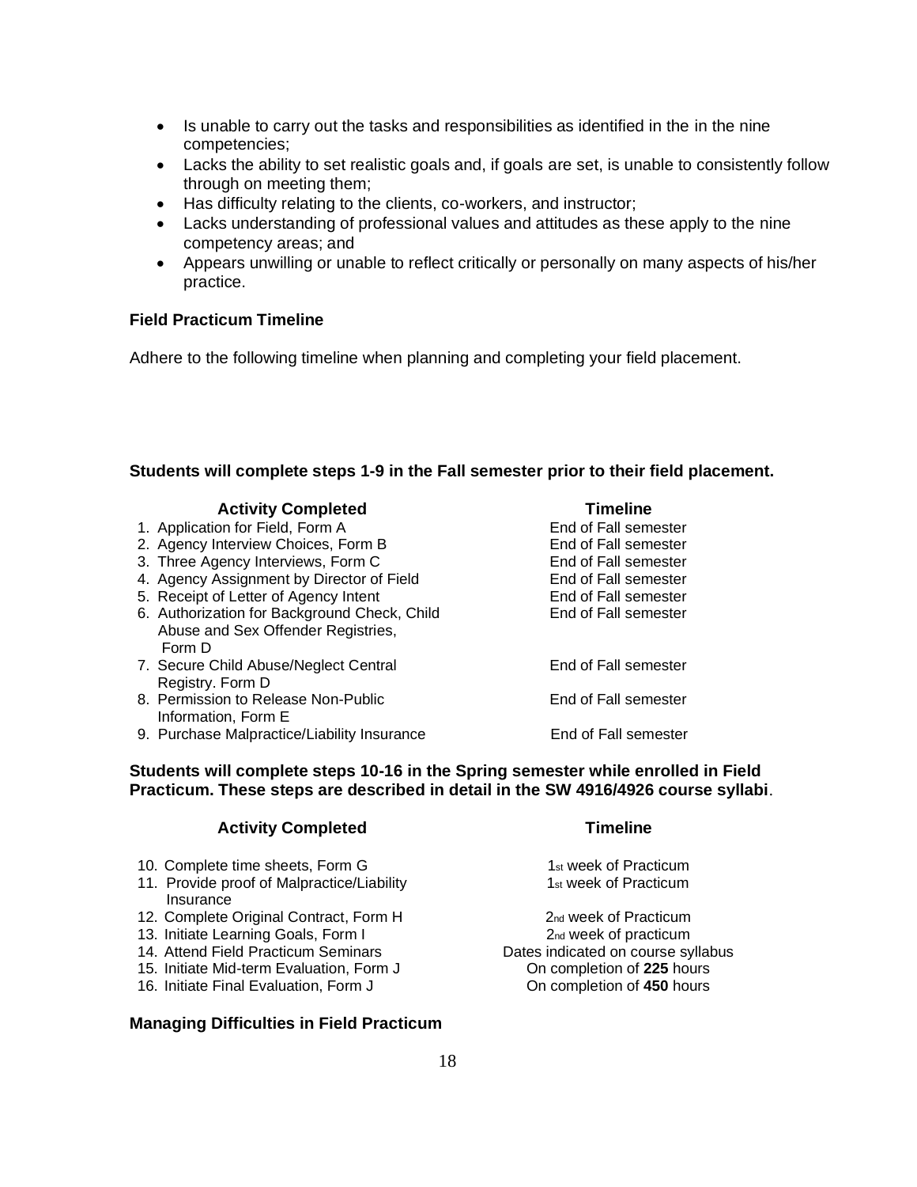- Is unable to carry out the tasks and responsibilities as identified in the in the nine competencies;
- Lacks the ability to set realistic goals and, if goals are set, is unable to consistently follow through on meeting them;
- Has difficulty relating to the clients, co-workers, and instructor;
- Lacks understanding of professional values and attitudes as these apply to the nine competency areas; and
- Appears unwilling or unable to reflect critically or personally on many aspects of his/her practice.

**Field Practicum Timeline**

Adhere to the following timeline when planning and completing your field placement.

**Students will complete steps 1-9 in the Fall semester prior to their field placement.**

| Activity Completed | Timeline |
|---|---|
| 1. Application for Field, Form A | End of Fall semester |
| 2. Agency Interview Choices, Form B | End of Fall semester |
| 3. Three Agency Interviews, Form C | End of Fall semester |
| 4. Agency Assignment by Director of Field | End of Fall semester |
| 5. Receipt of Letter of Agency Intent | End of Fall semester |
| 6. Authorization for Background Check, Child Abuse and Sex Offender Registries, Form D | End of Fall semester |
| 7. Secure Child Abuse/Neglect Central Registry. Form D | End of Fall semester |
| 8. Permission to Release Non-Public Information, Form E | End of Fall semester |
| 9. Purchase Malpractice/Liability Insurance | End of Fall semester |

**Students will complete steps 10-16 in the Spring semester while enrolled in Field Practicum. These steps are described in detail in the SW 4916/4926 course syllabi**.

| Activity Completed | Timeline |
|---|---|
| 10. Complete time sheets, Form G | 1st week of Practicum |
| 11. Provide proof of Malpractice/Liability Insurance | 1st week of Practicum |
| 12. Complete Original Contract, Form H | 2nd week of Practicum |
| 13. Initiate Learning Goals, Form I | 2nd week of practicum |
| 14. Attend Field Practicum Seminars | Dates indicated on course syllabus |
| 15. Initiate Mid-term Evaluation, Form J | On completion of **225** hours |
| 16. Initiate Final Evaluation, Form J | On completion of **450** hours |

**Managing Difficulties in Field Practicum**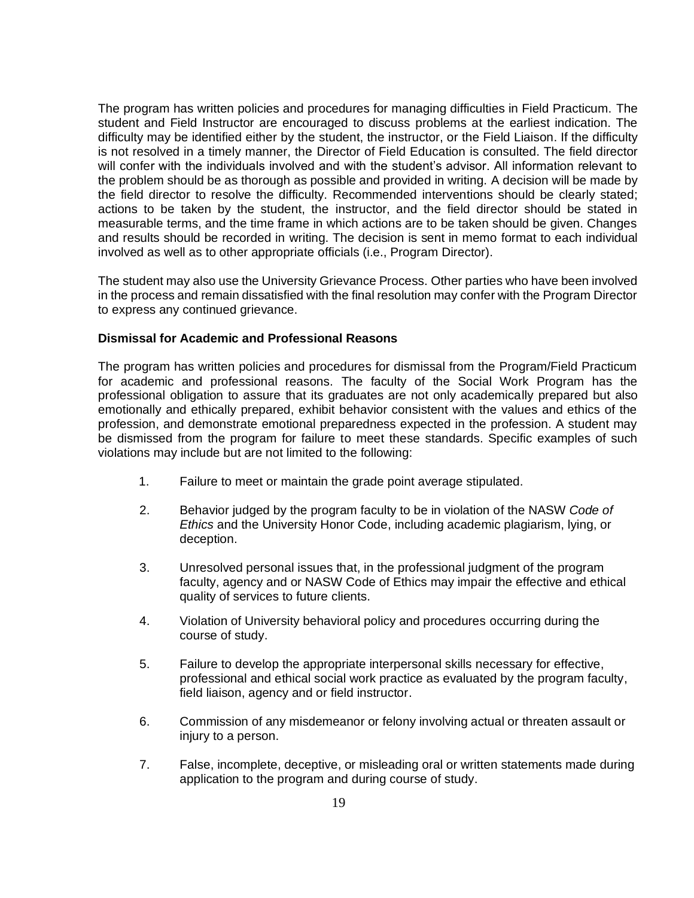The program has written policies and procedures for managing difficulties in Field Practicum. The student and Field Instructor are encouraged to discuss problems at the earliest indication. The difficulty may be identified either by the student, the instructor, or the Field Liaison. If the difficulty is not resolved in a timely manner, the Director of Field Education is consulted. The field director will confer with the individuals involved and with the student's advisor. All information relevant to the problem should be as thorough as possible and provided in writing. A decision will be made by the field director to resolve the difficulty. Recommended interventions should be clearly stated; actions to be taken by the student, the instructor, and the field director should be stated in measurable terms, and the time frame in which actions are to be taken should be given. Changes and results should be recorded in writing. The decision is sent in memo format to each individual involved as well as to other appropriate officials (i.e., Program Director).

The student may also use the University Grievance Process. Other parties who have been involved in the process and remain dissatisfied with the final resolution may confer with the Program Director to express any continued grievance.

**Dismissal for Academic and Professional Reasons**

The program has written policies and procedures for dismissal from the Program/Field Practicum for academic and professional reasons. The faculty of the Social Work Program has the professional obligation to assure that its graduates are not only academically prepared but also emotionally and ethically prepared, exhibit behavior consistent with the values and ethics of the profession, and demonstrate emotional preparedness expected in the profession. A student may be dismissed from the program for failure to meet these standards. Specific examples of such violations may include but are not limited to the following:

1. Failure to meet or maintain the grade point average stipulated.
2. Behavior judged by the program faculty to be in violation of the NASW *Code of Ethics* and the University Honor Code, including academic plagiarism, lying, or deception.
3. Unresolved personal issues that, in the professional judgment of the program faculty, agency and or NASW Code of Ethics may impair the effective and ethical quality of services to future clients.
4. Violation of University behavioral policy and procedures occurring during the course of study.
5. Failure to develop the appropriate interpersonal skills necessary for effective, professional and ethical social work practice as evaluated by the program faculty, field liaison, agency and or field instructor.
6. Commission of any misdemeanor or felony involving actual or threaten assault or injury to a person.
7. False, incomplete, deceptive, or misleading oral or written statements made during application to the program and during course of study.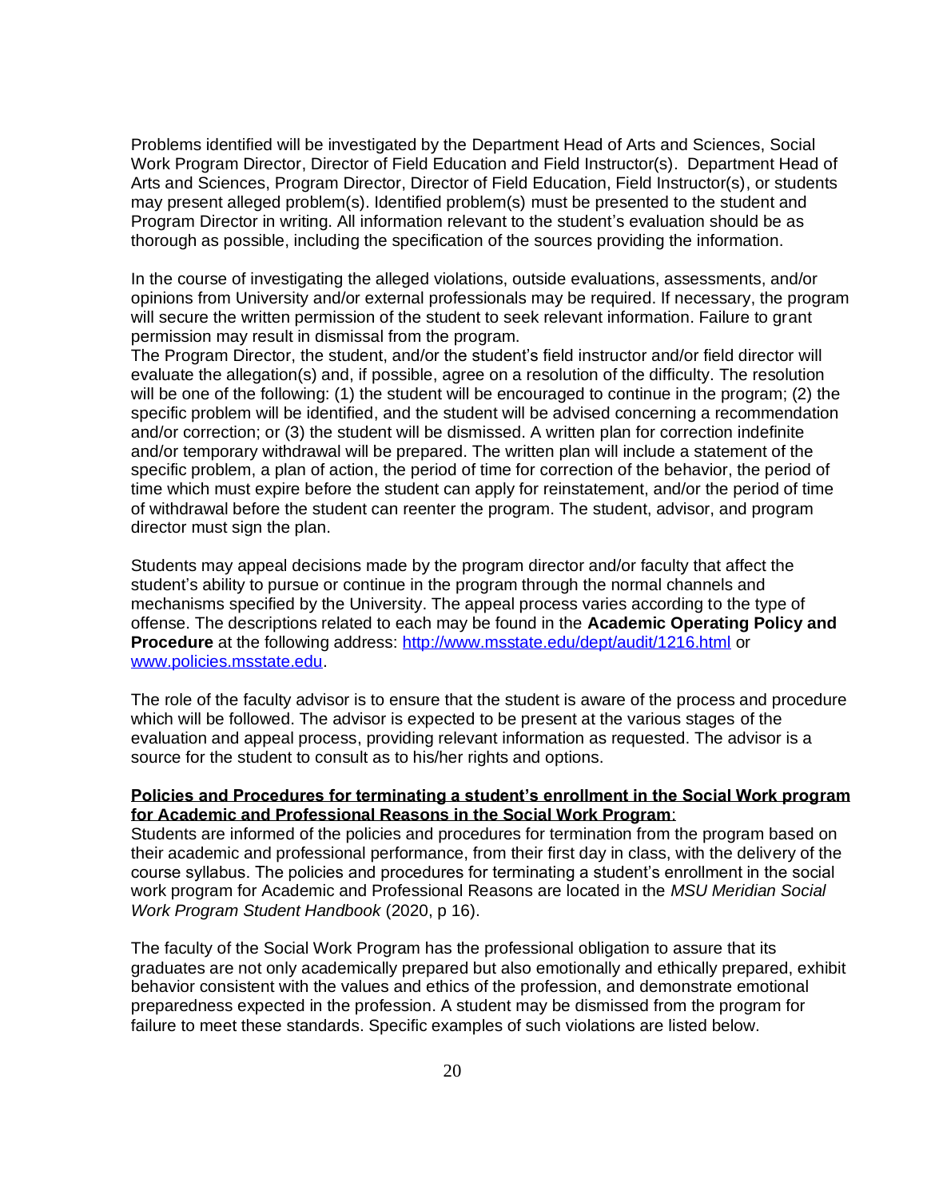Problems identified will be investigated by the Department Head of Arts and Sciences, Social Work Program Director, Director of Field Education and Field Instructor(s). Department Head of Arts and Sciences, Program Director, Director of Field Education, Field Instructor(s), or students may present alleged problem(s). Identified problem(s) must be presented to the student and Program Director in writing. All information relevant to the student's evaluation should be as thorough as possible, including the specification of the sources providing the information.

In the course of investigating the alleged violations, outside evaluations, assessments, and/or opinions from University and/or external professionals may be required. If necessary, the program will secure the written permission of the student to seek relevant information. Failure to grant permission may result in dismissal from the program.

The Program Director, the student, and/or the student's field instructor and/or field director will evaluate the allegation(s) and, if possible, agree on a resolution of the difficulty. The resolution will be one of the following: (1) the student will be encouraged to continue in the program; (2) the specific problem will be identified, and the student will be advised concerning a recommendation and/or correction; or (3) the student will be dismissed. A written plan for correction indefinite and/or temporary withdrawal will be prepared. The written plan will include a statement of the specific problem, a plan of action, the period of time for correction of the behavior, the period of time which must expire before the student can apply for reinstatement, and/or the period of time of withdrawal before the student can reenter the program. The student, advisor, and program director must sign the plan.

Students may appeal decisions made by the program director and/or faculty that affect the student's ability to pursue or continue in the program through the normal channels and mechanisms specified by the University. The appeal process varies according to the type of offense. The descriptions related to each may be found in the **Academic Operating Policy and Procedure** at the following address: http://www.msstate.edu/dept/audit/1216.html or www.policies.msstate.edu.

The role of the faculty advisor is to ensure that the student is aware of the process and procedure which will be followed. The advisor is expected to be present at the various stages of the evaluation and appeal process, providing relevant information as requested. The advisor is a source for the student to consult as to his/her rights and options.

**Policies and Procedures for terminating a student's enrollment in the Social Work program for Academic and Professional Reasons in the Social Work Program**:

Students are informed of the policies and procedures for termination from the program based on their academic and professional performance, from their first day in class, with the delivery of the course syllabus. The policies and procedures for terminating a student's enrollment in the social work program for Academic and Professional Reasons are located in the *MSU Meridian Social Work Program Student Handbook* (2020, p 16).

The faculty of the Social Work Program has the professional obligation to assure that its graduates are not only academically prepared but also emotionally and ethically prepared, exhibit behavior consistent with the values and ethics of the profession, and demonstrate emotional preparedness expected in the profession. A student may be dismissed from the program for failure to meet these standards. Specific examples of such violations are listed below.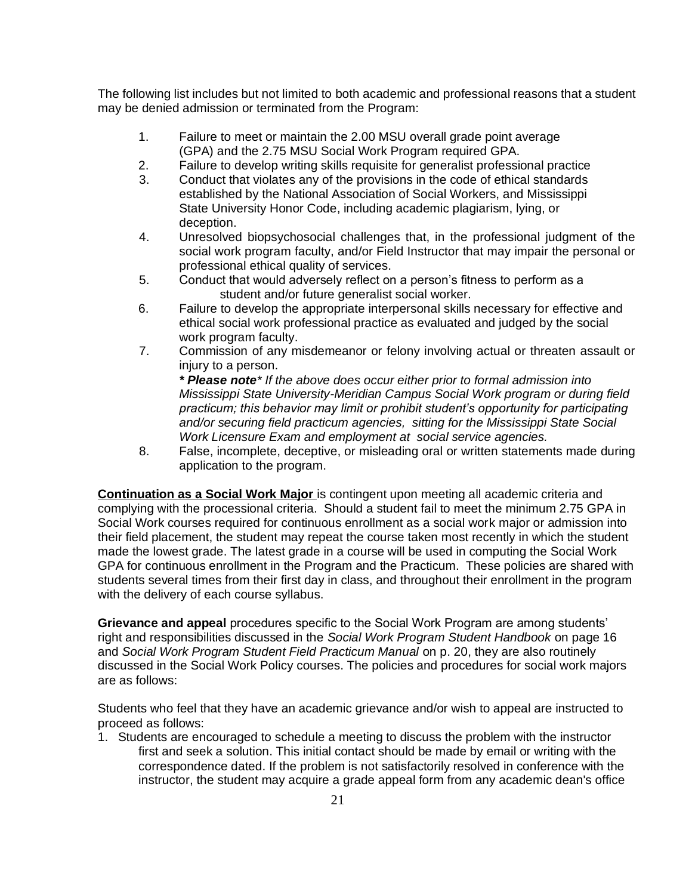The following list includes but not limited to both academic and professional reasons that a student may be denied admission or terminated from the Program:

1. Failure to meet or maintain the 2.00 MSU overall grade point average (GPA) and the 2.75 MSU Social Work Program required GPA.
2. Failure to develop writing skills requisite for generalist professional practice
3. Conduct that violates any of the provisions in the code of ethical standards established by the National Association of Social Workers, and Mississippi State University Honor Code, including academic plagiarism, lying, or deception.
4. Unresolved biopsychosocial challenges that, in the professional judgment of the social work program faculty, and/or Field Instructor that may impair the personal or professional ethical quality of services.
5. Conduct that would adversely reflect on a person's fitness to perform as a student and/or future generalist social worker.
6. Failure to develop the appropriate interpersonal skills necessary for effective and ethical social work professional practice as evaluated and judged by the social work program faculty.
7. Commission of any misdemeanor or felony involving actual or threaten assault or injury to a person.

   ***\* Please note\**** *If the above does occur either prior to formal admission into Mississippi State University-Meridian Campus Social Work program or during field practicum; this behavior may limit or prohibit student's opportunity for participating and/or securing field practicum agencies, sitting for the Mississippi State Social Work Licensure Exam and employment at social service agencies.*
8. False, incomplete, deceptive, or misleading oral or written statements made during application to the program.

**Continuation as a Social Work Major** is contingent upon meeting all academic criteria and complying with the processional criteria. Should a student fail to meet the minimum 2.75 GPA in Social Work courses required for continuous enrollment as a social work major or admission into their field placement, the student may repeat the course taken most recently in which the student made the lowest grade. The latest grade in a course will be used in computing the Social Work GPA for continuous enrollment in the Program and the Practicum. These policies are shared with students several times from their first day in class, and throughout their enrollment in the program with the delivery of each course syllabus.

**Grievance and appeal** procedures specific to the Social Work Program are among students' right and responsibilities discussed in the *Social Work Program Student Handbook* on page 16 and *Social Work Program Student Field Practicum Manual* on p. 20, they are also routinely discussed in the Social Work Policy courses. The policies and procedures for social work majors are as follows:

Students who feel that they have an academic grievance and/or wish to appeal are instructed to proceed as follows:

1. Students are encouraged to schedule a meeting to discuss the problem with the instructor first and seek a solution. This initial contact should be made by email or writing with the correspondence dated. If the problem is not satisfactorily resolved in conference with the instructor, the student may acquire a grade appeal form from any academic dean's office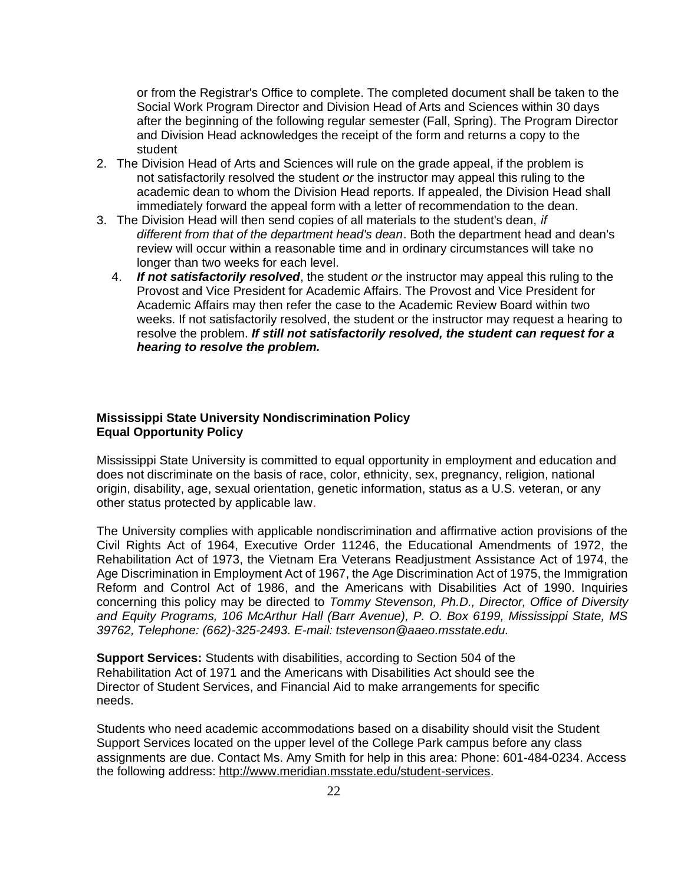or from the Registrar's Office to complete. The completed document shall be taken to the Social Work Program Director and Division Head of Arts and Sciences within 30 days after the beginning of the following regular semester (Fall, Spring). The Program Director and Division Head acknowledges the receipt of the form and returns a copy to the student

2. The Division Head of Arts and Sciences will rule on the grade appeal, if the problem is not satisfactorily resolved the student *or* the instructor may appeal this ruling to the academic dean to whom the Division Head reports. If appealed, the Division Head shall immediately forward the appeal form with a letter of recommendation to the dean.
3. The Division Head will then send copies of all materials to the student's dean, *if different from that of the department head's dean*. Both the department head and dean's review will occur within a reasonable time and in ordinary circumstances will take no longer than two weeks for each level.
4. ***If not satisfactorily resolved***, the student *or* the instructor may appeal this ruling to the Provost and Vice President for Academic Affairs. The Provost and Vice President for Academic Affairs may then refer the case to the Academic Review Board within two weeks. If not satisfactorily resolved, the student or the instructor may request a hearing to resolve the problem. ***If still not satisfactorily resolved, the student can request for a hearing to resolve the problem.***

**Mississippi State University Nondiscrimination Policy**
**Equal Opportunity Policy**

Mississippi State University is committed to equal opportunity in employment and education and does not discriminate on the basis of race, color, ethnicity, sex, pregnancy, religion, national origin, disability, age, sexual orientation, genetic information, status as a U.S. veteran, or any other status protected by applicable law.

The University complies with applicable nondiscrimination and affirmative action provisions of the Civil Rights Act of 1964, Executive Order 11246, the Educational Amendments of 1972, the Rehabilitation Act of 1973, the Vietnam Era Veterans Readjustment Assistance Act of 1974, the Age Discrimination in Employment Act of 1967, the Age Discrimination Act of 1975, the Immigration Reform and Control Act of 1986, and the Americans with Disabilities Act of 1990. Inquiries concerning this policy may be directed to *Tommy Stevenson, Ph.D., Director, Office of Diversity and Equity Programs, 106 McArthur Hall (Barr Avenue), P. O. Box 6199, Mississippi State, MS 39762, Telephone: (662)-325-2493. E-mail: tstevenson@aaeo.msstate.edu.*

**Support Services:** Students with disabilities, according to Section 504 of the Rehabilitation Act of 1971 and the Americans with Disabilities Act should see the Director of Student Services, and Financial Aid to make arrangements for specific needs.

Students who need academic accommodations based on a disability should visit the Student Support Services located on the upper level of the College Park campus before any class assignments are due. Contact Ms. Amy Smith for help in this area: Phone: 601-484-0234. Access the following address: http://www.meridian.msstate.edu/student-services.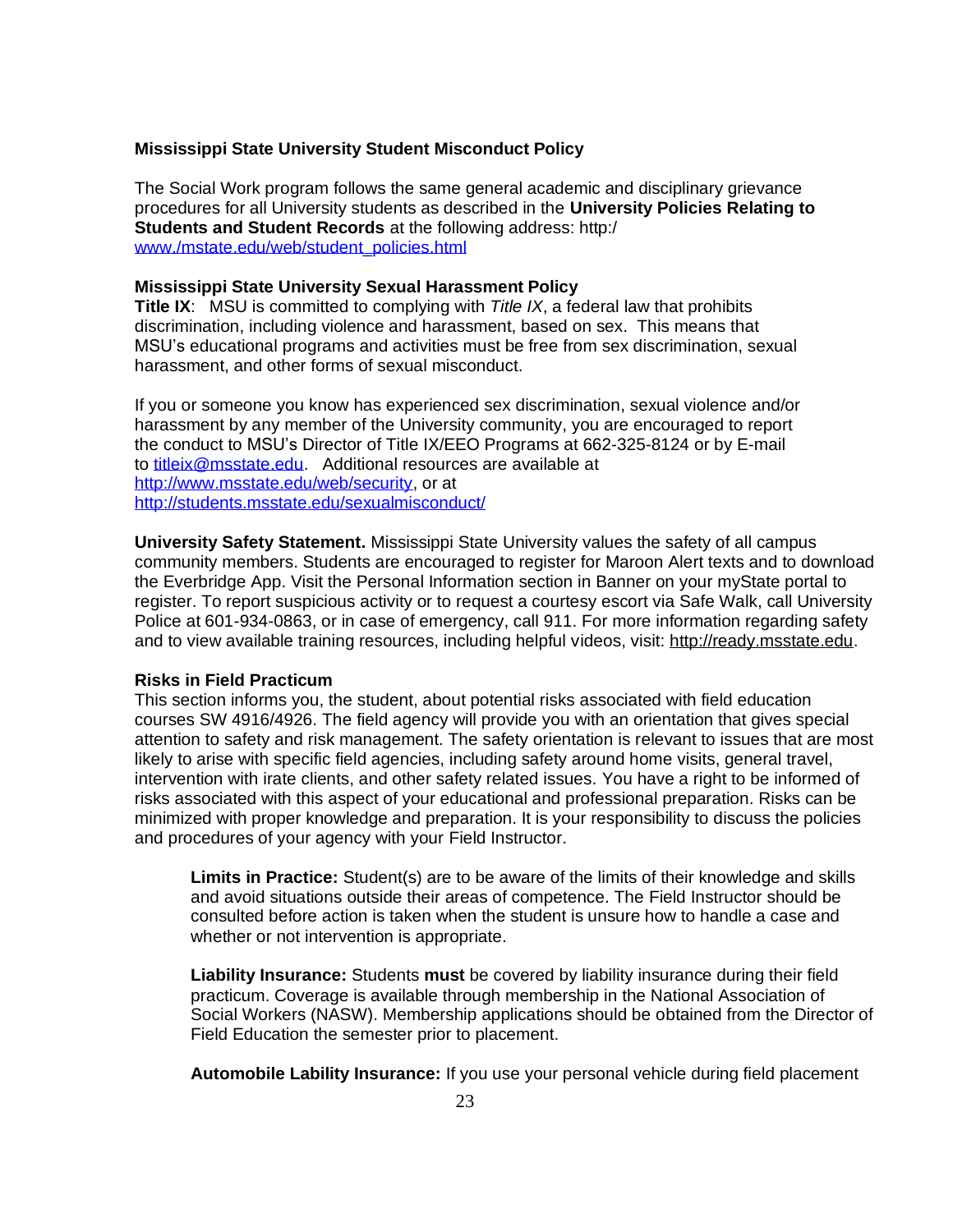**Mississippi State University Student Misconduct Policy**

The Social Work program follows the same general academic and disciplinary grievance procedures for all University students as described in the **University Policies Relating to Students and Student Records** at the following address: http:/ www./mstate.edu/web/student_policies.html

**Mississippi State University Sexual Harassment Policy**

**Title IX**: MSU is committed to complying with *Title IX*, a federal law that prohibits discrimination, including violence and harassment, based on sex. This means that MSU's educational programs and activities must be free from sex discrimination, sexual harassment, and other forms of sexual misconduct.

If you or someone you know has experienced sex discrimination, sexual violence and/or harassment by any member of the University community, you are encouraged to report the conduct to MSU's Director of Title IX/EEO Programs at 662-325-8124 or by E-mail to titleix@msstate.edu. Additional resources are available at http://www.msstate.edu/web/security, or at http://students.msstate.edu/sexualmisconduct/

**University Safety Statement.** Mississippi State University values the safety of all campus community members. Students are encouraged to register for Maroon Alert texts and to download the Everbridge App. Visit the Personal Information section in Banner on your myState portal to register. To report suspicious activity or to request a courtesy escort via Safe Walk, call University Police at 601-934-0863, or in case of emergency, call 911. For more information regarding safety and to view available training resources, including helpful videos, visit: http://ready.msstate.edu.

**Risks in Field Practicum**

This section informs you, the student, about potential risks associated with field education courses SW 4916/4926. The field agency will provide you with an orientation that gives special attention to safety and risk management. The safety orientation is relevant to issues that are most likely to arise with specific field agencies, including safety around home visits, general travel, intervention with irate clients, and other safety related issues. You have a right to be informed of risks associated with this aspect of your educational and professional preparation. Risks can be minimized with proper knowledge and preparation. It is your responsibility to discuss the policies and procedures of your agency with your Field Instructor.

> **Limits in Practice:** Student(s) are to be aware of the limits of their knowledge and skills and avoid situations outside their areas of competence. The Field Instructor should be consulted before action is taken when the student is unsure how to handle a case and whether or not intervention is appropriate.
>
> **Liability Insurance:** Students **must** be covered by liability insurance during their field practicum. Coverage is available through membership in the National Association of Social Workers (NASW). Membership applications should be obtained from the Director of Field Education the semester prior to placement.
>
> **Automobile Lability Insurance:** If you use your personal vehicle during field placement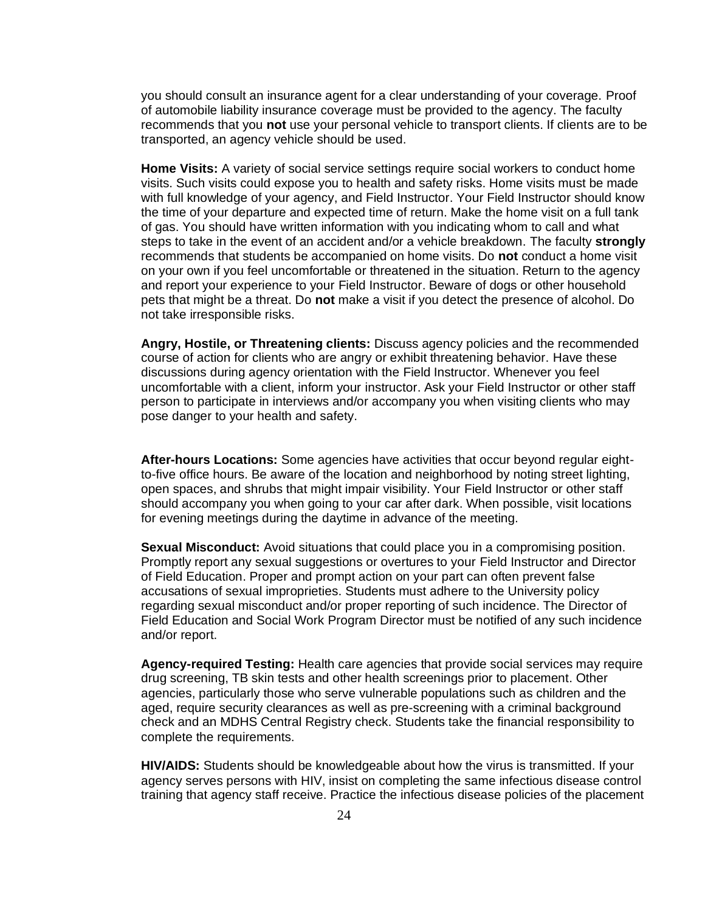you should consult an insurance agent for a clear understanding of your coverage. Proof of automobile liability insurance coverage must be provided to the agency. The faculty recommends that you **not** use your personal vehicle to transport clients. If clients are to be transported, an agency vehicle should be used.

**Home Visits:** A variety of social service settings require social workers to conduct home visits. Such visits could expose you to health and safety risks. Home visits must be made with full knowledge of your agency, and Field Instructor. Your Field Instructor should know the time of your departure and expected time of return. Make the home visit on a full tank of gas. You should have written information with you indicating whom to call and what steps to take in the event of an accident and/or a vehicle breakdown. The faculty **strongly** recommends that students be accompanied on home visits. Do **not** conduct a home visit on your own if you feel uncomfortable or threatened in the situation. Return to the agency and report your experience to your Field Instructor. Beware of dogs or other household pets that might be a threat. Do **not** make a visit if you detect the presence of alcohol. Do not take irresponsible risks.

**Angry, Hostile, or Threatening clients:** Discuss agency policies and the recommended course of action for clients who are angry or exhibit threatening behavior. Have these discussions during agency orientation with the Field Instructor. Whenever you feel uncomfortable with a client, inform your instructor. Ask your Field Instructor or other staff person to participate in interviews and/or accompany you when visiting clients who may pose danger to your health and safety.

**After-hours Locations:** Some agencies have activities that occur beyond regular eight-to-five office hours. Be aware of the location and neighborhood by noting street lighting, open spaces, and shrubs that might impair visibility. Your Field Instructor or other staff should accompany you when going to your car after dark. When possible, visit locations for evening meetings during the daytime in advance of the meeting.

**Sexual Misconduct:** Avoid situations that could place you in a compromising position. Promptly report any sexual suggestions or overtures to your Field Instructor and Director of Field Education. Proper and prompt action on your part can often prevent false accusations of sexual improprieties. Students must adhere to the University policy regarding sexual misconduct and/or proper reporting of such incidence. The Director of Field Education and Social Work Program Director must be notified of any such incidence and/or report.

**Agency-required Testing:** Health care agencies that provide social services may require drug screening, TB skin tests and other health screenings prior to placement. Other agencies, particularly those who serve vulnerable populations such as children and the aged, require security clearances as well as pre-screening with a criminal background check and an MDHS Central Registry check. Students take the financial responsibility to complete the requirements.

**HIV/AIDS:** Students should be knowledgeable about how the virus is transmitted. If your agency serves persons with HIV, insist on completing the same infectious disease control training that agency staff receive. Practice the infectious disease policies of the placement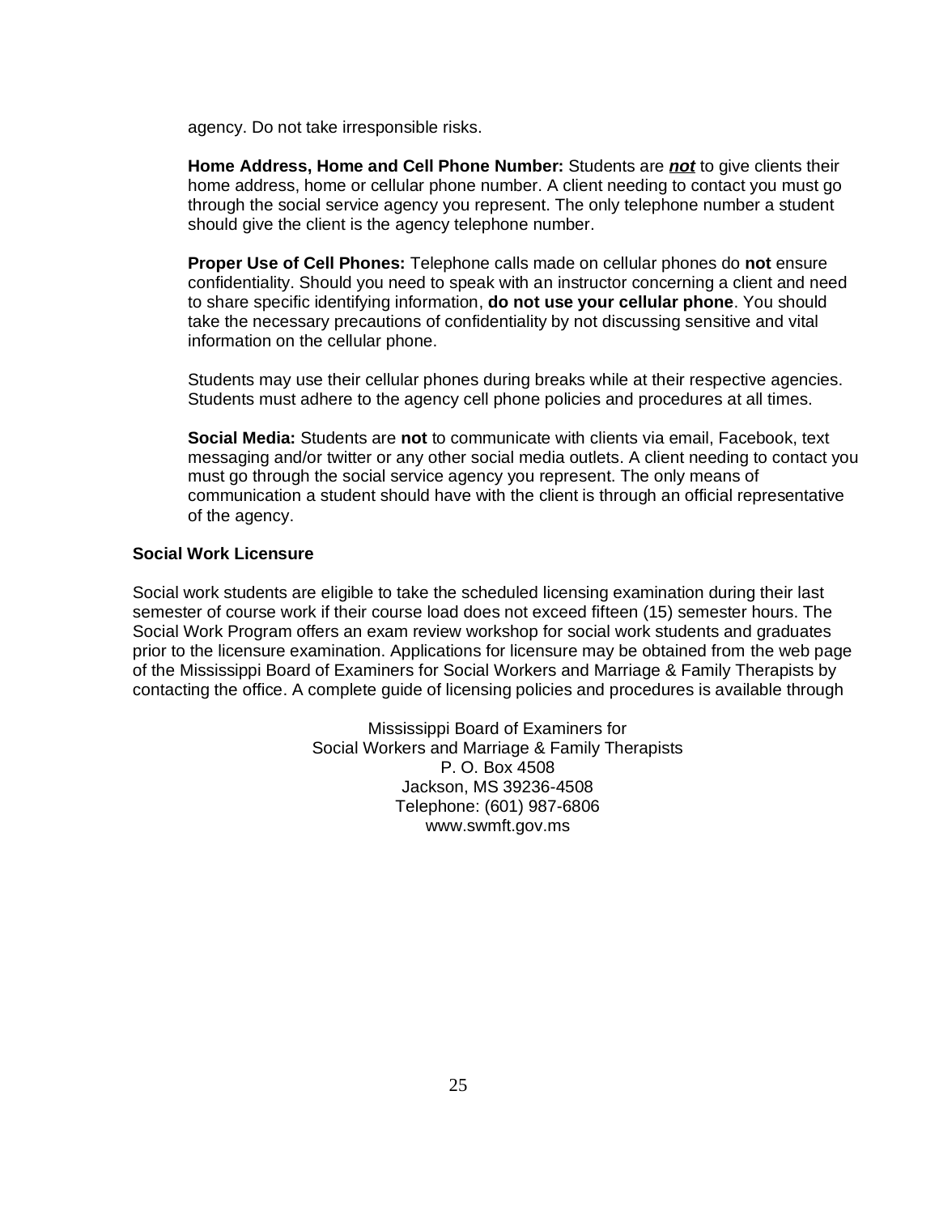agency. Do not take irresponsible risks.

**Home Address, Home and Cell Phone Number:** Students are ***not*** to give clients their home address, home or cellular phone number. A client needing to contact you must go through the social service agency you represent. The only telephone number a student should give the client is the agency telephone number.

**Proper Use of Cell Phones:** Telephone calls made on cellular phones do **not** ensure confidentiality. Should you need to speak with an instructor concerning a client and need to share specific identifying information, **do not use your cellular phone**. You should take the necessary precautions of confidentiality by not discussing sensitive and vital information on the cellular phone.

Students may use their cellular phones during breaks while at their respective agencies. Students must adhere to the agency cell phone policies and procedures at all times.

**Social Media:** Students are **not** to communicate with clients via email, Facebook, text messaging and/or twitter or any other social media outlets. A client needing to contact you must go through the social service agency you represent. The only means of communication a student should have with the client is through an official representative of the agency.

**Social Work Licensure**

Social work students are eligible to take the scheduled licensing examination during their last semester of course work if their course load does not exceed fifteen (15) semester hours. The Social Work Program offers an exam review workshop for social work students and graduates prior to the licensure examination. Applications for licensure may be obtained from the web page of the Mississippi Board of Examiners for Social Workers and Marriage & Family Therapists by contacting the office. A complete guide of licensing policies and procedures is available through

Mississippi Board of Examiners for
Social Workers and Marriage & Family Therapists
P. O. Box 4508
Jackson, MS 39236-4508
Telephone: (601) 987-6806
www.swmft.gov.ms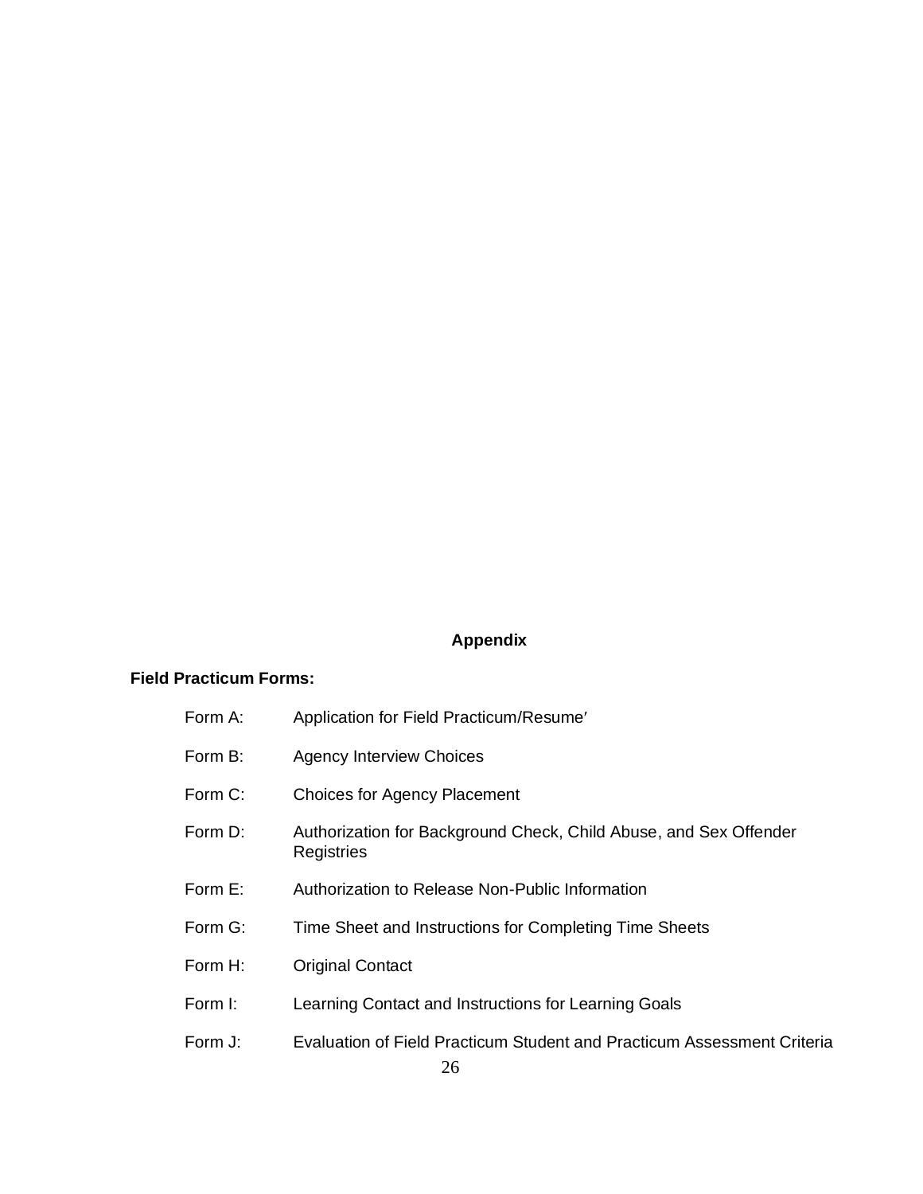# Appendix

**Field Practicum Forms:**

- Form A: Application for Field Practicum/Resume′
- Form B: Agency Interview Choices
- Form C: Choices for Agency Placement
- Form D: Authorization for Background Check, Child Abuse, and Sex Offender Registries
- Form E: Authorization to Release Non-Public Information
- Form G: Time Sheet and Instructions for Completing Time Sheets
- Form H: Original Contact
- Form I: Learning Contact and Instructions for Learning Goals
- Form J: Evaluation of Field Practicum Student and Practicum Assessment Criteria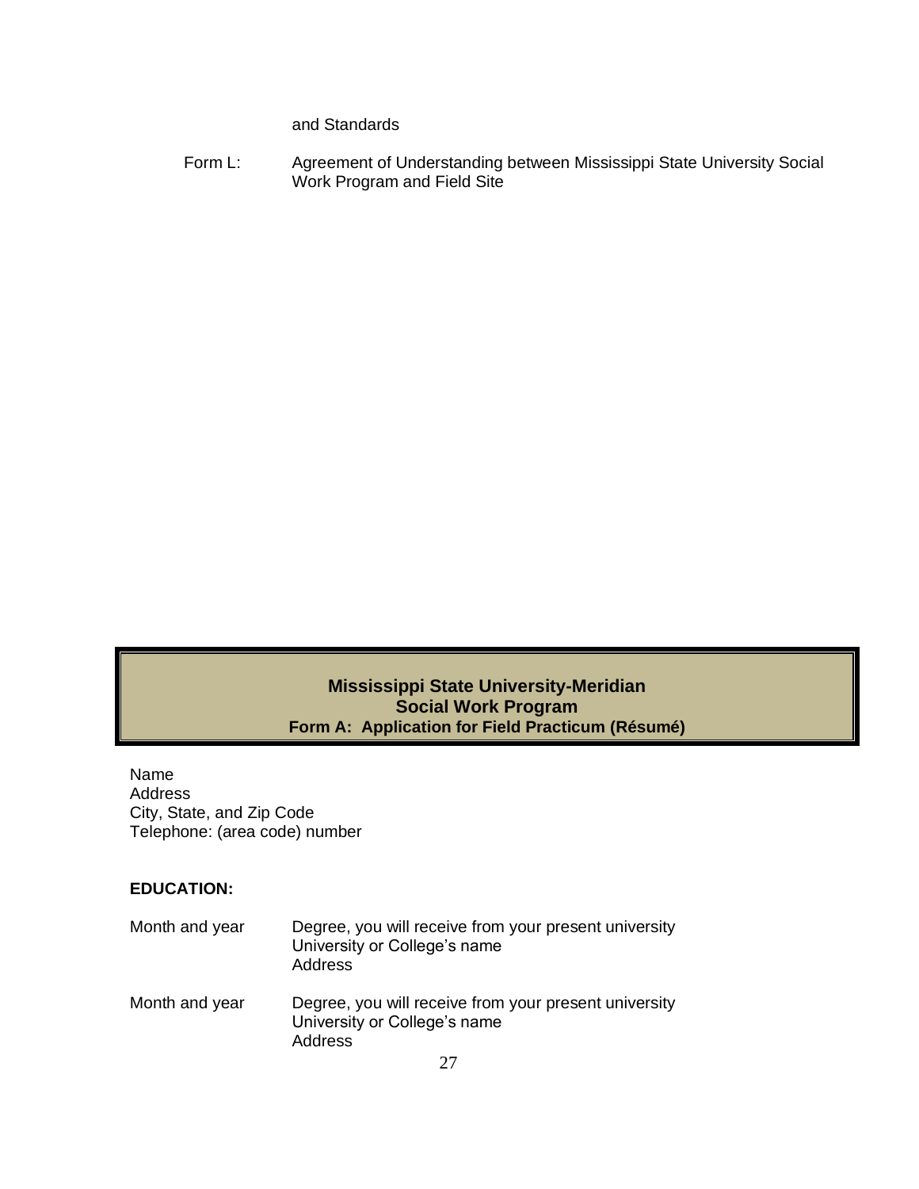and Standards

Form L: Agreement of Understanding between Mississippi State University Social Work Program and Field Site

## Mississippi State University-Meridian
## Social Work Program
### Form A: Application for Field Practicum (Résumé)

Name
Address
City, State, and Zip Code
Telephone: (area code) number

**EDUCATION:**

Month and year Degree, you will receive from your present university
University or College's name
Address

Month and year Degree, you will receive from your present university
University or College's name
Address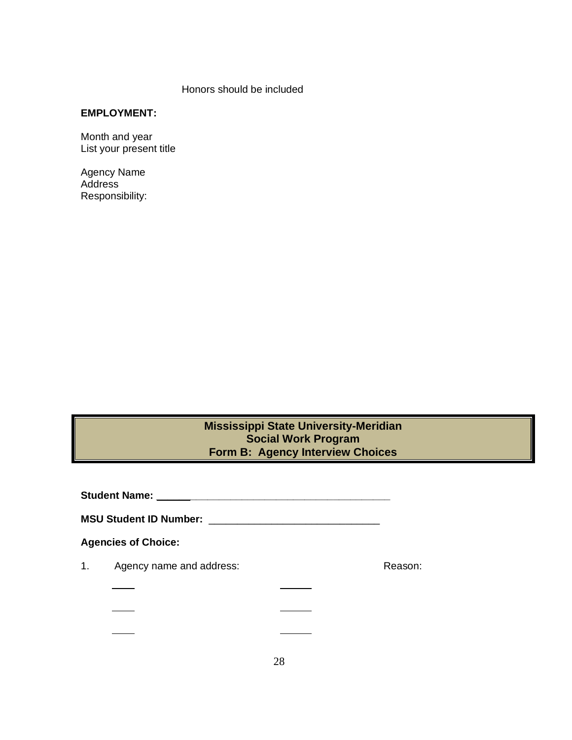Honors should be included

**EMPLOYMENT:**

Month and year
List your present title

Agency Name
Address
Responsibility:

## Mississippi State University-Meridian
## Social Work Program
## Form B: Agency Interview Choices

**Student Name:** ________________________________________

**MSU Student ID Number:** _____________________________

**Agencies of Choice:**

1. Agency name and address: Reason:

____ ______

____ ______

____ ______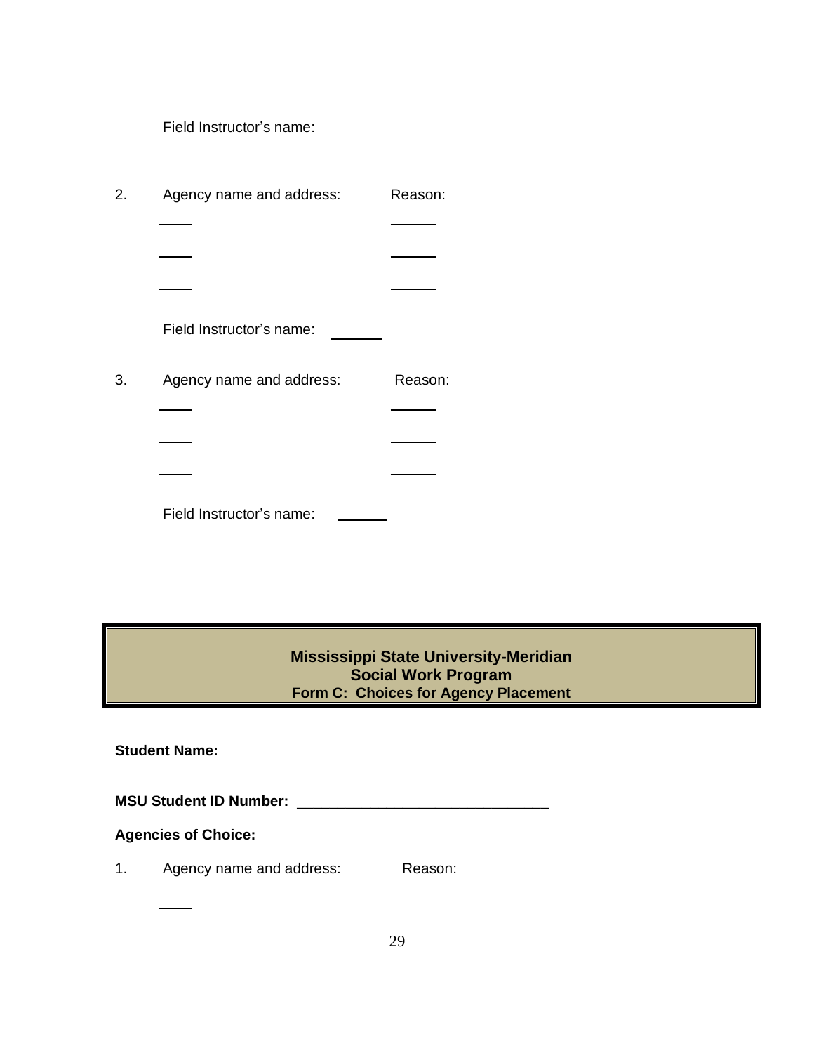Field Instructor's name: ______

2. Agency name and address: Reason:

______ ______

______ ______

______ ______

Field Instructor's name: ______

3. Agency name and address: Reason:

______ ______

______ ______

______ ______

Field Instructor's name: ______

## Mississippi State University-Meridian
## Social Work Program
### Form C: Choices for Agency Placement

**Student Name:** ______

**MSU Student ID Number:** ______________________________

**Agencies of Choice:**

1. Agency name and address: Reason:

______ ______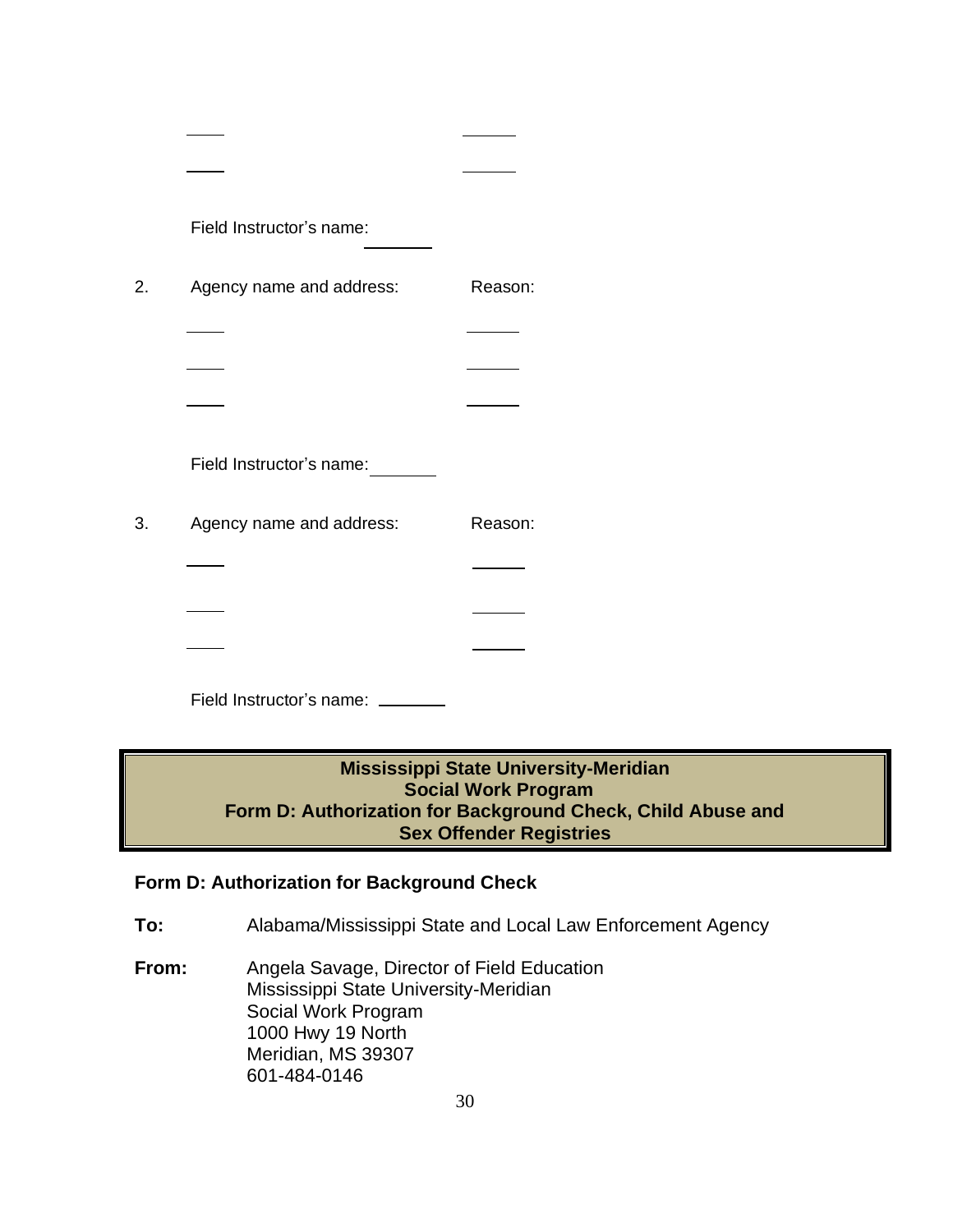\_\_\_\_ \_\_\_\_\_\_

\_\_\_\_ \_\_\_\_\_\_

Field Instructor's name: \_\_\_\_\_\_\_\_

2. Agency name and address: Reason:

\_\_\_\_ \_\_\_\_\_\_

\_\_\_\_ \_\_\_\_\_\_

\_\_\_\_ \_\_\_\_\_\_

Field Instructor's name: \_\_\_\_\_\_\_\_

3. Agency name and address: Reason:

\_\_\_\_ \_\_\_\_\_\_

\_\_\_\_ \_\_\_\_\_\_

\_\_\_\_ \_\_\_\_\_\_

Field Instructor's name: \_\_\_\_\_\_\_\_

## Mississippi State University-Meridian
## Social Work Program
## Form D: Authorization for Background Check, Child Abuse and Sex Offender Registries

### Form D: Authorization for Background Check

**To:** Alabama/Mississippi State and Local Law Enforcement Agency

**From:** Angela Savage, Director of Field Education
Mississippi State University-Meridian
Social Work Program
1000 Hwy 19 North
Meridian, MS 39307
601-484-0146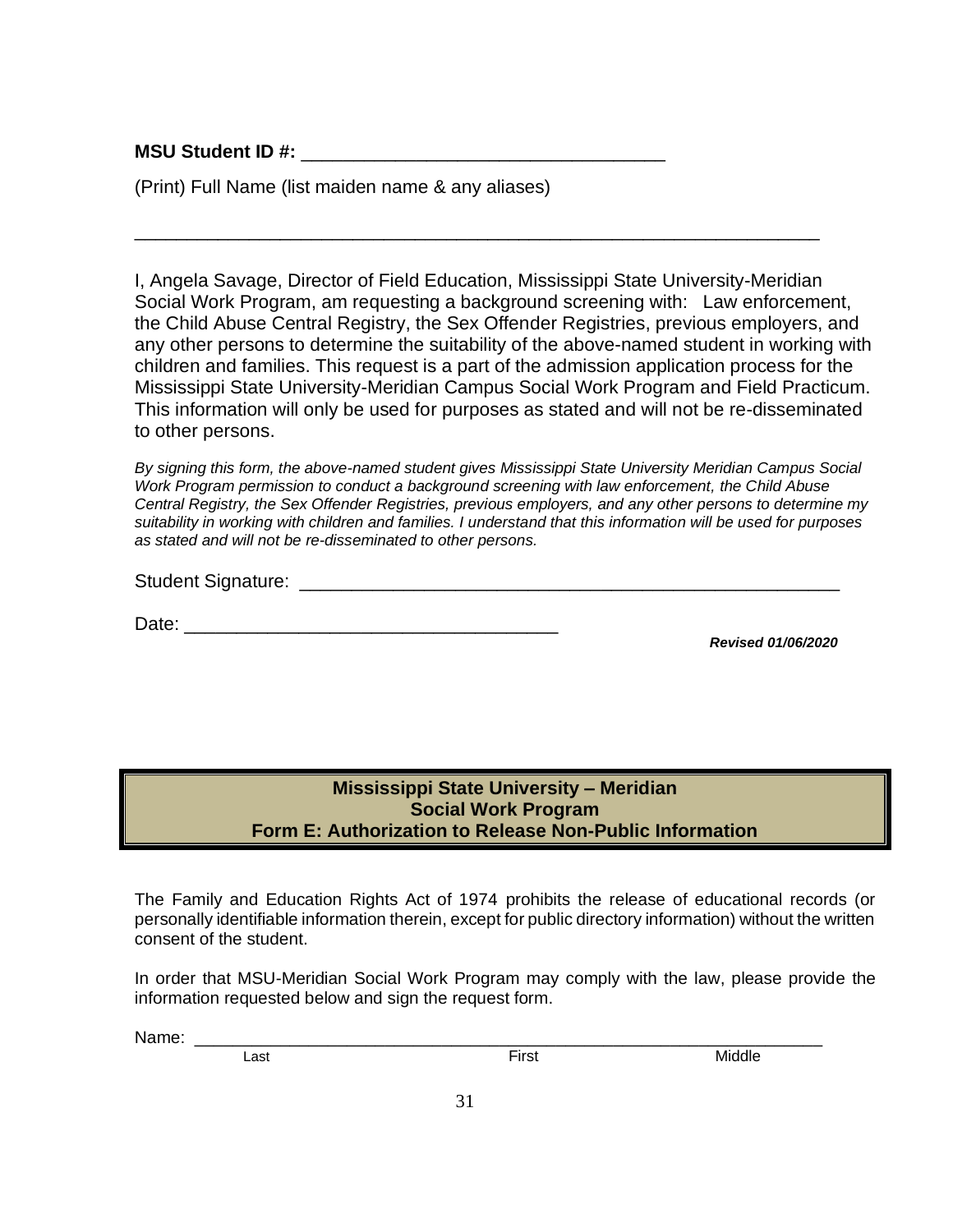**MSU Student ID #:** ___________________________________

(Print) Full Name (list maiden name & any aliases)

_________________________________________________________________

I, Angela Savage, Director of Field Education, Mississippi State University-Meridian Social Work Program, am requesting a background screening with: Law enforcement, the Child Abuse Central Registry, the Sex Offender Registries, previous employers, and any other persons to determine the suitability of the above-named student in working with children and families. This request is a part of the admission application process for the Mississippi State University-Meridian Campus Social Work Program and Field Practicum. This information will only be used for purposes as stated and will not be re-disseminated to other persons.

*By signing this form, the above-named student gives Mississippi State University Meridian Campus Social Work Program permission to conduct a background screening with law enforcement, the Child Abuse Central Registry, the Sex Offender Registries, previous employers, and any other persons to determine my suitability in working with children and families. I understand that this information will be used for purposes as stated and will not be re-disseminated to other persons.*

Student Signature: _____________________________________________________

Date: ___________________________________

***Revised 01/06/2020***

## Mississippi State University – Meridian
## Social Work Program
## Form E: Authorization to Release Non-Public Information

The Family and Education Rights Act of 1974 prohibits the release of educational records (or personally identifiable information therein, except for public directory information) without the written consent of the student.

In order that MSU-Meridian Social Work Program may comply with the law, please provide the information requested below and sign the request form.

Name: _________________________________________________________________

Last First Middle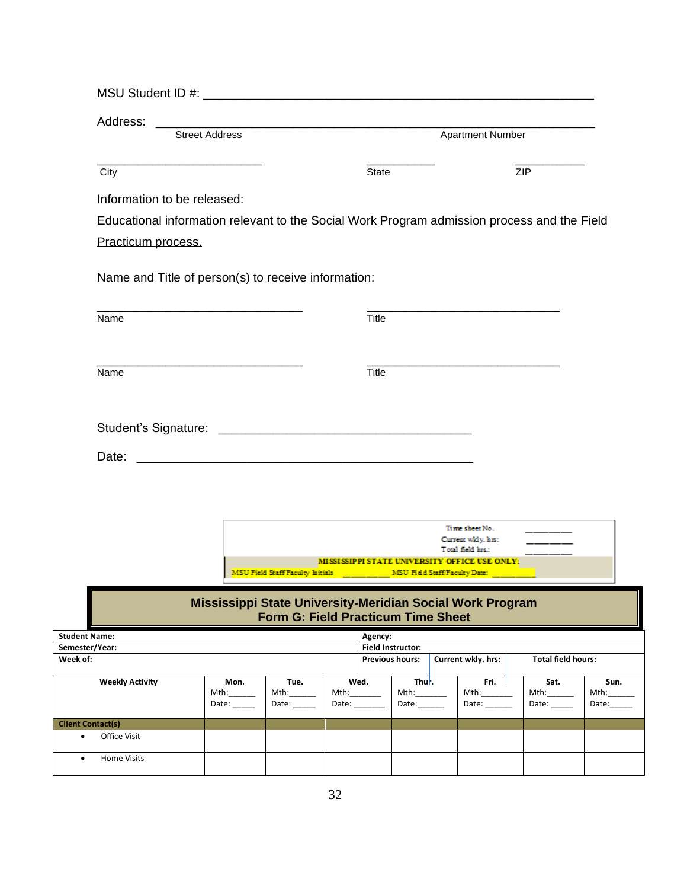MSU Student ID #: ____________________________________________________________

Address: ______________________________________________________________
Street Address                                                    Apartment Number

________________________          ___________          ___________
City                                         State                         ZIP

Information to be released:

Educational information relevant to the Social Work Program admission process and the Field Practicum process.

Name and Title of person(s) to receive information:

______________________________          ______________________________
Name                                                  Title

______________________________          ______________________________
Name                                                  Title

Student's Signature: ____________________________________

Date: ________________________________________________

| | |
|---|---|
| Time sheet No. | _________ |
| Current wkly. hrs: | _________ |
| Total field hrs.: | _________ |

**MISSISSIPPI STATE UNIVERSITY OFFICE USE ONLY:**
MSU Field Staff/Faculty Initials __________ MSU Field Staff/Faculty Date: __________

## Mississippi State University-Meridian Social Work Program
## Form G: Field Practicum Time Sheet

| **Student Name:** | **Agency:** | | |
|---|---|---|---|
| **Semester/Year:** | **Field Instructor:** | | |
| **Week of:** | **Previous hours:** | **Current wkly. hrs:** | **Total field hours:** |

| **Weekly Activity** | **Mon.** Mth:______ Date: _____ | **Tue.** Mth:______ Date: _____ | **Wed.** Mth:_______ Date: _______ | **Thur.** Mth:_______ Date:______ | **Fri.** Mth:_______ Date: ______ | **Sat.** Mth:______ Date: _____ | **Sun.** Mth:______ Date:_____ |
|---|---|---|---|---|---|---|---|
| **Client Contact(s)** | | | | | | | |
| • Office Visit | | | | | | | |
| • Home Visits | | | | | | | |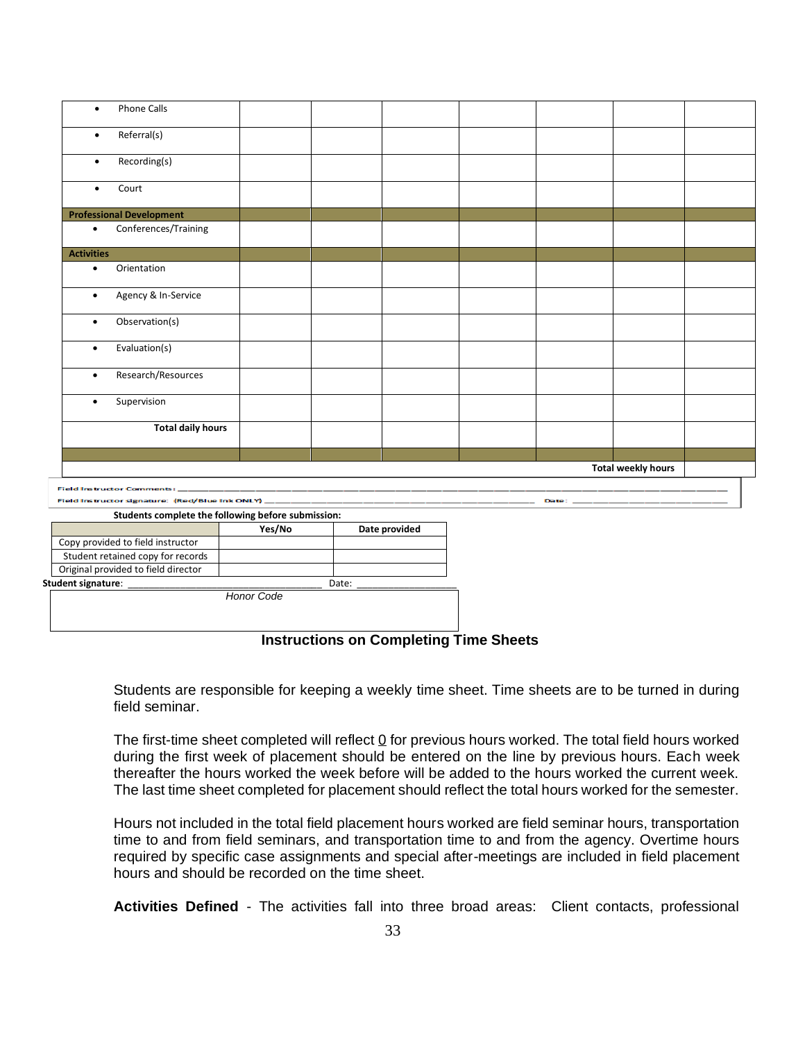| | | | | | | | |
|---|---|---|---|---|---|---|---|
| • Phone Calls | | | | | | | |
| • Referral(s) | | | | | | | |
| • Recording(s) | | | | | | | |
| • Court | | | | | | | |
| **Professional Development** | | | | | | | |
| • Conferences/Training | | | | | | | |
| **Activities** | | | | | | | |
| • Orientation | | | | | | | |
| • Agency & In-Service | | | | | | | |
| • Observation(s) | | | | | | | |
| • Evaluation(s) | | | | | | | |
| • Research/Resources | | | | | | | |
| • Supervision | | | | | | | |
| **Total daily hours** | | | | | | | |
| | | | | | | | |
| | | | | | | **Total weekly hours** | |

Field Instructor Comments: ___________________________________________

Field Instructor signature: (Red/Blue Ink ONLY) ___________________________ Date: _______________

**Students complete the following before submission:**

| | Yes/No | Date provided |
|---|---|---|
| Copy provided to field instructor | | |
| Student retained copy for records | | |
| Original provided to field director | | |

**Student signature**: ___________________________ Date: _______________

*Honor Code*

### Instructions on Completing Time Sheets

Students are responsible for keeping a weekly time sheet. Time sheets are to be turned in during field seminar.

The first-time sheet completed will reflect 0 for previous hours worked. The total field hours worked during the first week of placement should be entered on the line by previous hours. Each week thereafter the hours worked the week before will be added to the hours worked the current week. The last time sheet completed for placement should reflect the total hours worked for the semester.

Hours not included in the total field placement hours worked are field seminar hours, transportation time to and from field seminars, and transportation time to and from the agency. Overtime hours required by specific case assignments and special after-meetings are included in field placement hours and should be recorded on the time sheet.

**Activities Defined** - The activities fall into three broad areas: Client contacts, professional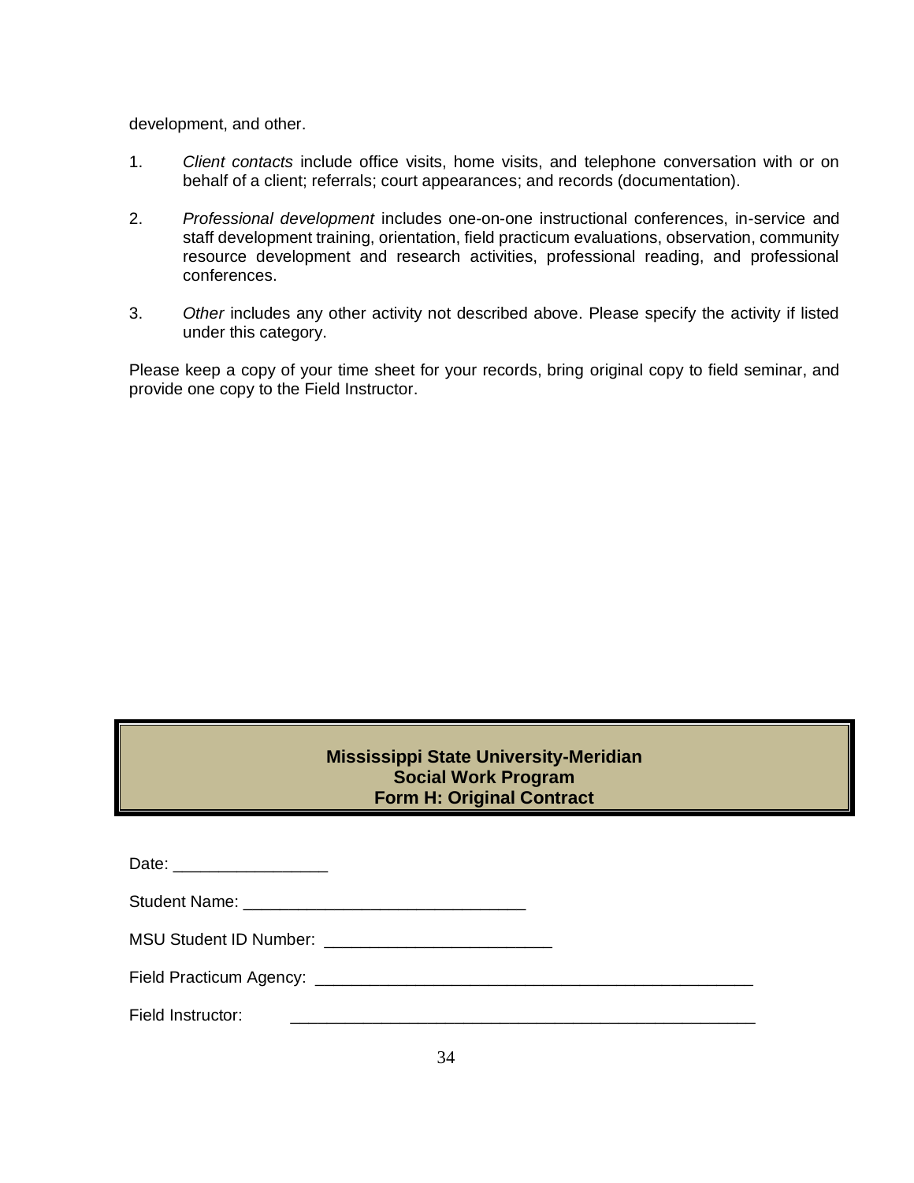development, and other.

1. *Client contacts* include office visits, home visits, and telephone conversation with or on behalf of a client; referrals; court appearances; and records (documentation).

2. *Professional development* includes one-on-one instructional conferences, in-service and staff development training, orientation, field practicum evaluations, observation, community resource development and research activities, professional reading, and professional conferences.

3. *Other* includes any other activity not described above. Please specify the activity if listed under this category.

Please keep a copy of your time sheet for your records, bring original copy to field seminar, and provide one copy to the Field Instructor.

## Mississippi State University-Meridian
## Social Work Program
## Form H: Original Contract

Date: _________________

Student Name: _______________________________

MSU Student ID Number: _________________________

Field Practicum Agency: ________________________________________________

Field Instructor: ___________________________________________________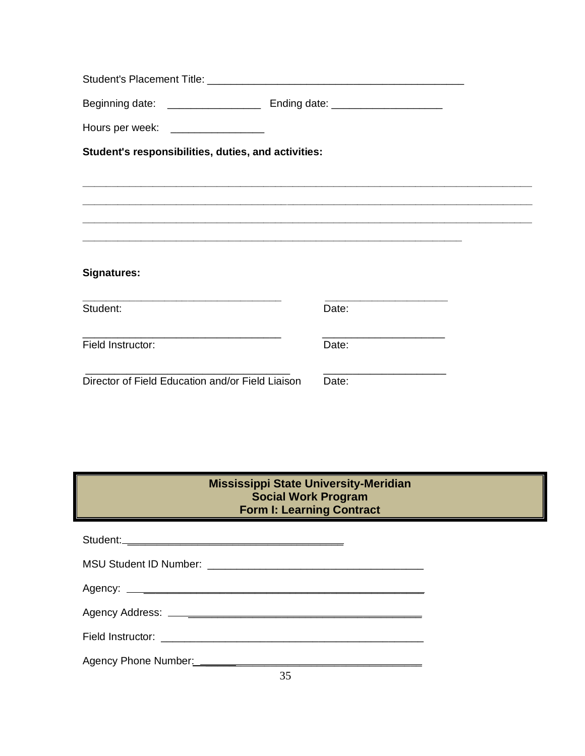Student's Placement Title: ____________________________________________

Beginning date: ________________ Ending date: ___________________

Hours per week: ________________

**Student's responsibilities, duties, and activities:**

_______________________________________________________________________________

_______________________________________________________________________________

_______________________________________________________________________________

__________________________________________________________________

**Signatures:**

__________________________________ ____________________

Student: Date:

__________________________________ ____________________

Field Instructor: Date:

__________________________________ ____________________

Director of Field Education and/or Field Liaison Date:

**Mississippi State University-Meridian**
**Social Work Program**
**Form I: Learning Contract**

Student:______________________________________

MSU Student ID Number: _____________________________________

Agency: ______________________________________________________

Agency Address: _____________________________________________

Field Instructor: _____________________________________________

Agency Phone Number: ________________________________________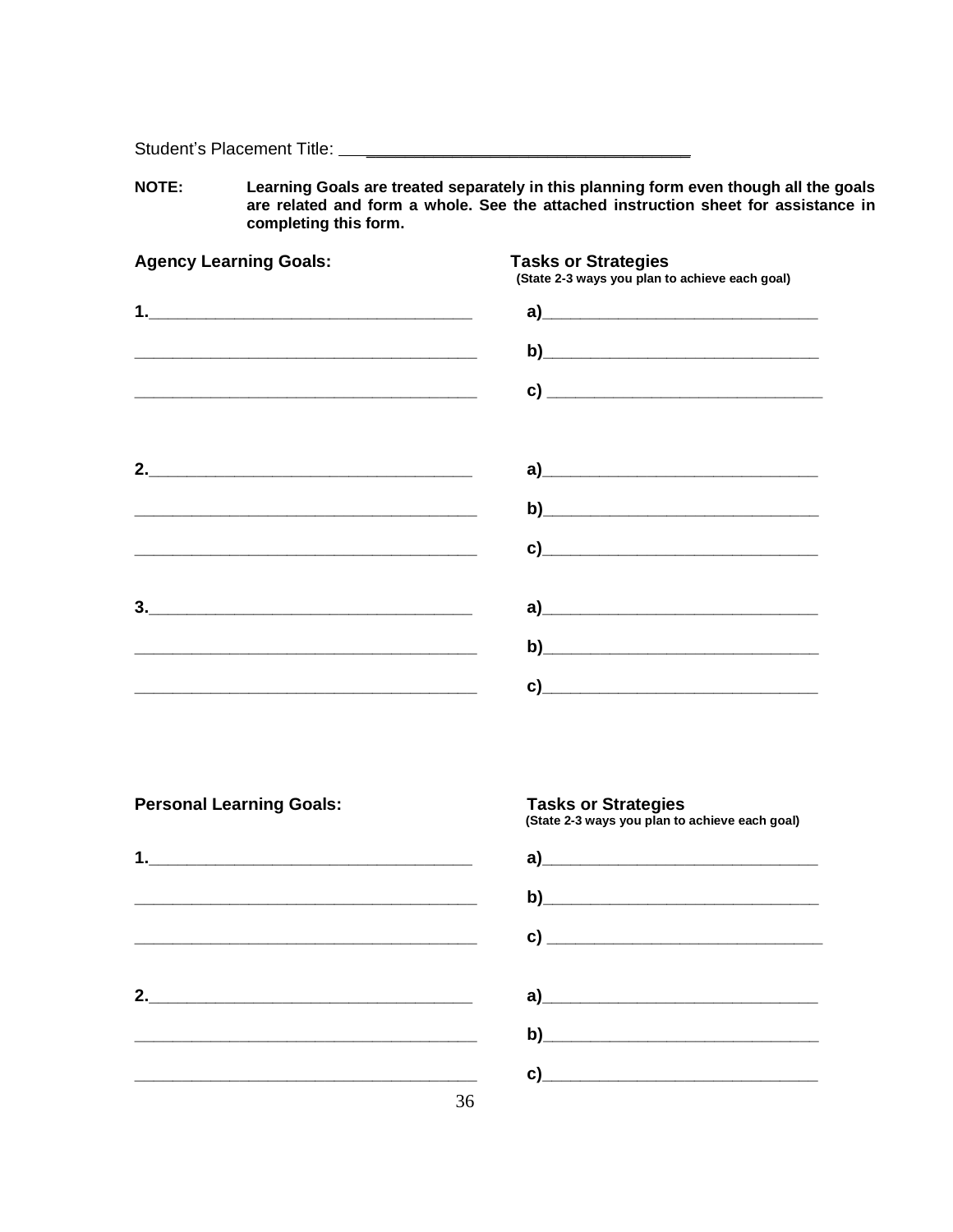Student's Placement Title: ___________________________________

**NOTE:** **Learning Goals are treated separately in this planning form even though all the goals are related and form a whole. See the attached instruction sheet for assistance in completing this form.**

| **Agency Learning Goals:** | **Tasks or Strategies** (State 2-3 ways you plan to achieve each goal) |
|---|---|
| **1.**______________________________ | **a)**______________________________ |
| ______________________________ | **b)**______________________________ |
| ______________________________ | **c)** ______________________________ |
| **2.**______________________________ | **a)**______________________________ |
| ______________________________ | **b)**______________________________ |
| ______________________________ | **c)**______________________________ |
| **3.**______________________________ | **a)**______________________________ |
| ______________________________ | **b)**______________________________ |
| ______________________________ | **c)**______________________________ |

| **Personal Learning Goals:** | **Tasks or Strategies** (State 2-3 ways you plan to achieve each goal) |
|---|---|
| **1.**______________________________ | **a)**______________________________ |
| ______________________________ | **b)**______________________________ |
| ______________________________ | **c)** ______________________________ |
| **2.**______________________________ | **a)**______________________________ |
| ______________________________ | **b)**______________________________ |
| ______________________________ | **c)**______________________________ |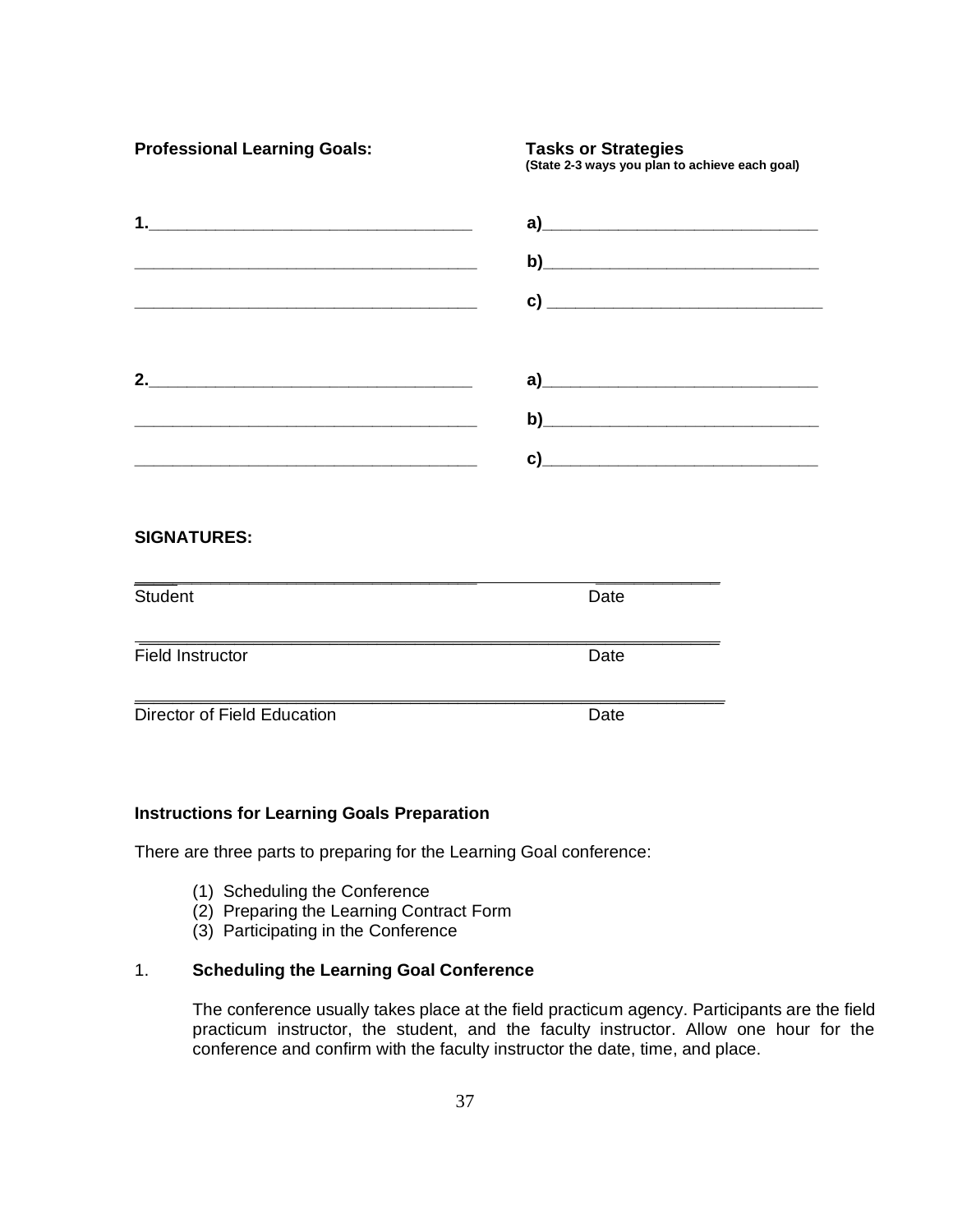| **Professional Learning Goals:** | **Tasks or Strategies** (State 2-3 ways you plan to achieve each goal) |
|---|---|
| **1.**______________________________ | **a)**______________________________ |
| ______________________________ | **b)**______________________________ |
| ______________________________ | **c)** ______________________________ |
| **2.**______________________________ | **a)**______________________________ |
| ______________________________ | **b)**______________________________ |
| ______________________________ | **c)**______________________________ |

**SIGNATURES:**

| ______________________________ | ____________ |
|---|---|
| Student | Date |
| Field Instructor | Date |
| Director of Field Education | Date |

**Instructions for Learning Goals Preparation**

There are three parts to preparing for the Learning Goal conference:

(1) Scheduling the Conference
(2) Preparing the Learning Contract Form
(3) Participating in the Conference

1. **Scheduling the Learning Goal Conference**

   The conference usually takes place at the field practicum agency. Participants are the field practicum instructor, the student, and the faculty instructor. Allow one hour for the conference and confirm with the faculty instructor the date, time, and place.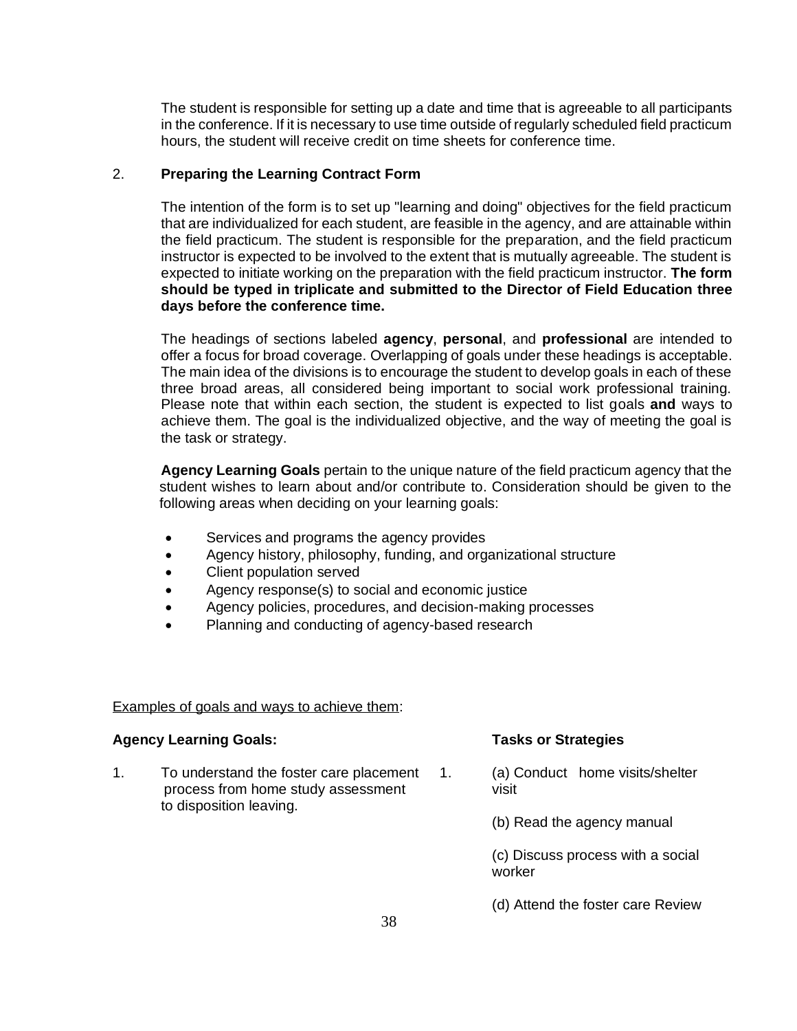The student is responsible for setting up a date and time that is agreeable to all participants in the conference. If it is necessary to use time outside of regularly scheduled field practicum hours, the student will receive credit on time sheets for conference time.

2. **Preparing the Learning Contract Form**

The intention of the form is to set up "learning and doing" objectives for the field practicum that are individualized for each student, are feasible in the agency, and are attainable within the field practicum. The student is responsible for the preparation, and the field practicum instructor is expected to be involved to the extent that is mutually agreeable. The student is expected to initiate working on the preparation with the field practicum instructor. **The form should be typed in triplicate and submitted to the Director of Field Education three days before the conference time.**

The headings of sections labeled **agency**, **personal**, and **professional** are intended to offer a focus for broad coverage. Overlapping of goals under these headings is acceptable. The main idea of the divisions is to encourage the student to develop goals in each of these three broad areas, all considered being important to social work professional training. Please note that within each section, the student is expected to list goals **and** ways to achieve them. The goal is the individualized objective, and the way of meeting the goal is the task or strategy.

**Agency Learning Goals** pertain to the unique nature of the field practicum agency that the student wishes to learn about and/or contribute to. Consideration should be given to the following areas when deciding on your learning goals:

- Services and programs the agency provides
- Agency history, philosophy, funding, and organizational structure
- Client population served
- Agency response(s) to social and economic justice
- Agency policies, procedures, and decision-making processes
- Planning and conducting of agency-based research

Examples of goals and ways to achieve them:

| **Agency Learning Goals:** | **Tasks or Strategies** |
|---|---|
| 1. To understand the foster care placement process from home study assessment to disposition leaving. | 1. (a) Conduct home visits/shelter visit<br>(b) Read the agency manual<br>(c) Discuss process with a social worker<br>(d) Attend the foster care Review |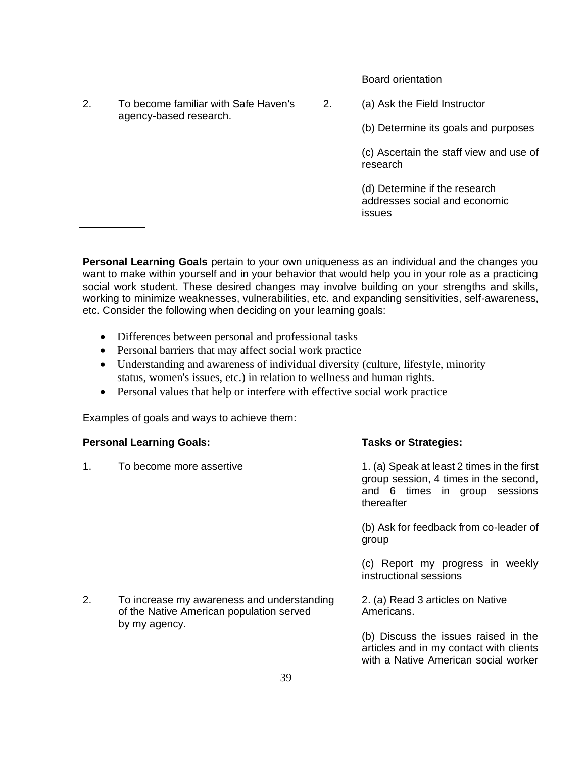| | |
|---|---|
| | Board orientation |
| 2. To become familiar with Safe Haven's agency-based research. | 2. (a) Ask the Field Instructor<br><br>(b) Determine its goals and purposes<br><br>(c) Ascertain the staff view and use of research<br><br>(d) Determine if the research addresses social and economic issues |

**Personal Learning Goals** pertain to your own uniqueness as an individual and the changes you want to make within yourself and in your behavior that would help you in your role as a practicing social work student. These desired changes may involve building on your strengths and skills, working to minimize weaknesses, vulnerabilities, etc. and expanding sensitivities, self-awareness, etc. Consider the following when deciding on your learning goals:

- Differences between personal and professional tasks
- Personal barriers that may affect social work practice
- Understanding and awareness of individual diversity (culture, lifestyle, minority status, women's issues, etc.) in relation to wellness and human rights.
- Personal values that help or interfere with effective social work practice

Examples of goals and ways to achieve them:

| **Personal Learning Goals:** | **Tasks or Strategies:** |
|---|---|
| 1. To become more assertive | 1. (a) Speak at least 2 times in the first group session, 4 times in the second, and 6 times in group sessions thereafter<br><br>(b) Ask for feedback from co-leader of group<br><br>(c) Report my progress in weekly instructional sessions |
| 2. To increase my awareness and understanding of the Native American population served by my agency. | 2. (a) Read 3 articles on Native Americans.<br><br>(b) Discuss the issues raised in the articles and in my contact with clients with a Native American social worker |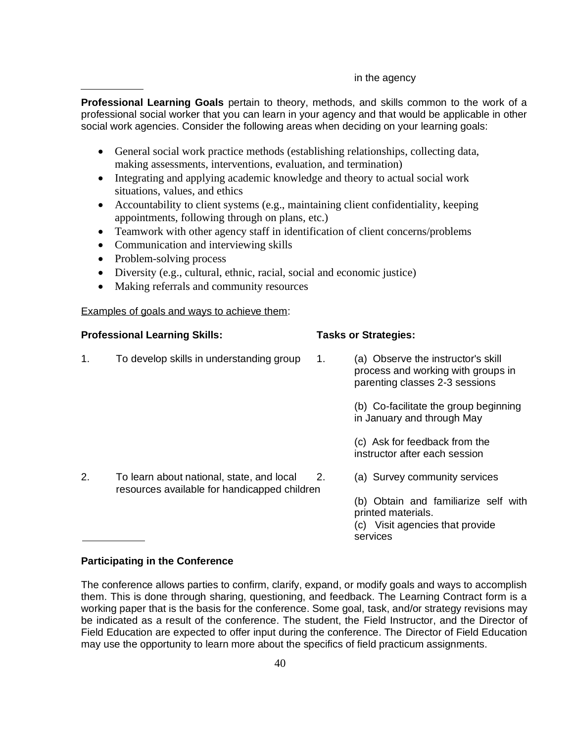in the agency

---

**Professional Learning Goals** pertain to theory, methods, and skills common to the work of a professional social worker that you can learn in your agency and that would be applicable in other social work agencies. Consider the following areas when deciding on your learning goals:

- General social work practice methods (establishing relationships, collecting data, making assessments, interventions, evaluation, and termination)
- Integrating and applying academic knowledge and theory to actual social work situations, values, and ethics
- Accountability to client systems (e.g., maintaining client confidentiality, keeping appointments, following through on plans, etc.)
- Teamwork with other agency staff in identification of client concerns/problems
- Communication and interviewing skills
- Problem-solving process
- Diversity (e.g., cultural, ethnic, racial, social and economic justice)
- Making referrals and community resources

Examples of goals and ways to achieve them:

| Professional Learning Skills: | Tasks or Strategies: |
|---|---|
| 1. To develop skills in understanding group | 1. (a) Observe the instructor's skill process and working with groups in parenting classes 2-3 sessions<br><br>(b) Co-facilitate the group beginning in January and through May<br><br>(c) Ask for feedback from the instructor after each session |
| 2. To learn about national, state, and local resources available for handicapped children | 2. (a) Survey community services<br><br>(b) Obtain and familiarize self with printed materials.<br>(c) Visit agencies that provide services |

---

**Participating in the Conference**

The conference allows parties to confirm, clarify, expand, or modify goals and ways to accomplish them. This is done through sharing, questioning, and feedback. The Learning Contract form is a working paper that is the basis for the conference. Some goal, task, and/or strategy revisions may be indicated as a result of the conference. The student, the Field Instructor, and the Director of Field Education are expected to offer input during the conference. The Director of Field Education may use the opportunity to learn more about the specifics of field practicum assignments.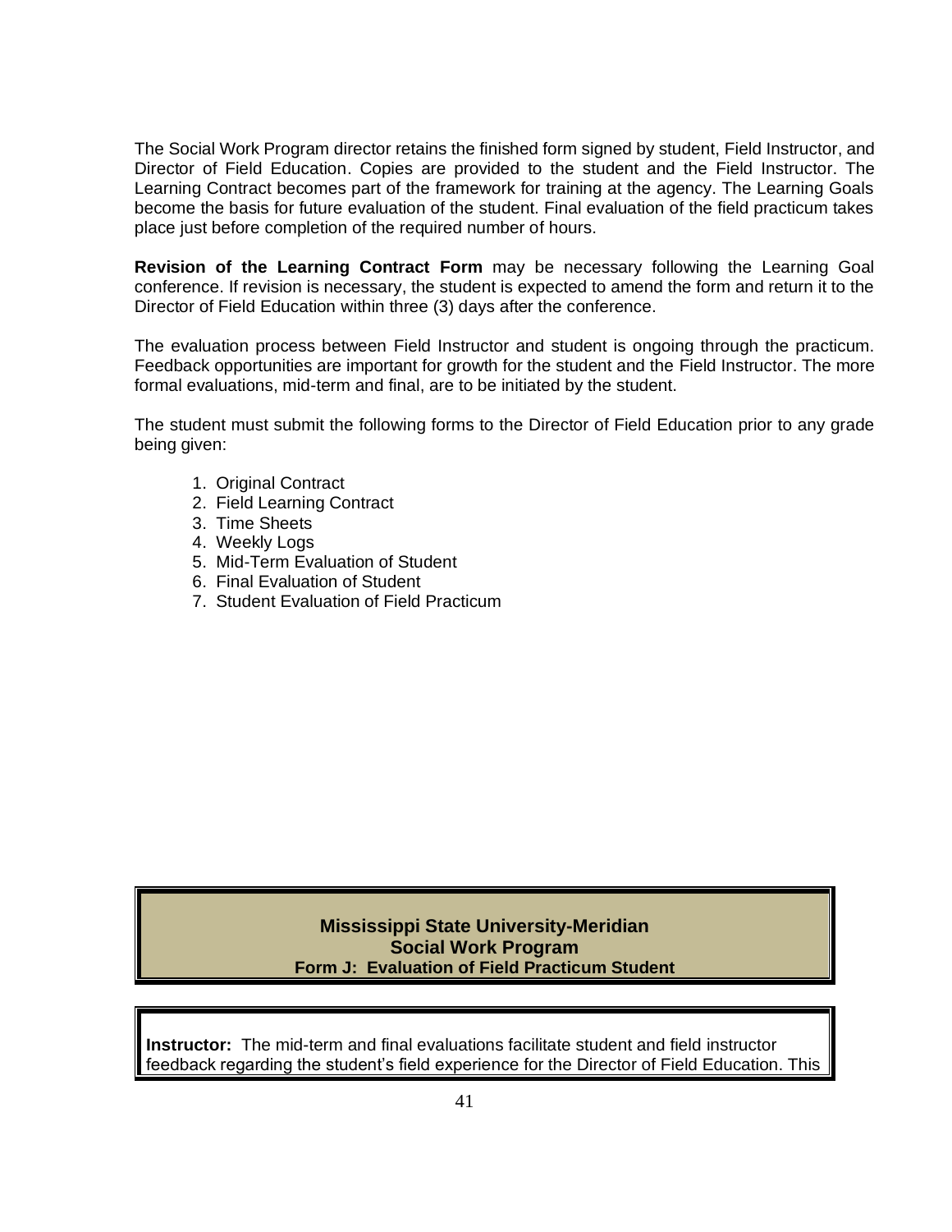The Social Work Program director retains the finished form signed by student, Field Instructor, and Director of Field Education. Copies are provided to the student and the Field Instructor. The Learning Contract becomes part of the framework for training at the agency. The Learning Goals become the basis for future evaluation of the student. Final evaluation of the field practicum takes place just before completion of the required number of hours.

**Revision of the Learning Contract Form** may be necessary following the Learning Goal conference. If revision is necessary, the student is expected to amend the form and return it to the Director of Field Education within three (3) days after the conference.

The evaluation process between Field Instructor and student is ongoing through the practicum. Feedback opportunities are important for growth for the student and the Field Instructor. The more formal evaluations, mid-term and final, are to be initiated by the student.

The student must submit the following forms to the Director of Field Education prior to any grade being given:

1. Original Contract
2. Field Learning Contract
3. Time Sheets
4. Weekly Logs
5. Mid-Term Evaluation of Student
6. Final Evaluation of Student
7. Student Evaluation of Field Practicum

## Mississippi State University-Meridian
## Social Work Program
### Form J: Evaluation of Field Practicum Student

**Instructor:** The mid-term and final evaluations facilitate student and field instructor feedback regarding the student's field experience for the Director of Field Education. This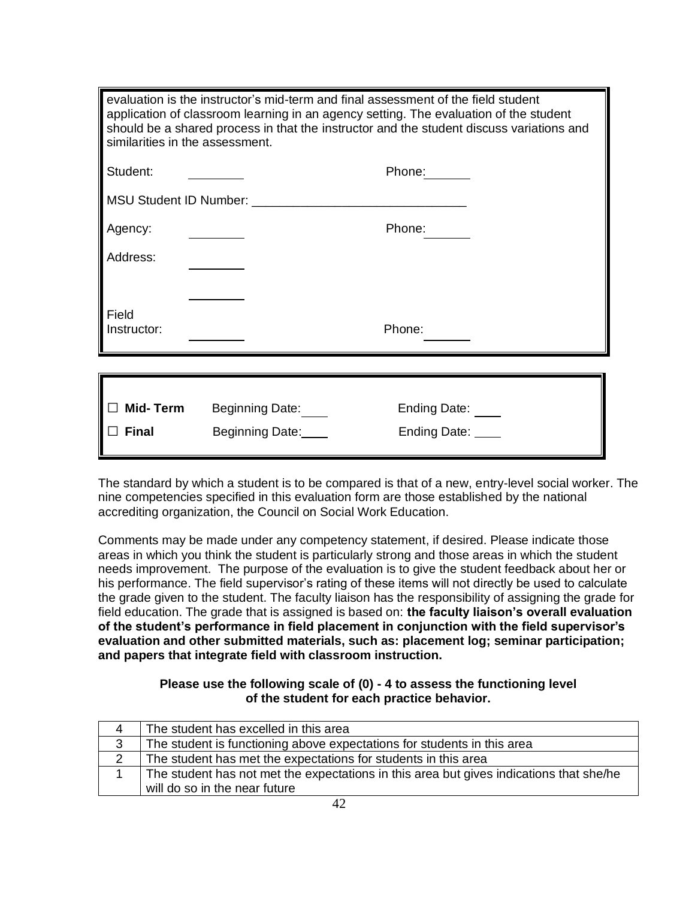evaluation is the instructor's mid-term and final assessment of the field student application of classroom learning in an agency setting. The evaluation of the student should be a shared process in that the instructor and the student discuss variations and similarities in the assessment.

Student: ________ Phone: ______

MSU Student ID Number: ______________________________

Agency: ________ Phone: ______

Address: ________

________

Field Instructor: ________ Phone: ______

☐ **Mid- Term** Beginning Date: ____ Ending Date: ____

☐ **Final** Beginning Date: ____ Ending Date: ____

The standard by which a student is to be compared is that of a new, entry-level social worker. The nine competencies specified in this evaluation form are those established by the national accrediting organization, the Council on Social Work Education.

Comments may be made under any competency statement, if desired. Please indicate those areas in which you think the student is particularly strong and those areas in which the student needs improvement. The purpose of the evaluation is to give the student feedback about her or his performance. The field supervisor's rating of these items will not directly be used to calculate the grade given to the student. The faculty liaison has the responsibility of assigning the grade for field education. The grade that is assigned is based on: **the faculty liaison's overall evaluation of the student's performance in field placement in conjunction with the field supervisor's evaluation and other submitted materials, such as: placement log; seminar participation; and papers that integrate field with classroom instruction.**

**Please use the following scale of (0) - 4 to assess the functioning level of the student for each practice behavior.**

| | |
|---|---|
| 4 | The student has excelled in this area |
| 3 | The student is functioning above expectations for students in this area |
| 2 | The student has met the expectations for students in this area |
| 1 | The student has not met the expectations in this area but gives indications that she/he will do so in the near future |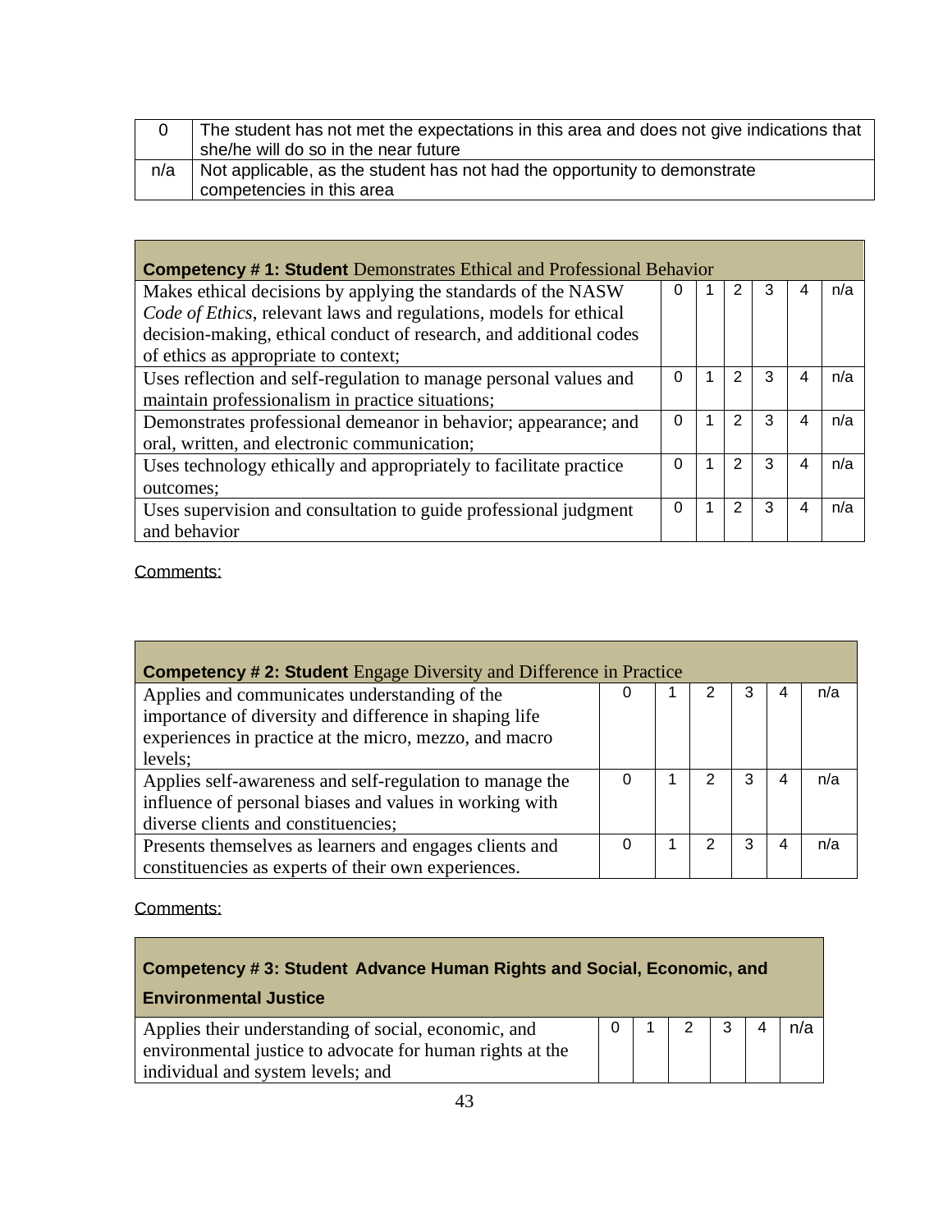| | |
|---|---|
| 0 | The student has not met the expectations in this area and does not give indications that she/he will do so in the near future |
| n/a | Not applicable, as the student has not had the opportunity to demonstrate competencies in this area |

| **Competency # 1: Student** Demonstrates Ethical and Professional Behavior | | | | | | |
|---|---|---|---|---|---|---|
| Makes ethical decisions by applying the standards of the NASW *Code of Ethics*, relevant laws and regulations, models for ethical decision-making, ethical conduct of research, and additional codes of ethics as appropriate to context; | 0 | 1 | 2 | 3 | 4 | n/a |
| Uses reflection and self-regulation to manage personal values and maintain professionalism in practice situations; | 0 | 1 | 2 | 3 | 4 | n/a |
| Demonstrates professional demeanor in behavior; appearance; and oral, written, and electronic communication; | 0 | 1 | 2 | 3 | 4 | n/a |
| Uses technology ethically and appropriately to facilitate practice outcomes; | 0 | 1 | 2 | 3 | 4 | n/a |
| Uses supervision and consultation to guide professional judgment and behavior | 0 | 1 | 2 | 3 | 4 | n/a |

Comments:

| **Competency # 2: Student** Engage Diversity and Difference in Practice | | | | | | |
|---|---|---|---|---|---|---|
| Applies and communicates understanding of the importance of diversity and difference in shaping life experiences in practice at the micro, mezzo, and macro levels; | 0 | 1 | 2 | 3 | 4 | n/a |
| Applies self-awareness and self-regulation to manage the influence of personal biases and values in working with diverse clients and constituencies; | 0 | 1 | 2 | 3 | 4 | n/a |
| Presents themselves as learners and engages clients and constituencies as experts of their own experiences. | 0 | 1 | 2 | 3 | 4 | n/a |

Comments:

| **Competency # 3: Student Advance Human Rights and Social, Economic, and Environmental Justice** | | | | | | |
|---|---|---|---|---|---|---|
| Applies their understanding of social, economic, and environmental justice to advocate for human rights at the individual and system levels; and | 0 | 1 | 2 | 3 | 4 | n/a |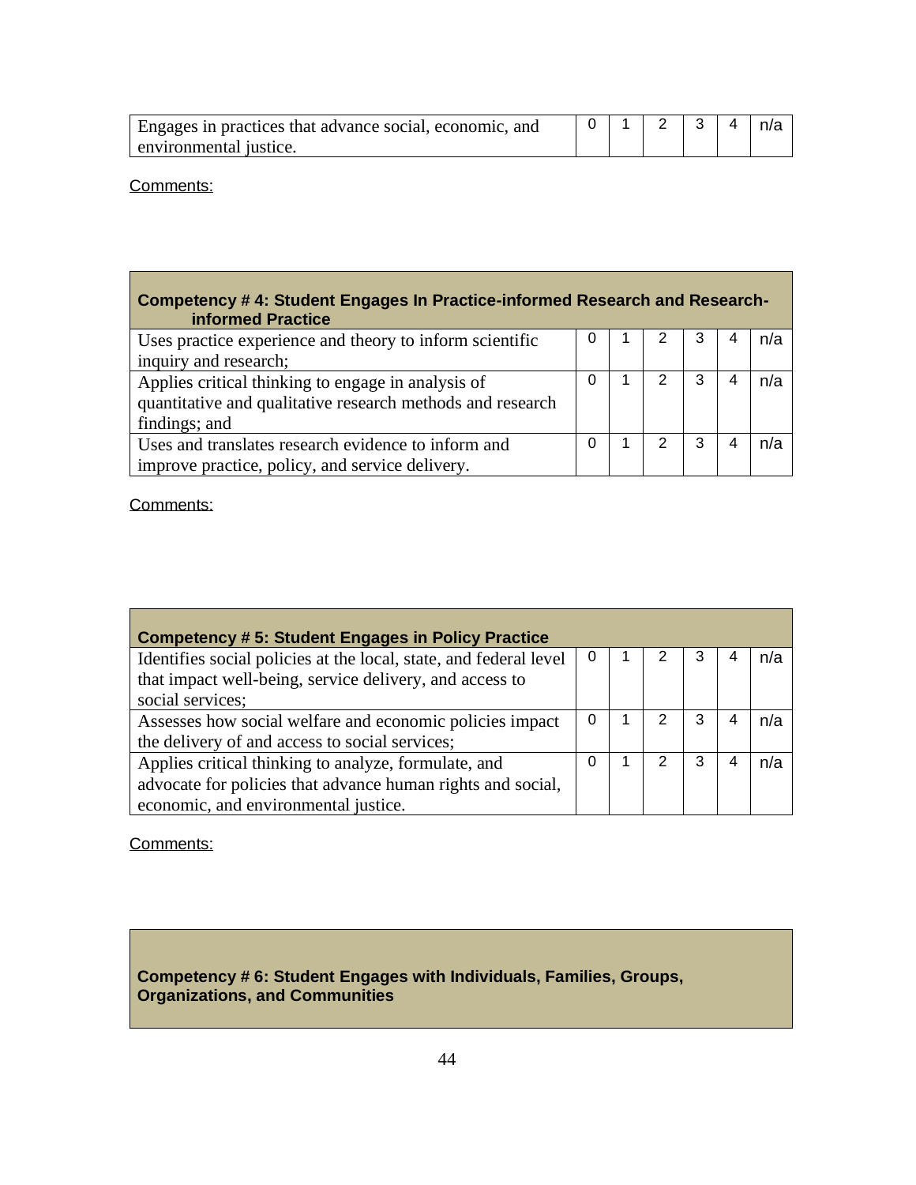| Engages in practices that advance social, economic, and environmental justice. | 0 | 1 | 2 | 3 | 4 | n/a |
|---|---|---|---|---|---|---|

Comments:

| Competency # 4: Student Engages In Practice-informed Research and Research-informed Practice | | | | | | |
|---|---|---|---|---|---|---|
| Uses practice experience and theory to inform scientific inquiry and research; | 0 | 1 | 2 | 3 | 4 | n/a |
| Applies critical thinking to engage in analysis of quantitative and qualitative research methods and research findings; and | 0 | 1 | 2 | 3 | 4 | n/a |
| Uses and translates research evidence to inform and improve practice, policy, and service delivery. | 0 | 1 | 2 | 3 | 4 | n/a |

Comments:

| Competency # 5: Student Engages in Policy Practice | | | | | | |
|---|---|---|---|---|---|---|
| Identifies social policies at the local, state, and federal level that impact well-being, service delivery, and access to social services; | 0 | 1 | 2 | 3 | 4 | n/a |
| Assesses how social welfare and economic policies impact the delivery of and access to social services; | 0 | 1 | 2 | 3 | 4 | n/a |
| Applies critical thinking to analyze, formulate, and advocate for policies that advance human rights and social, economic, and environmental justice. | 0 | 1 | 2 | 3 | 4 | n/a |

Comments:

| Competency # 6: Student Engages with Individuals, Families, Groups, Organizations, and Communities |
|---|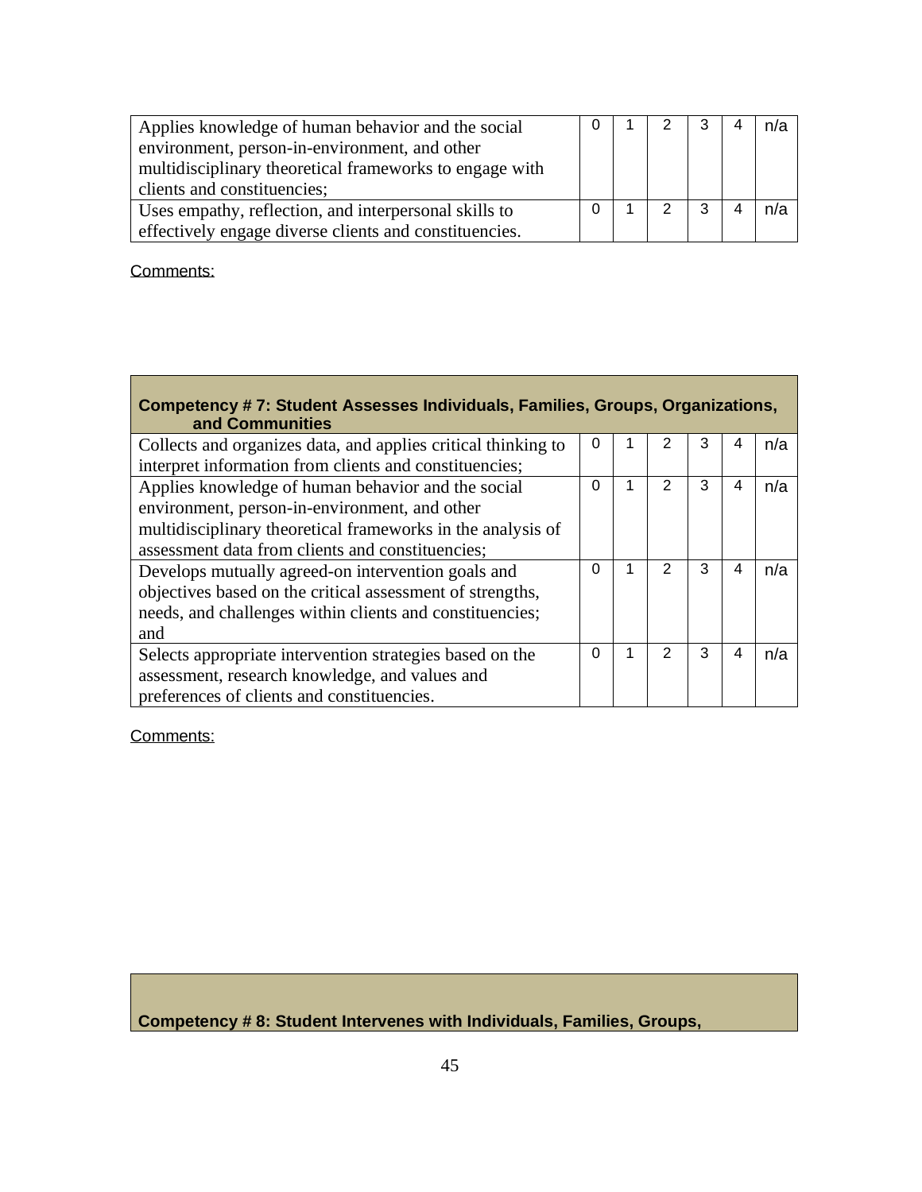| | | | | | | |
|---|---|---|---|---|---|---|
| Applies knowledge of human behavior and the social environment, person-in-environment, and other multidisciplinary theoretical frameworks to engage with clients and constituencies; | 0 | 1 | 2 | 3 | 4 | n/a |
| Uses empathy, reflection, and interpersonal skills to effectively engage diverse clients and constituencies. | 0 | 1 | 2 | 3 | 4 | n/a |

Comments:

| Competency # 7: Student Assesses Individuals, Families, Groups, Organizations, and Communities | | | | | | |
|---|---|---|---|---|---|---|
| Collects and organizes data, and applies critical thinking to interpret information from clients and constituencies; | 0 | 1 | 2 | 3 | 4 | n/a |
| Applies knowledge of human behavior and the social environment, person-in-environment, and other multidisciplinary theoretical frameworks in the analysis of assessment data from clients and constituencies; | 0 | 1 | 2 | 3 | 4 | n/a |
| Develops mutually agreed-on intervention goals and objectives based on the critical assessment of strengths, needs, and challenges within clients and constituencies; and | 0 | 1 | 2 | 3 | 4 | n/a |
| Selects appropriate intervention strategies based on the assessment, research knowledge, and values and preferences of clients and constituencies. | 0 | 1 | 2 | 3 | 4 | n/a |

Comments:

| Competency # 8: Student Intervenes with Individuals, Families, Groups, |
|---|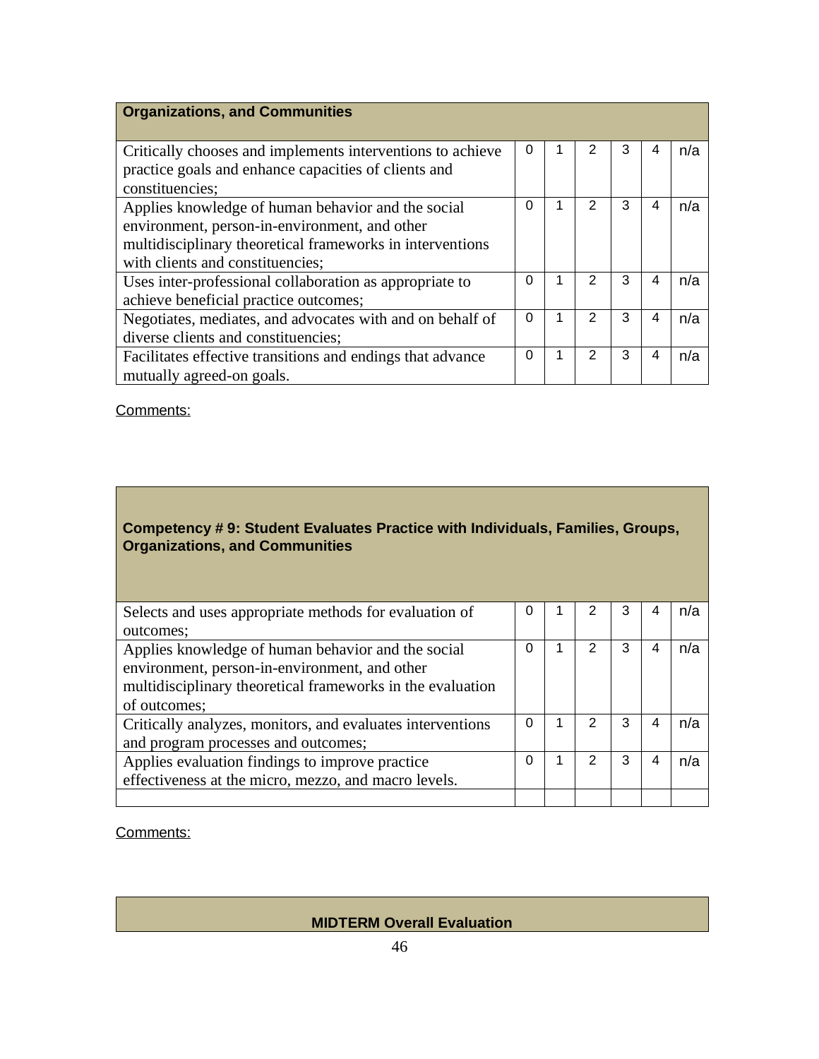| Organizations, and Communities | | | | | | |
|---|---|---|---|---|---|---|
| Critically chooses and implements interventions to achieve practice goals and enhance capacities of clients and constituencies; | 0 | 1 | 2 | 3 | 4 | n/a |
| Applies knowledge of human behavior and the social environment, person-in-environment, and other multidisciplinary theoretical frameworks in interventions with clients and constituencies; | 0 | 1 | 2 | 3 | 4 | n/a |
| Uses inter-professional collaboration as appropriate to achieve beneficial practice outcomes; | 0 | 1 | 2 | 3 | 4 | n/a |
| Negotiates, mediates, and advocates with and on behalf of diverse clients and constituencies; | 0 | 1 | 2 | 3 | 4 | n/a |
| Facilitates effective transitions and endings that advance mutually agreed-on goals. | 0 | 1 | 2 | 3 | 4 | n/a |

Comments:

| Competency # 9: Student Evaluates Practice with Individuals, Families, Groups, Organizations, and Communities | | | | | | |
|---|---|---|---|---|---|---|
| Selects and uses appropriate methods for evaluation of outcomes; | 0 | 1 | 2 | 3 | 4 | n/a |
| Applies knowledge of human behavior and the social environment, person-in-environment, and other multidisciplinary theoretical frameworks in the evaluation of outcomes; | 0 | 1 | 2 | 3 | 4 | n/a |
| Critically analyzes, monitors, and evaluates interventions and program processes and outcomes; | 0 | 1 | 2 | 3 | 4 | n/a |
| Applies evaluation findings to improve practice effectiveness at the micro, mezzo, and macro levels. | 0 | 1 | 2 | 3 | 4 | n/a |
| | | | | | | |

Comments:

| MIDTERM Overall Evaluation |
|---|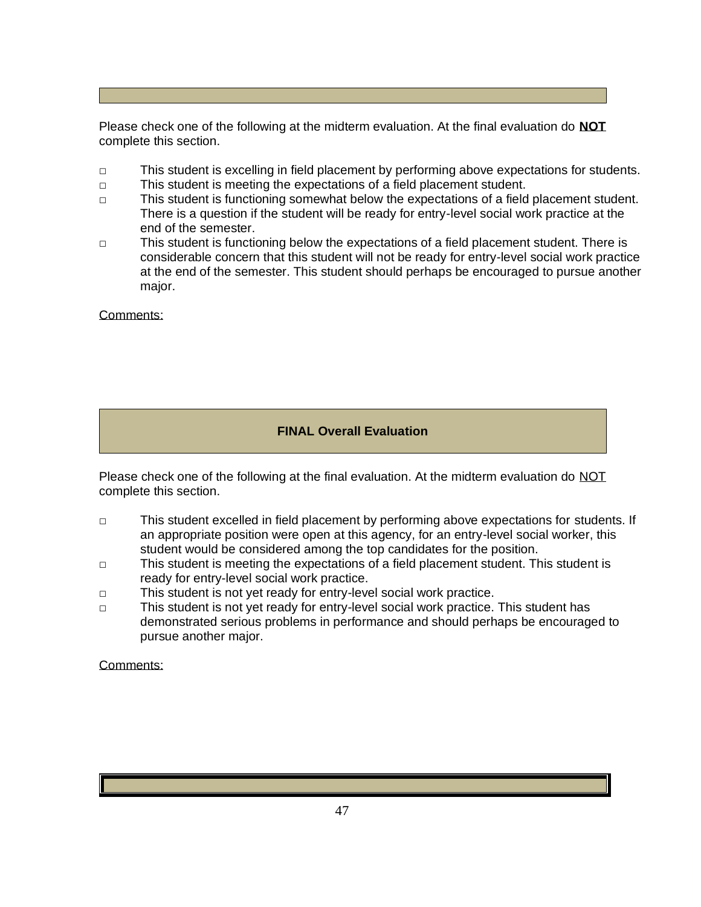Please check one of the following at the midterm evaluation. At the final evaluation do **NOT** complete this section.

- □ This student is excelling in field placement by performing above expectations for students.
- □ This student is meeting the expectations of a field placement student.
- □ This student is functioning somewhat below the expectations of a field placement student. There is a question if the student will be ready for entry-level social work practice at the end of the semester.
- □ This student is functioning below the expectations of a field placement student. There is considerable concern that this student will not be ready for entry-level social work practice at the end of the semester. This student should perhaps be encouraged to pursue another major.

Comments:

## FINAL Overall Evaluation

Please check one of the following at the final evaluation. At the midterm evaluation do NOT complete this section.

- □ This student excelled in field placement by performing above expectations for students. If an appropriate position were open at this agency, for an entry-level social worker, this student would be considered among the top candidates for the position.
- □ This student is meeting the expectations of a field placement student. This student is ready for entry-level social work practice.
- □ This student is not yet ready for entry-level social work practice.
- □ This student is not yet ready for entry-level social work practice. This student has demonstrated serious problems in performance and should perhaps be encouraged to pursue another major.

Comments: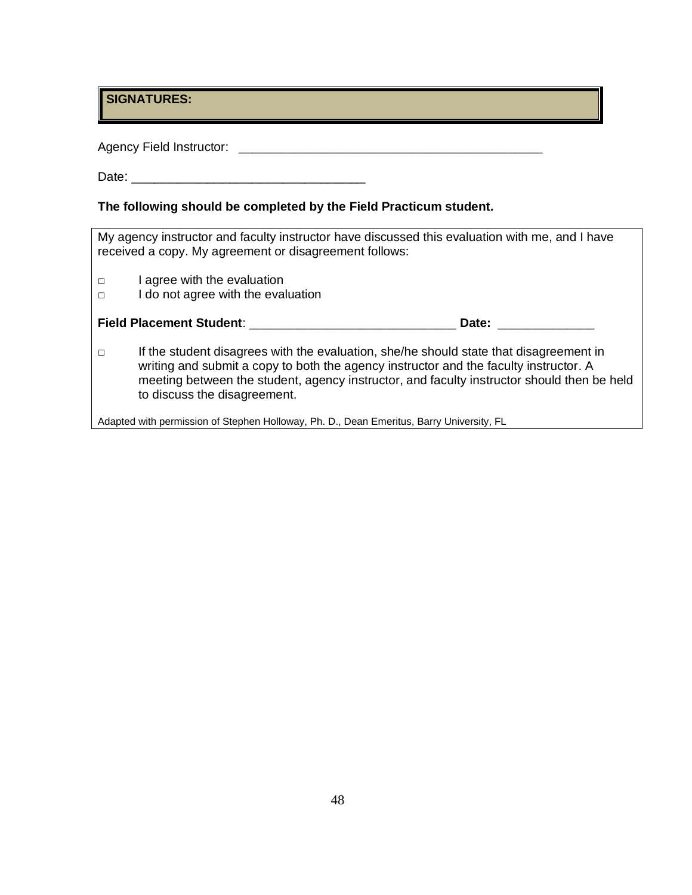**SIGNATURES:**

Agency Field Instructor: ____________________________________________

Date: _________________________________

**The following should be completed by the Field Practicum student.**

My agency instructor and faculty instructor have discussed this evaluation with me, and I have received a copy. My agreement or disagreement follows:

- □ I agree with the evaluation
- □ I do not agree with the evaluation

**Field Placement Student**: ______________________________ **Date:** ______________

□ If the student disagrees with the evaluation, she/he should state that disagreement in writing and submit a copy to both the agency instructor and the faculty instructor. A meeting between the student, agency instructor, and faculty instructor should then be held to discuss the disagreement.

Adapted with permission of Stephen Holloway, Ph. D., Dean Emeritus, Barry University, FL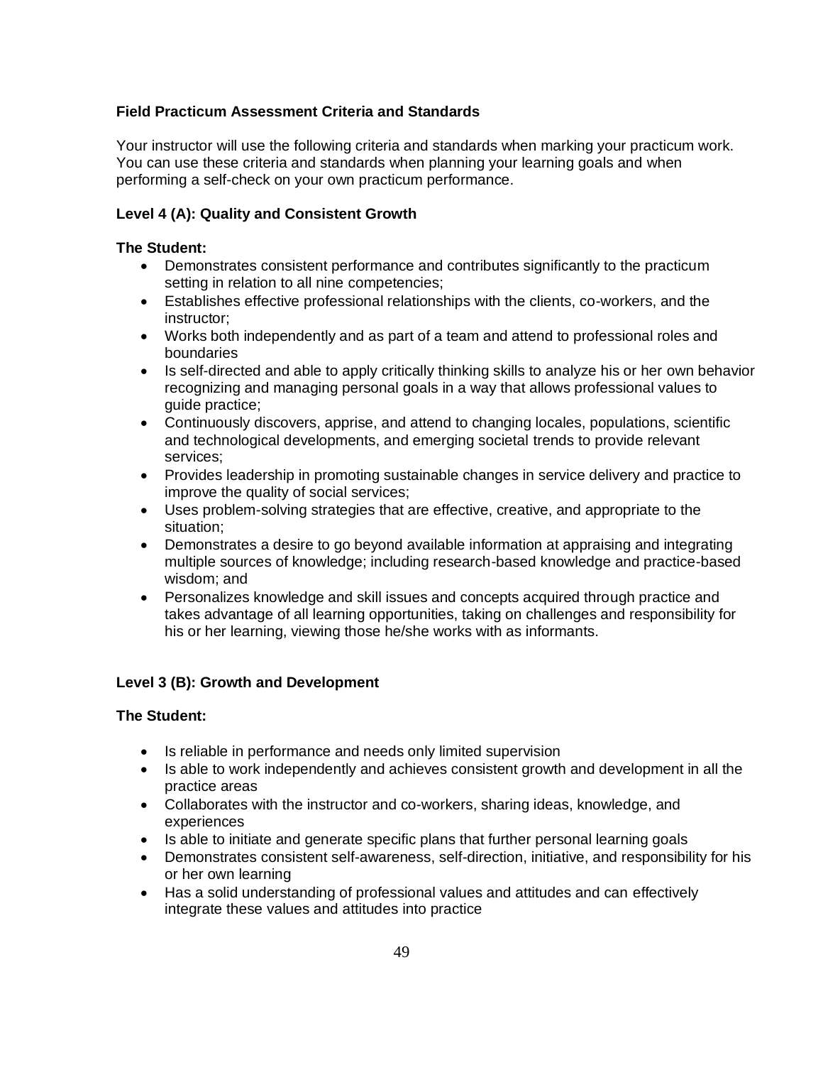**Field Practicum Assessment Criteria and Standards**

Your instructor will use the following criteria and standards when marking your practicum work. You can use these criteria and standards when planning your learning goals and when performing a self-check on your own practicum performance.

**Level 4 (A): Quality and Consistent Growth**

**The Student:**

- Demonstrates consistent performance and contributes significantly to the practicum setting in relation to all nine competencies;
- Establishes effective professional relationships with the clients, co-workers, and the instructor;
- Works both independently and as part of a team and attend to professional roles and boundaries
- Is self-directed and able to apply critically thinking skills to analyze his or her own behavior recognizing and managing personal goals in a way that allows professional values to guide practice;
- Continuously discovers, apprise, and attend to changing locales, populations, scientific and technological developments, and emerging societal trends to provide relevant services;
- Provides leadership in promoting sustainable changes in service delivery and practice to improve the quality of social services;
- Uses problem-solving strategies that are effective, creative, and appropriate to the situation;
- Demonstrates a desire to go beyond available information at appraising and integrating multiple sources of knowledge; including research-based knowledge and practice-based wisdom; and
- Personalizes knowledge and skill issues and concepts acquired through practice and takes advantage of all learning opportunities, taking on challenges and responsibility for his or her learning, viewing those he/she works with as informants.

**Level 3 (B): Growth and Development**

**The Student:**

- Is reliable in performance and needs only limited supervision
- Is able to work independently and achieves consistent growth and development in all the practice areas
- Collaborates with the instructor and co-workers, sharing ideas, knowledge, and experiences
- Is able to initiate and generate specific plans that further personal learning goals
- Demonstrates consistent self-awareness, self-direction, initiative, and responsibility for his or her own learning
- Has a solid understanding of professional values and attitudes and can effectively integrate these values and attitudes into practice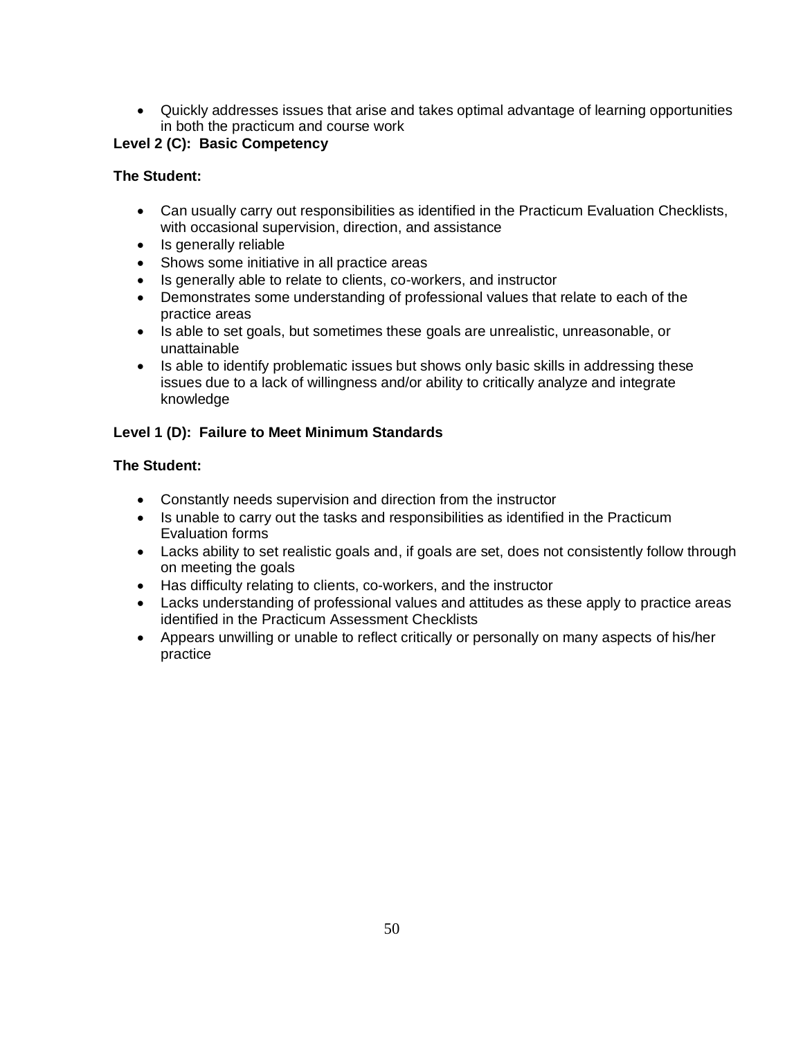- Quickly addresses issues that arise and takes optimal advantage of learning opportunities in both the practicum and course work

**Level 2 (C): Basic Competency**

**The Student:**

- Can usually carry out responsibilities as identified in the Practicum Evaluation Checklists, with occasional supervision, direction, and assistance
- Is generally reliable
- Shows some initiative in all practice areas
- Is generally able to relate to clients, co-workers, and instructor
- Demonstrates some understanding of professional values that relate to each of the practice areas
- Is able to set goals, but sometimes these goals are unrealistic, unreasonable, or unattainable
- Is able to identify problematic issues but shows only basic skills in addressing these issues due to a lack of willingness and/or ability to critically analyze and integrate knowledge

**Level 1 (D): Failure to Meet Minimum Standards**

**The Student:**

- Constantly needs supervision and direction from the instructor
- Is unable to carry out the tasks and responsibilities as identified in the Practicum Evaluation forms
- Lacks ability to set realistic goals and, if goals are set, does not consistently follow through on meeting the goals
- Has difficulty relating to clients, co-workers, and the instructor
- Lacks understanding of professional values and attitudes as these apply to practice areas identified in the Practicum Assessment Checklists
- Appears unwilling or unable to reflect critically or personally on many aspects of his/her practice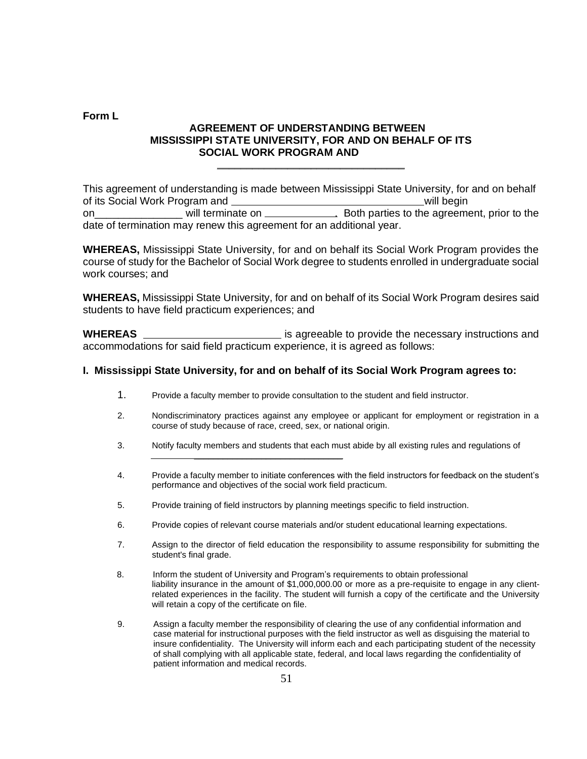**Form L**

**AGREEMENT OF UNDERSTANDING BETWEEN MISSISSIPPI STATE UNIVERSITY, FOR AND ON BEHALF OF ITS SOCIAL WORK PROGRAM AND**

\_\_\_\_\_\_\_\_\_\_\_\_\_\_\_\_\_\_\_\_\_\_\_\_\_\_\_\_\_\_\_\_

This agreement of understanding is made between Mississippi State University, for and on behalf of its Social Work Program and \_\_\_\_\_\_\_\_\_\_\_\_\_\_\_\_\_\_\_\_\_\_\_\_\_\_\_\_\_\_\_\_ will begin on\_\_\_\_\_\_\_\_\_\_\_\_\_\_\_ will terminate on \_\_\_\_\_\_\_\_\_\_\_\_. Both parties to the agreement, prior to the date of termination may renew this agreement for an additional year.

**WHEREAS,** Mississippi State University, for and on behalf its Social Work Program provides the course of study for the Bachelor of Social Work degree to students enrolled in undergraduate social work courses; and

**WHEREAS,** Mississippi State University, for and on behalf of its Social Work Program desires said students to have field practicum experiences; and

**WHEREAS** \_\_\_\_\_\_\_\_\_\_\_\_\_\_\_\_\_\_\_\_\_\_\_ is agreeable to provide the necessary instructions and accommodations for said field practicum experience, it is agreed as follows:

**I. Mississippi State University, for and on behalf of its Social Work Program agrees to:**

1. Provide a faculty member to provide consultation to the student and field instructor.
2. Nondiscriminatory practices against any employee or applicant for employment or registration in a course of study because of race, creed, sex, or national origin.
3. Notify faculty members and students that each must abide by all existing rules and regulations of \_\_\_\_\_\_\_\_\_\_\_\_\_\_\_\_\_\_\_\_\_\_\_\_\_\_\_\_\_\_\_\_\_\_\_\_\_
4. Provide a faculty member to initiate conferences with the field instructors for feedback on the student's performance and objectives of the social work field practicum.
5. Provide training of field instructors by planning meetings specific to field instruction.
6. Provide copies of relevant course materials and/or student educational learning expectations.
7. Assign to the director of field education the responsibility to assume responsibility for submitting the student's final grade.
8. Inform the student of University and Program's requirements to obtain professional liability insurance in the amount of $1,000,000.00 or more as a pre-requisite to engage in any client-related experiences in the facility. The student will furnish a copy of the certificate and the University will retain a copy of the certificate on file.
9. Assign a faculty member the responsibility of clearing the use of any confidential information and case material for instructional purposes with the field instructor as well as disguising the material to insure confidentiality. The University will inform each and each participating student of the necessity of shall complying with all applicable state, federal, and local laws regarding the confidentiality of patient information and medical records.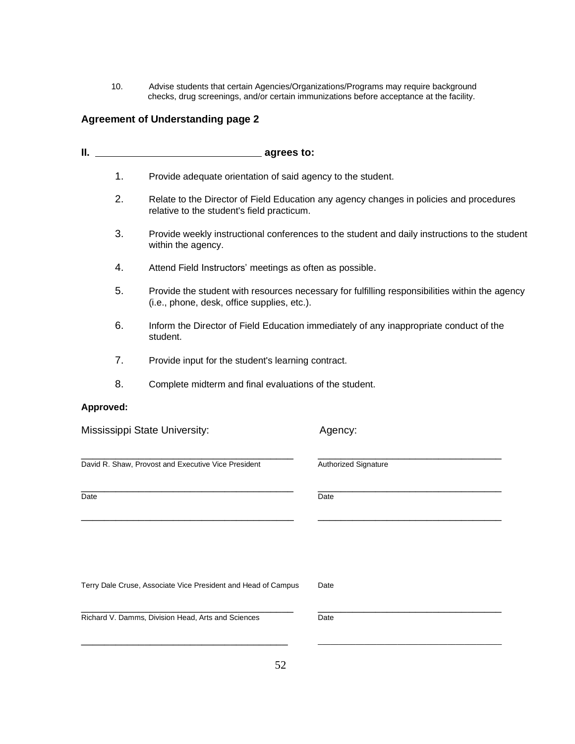10. Advise students that certain Agencies/Organizations/Programs may require background checks, drug screenings, and/or certain immunizations before acceptance at the facility.

**Agreement of Understanding page 2**

**II. ______________________________ agrees to:**

1. Provide adequate orientation of said agency to the student.
2. Relate to the Director of Field Education any agency changes in policies and procedures relative to the student's field practicum.
3. Provide weekly instructional conferences to the student and daily instructions to the student within the agency.
4. Attend Field Instructors' meetings as often as possible.
5. Provide the student with resources necessary for fulfilling responsibilities within the agency (i.e., phone, desk, office supplies, etc.).
6. Inform the Director of Field Education immediately of any inappropriate conduct of the student.
7. Provide input for the student's learning contract.
8. Complete midterm and final evaluations of the student.

**Approved:**

| Mississippi State University: | Agency: |
|---|---|
| ______________________________ | ______________________________ |
| David R. Shaw, Provost and Executive Vice President | Authorized Signature |
| ______________________________ | ______________________________ |
| Date | Date |
| ______________________________ | ______________________________ |
| Terry Dale Cruse, Associate Vice President and Head of Campus | Date |
| ______________________________ | ______________________________ |
| Richard V. Damms, Division Head, Arts and Sciences | Date |
| ______________________________ | ______________________________ |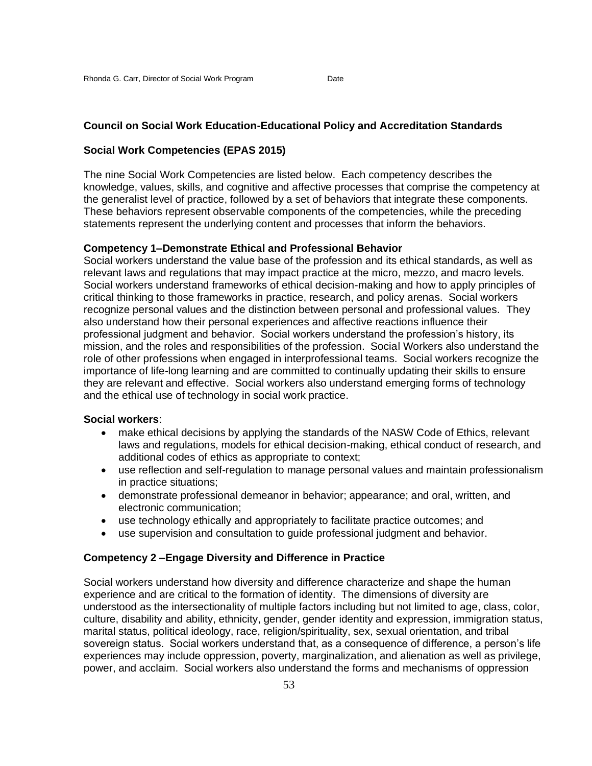Rhonda G. Carr, Director of Social Work Program Date

**Council on Social Work Education-Educational Policy and Accreditation Standards**

**Social Work Competencies (EPAS 2015)**

The nine Social Work Competencies are listed below. Each competency describes the knowledge, values, skills, and cognitive and affective processes that comprise the competency at the generalist level of practice, followed by a set of behaviors that integrate these components. These behaviors represent observable components of the competencies, while the preceding statements represent the underlying content and processes that inform the behaviors.

**Competency 1–Demonstrate Ethical and Professional Behavior**

Social workers understand the value base of the profession and its ethical standards, as well as relevant laws and regulations that may impact practice at the micro, mezzo, and macro levels. Social workers understand frameworks of ethical decision-making and how to apply principles of critical thinking to those frameworks in practice, research, and policy arenas. Social workers recognize personal values and the distinction between personal and professional values. They also understand how their personal experiences and affective reactions influence their professional judgment and behavior. Social workers understand the profession's history, its mission, and the roles and responsibilities of the profession. Social Workers also understand the role of other professions when engaged in interprofessional teams. Social workers recognize the importance of life-long learning and are committed to continually updating their skills to ensure they are relevant and effective. Social workers also understand emerging forms of technology and the ethical use of technology in social work practice.

**Social workers**:

- make ethical decisions by applying the standards of the NASW Code of Ethics, relevant laws and regulations, models for ethical decision-making, ethical conduct of research, and additional codes of ethics as appropriate to context;
- use reflection and self-regulation to manage personal values and maintain professionalism in practice situations;
- demonstrate professional demeanor in behavior; appearance; and oral, written, and electronic communication;
- use technology ethically and appropriately to facilitate practice outcomes; and
- use supervision and consultation to guide professional judgment and behavior.

**Competency 2 –Engage Diversity and Difference in Practice**

Social workers understand how diversity and difference characterize and shape the human experience and are critical to the formation of identity. The dimensions of diversity are understood as the intersectionality of multiple factors including but not limited to age, class, color, culture, disability and ability, ethnicity, gender, gender identity and expression, immigration status, marital status, political ideology, race, religion/spirituality, sex, sexual orientation, and tribal sovereign status. Social workers understand that, as a consequence of difference, a person's life experiences may include oppression, poverty, marginalization, and alienation as well as privilege, power, and acclaim. Social workers also understand the forms and mechanisms of oppression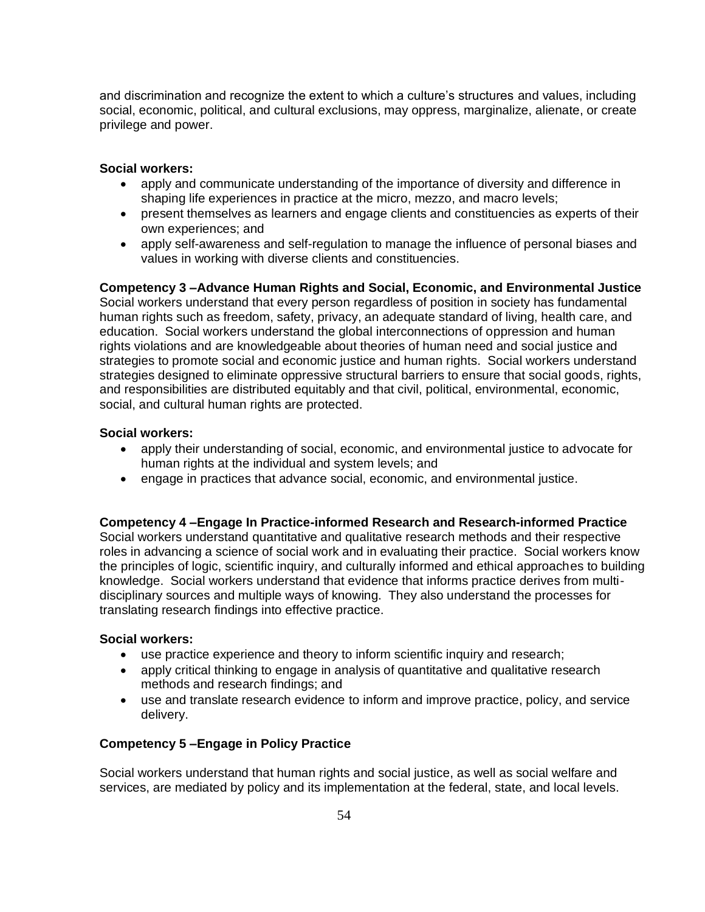and discrimination and recognize the extent to which a culture's structures and values, including social, economic, political, and cultural exclusions, may oppress, marginalize, alienate, or create privilege and power.

**Social workers:**

- apply and communicate understanding of the importance of diversity and difference in shaping life experiences in practice at the micro, mezzo, and macro levels;
- present themselves as learners and engage clients and constituencies as experts of their own experiences; and
- apply self-awareness and self-regulation to manage the influence of personal biases and values in working with diverse clients and constituencies.

**Competency 3 –Advance Human Rights and Social, Economic, and Environmental Justice**
Social workers understand that every person regardless of position in society has fundamental human rights such as freedom, safety, privacy, an adequate standard of living, health care, and education. Social workers understand the global interconnections of oppression and human rights violations and are knowledgeable about theories of human need and social justice and strategies to promote social and economic justice and human rights. Social workers understand strategies designed to eliminate oppressive structural barriers to ensure that social goods, rights, and responsibilities are distributed equitably and that civil, political, environmental, economic, social, and cultural human rights are protected.

**Social workers:**

- apply their understanding of social, economic, and environmental justice to advocate for human rights at the individual and system levels; and
- engage in practices that advance social, economic, and environmental justice.

**Competency 4 –Engage In Practice-informed Research and Research-informed Practice**
Social workers understand quantitative and qualitative research methods and their respective roles in advancing a science of social work and in evaluating their practice. Social workers know the principles of logic, scientific inquiry, and culturally informed and ethical approaches to building knowledge. Social workers understand that evidence that informs practice derives from multi-disciplinary sources and multiple ways of knowing. They also understand the processes for translating research findings into effective practice.

**Social workers:**

- use practice experience and theory to inform scientific inquiry and research;
- apply critical thinking to engage in analysis of quantitative and qualitative research methods and research findings; and
- use and translate research evidence to inform and improve practice, policy, and service delivery.

**Competency 5 –Engage in Policy Practice**

Social workers understand that human rights and social justice, as well as social welfare and services, are mediated by policy and its implementation at the federal, state, and local levels.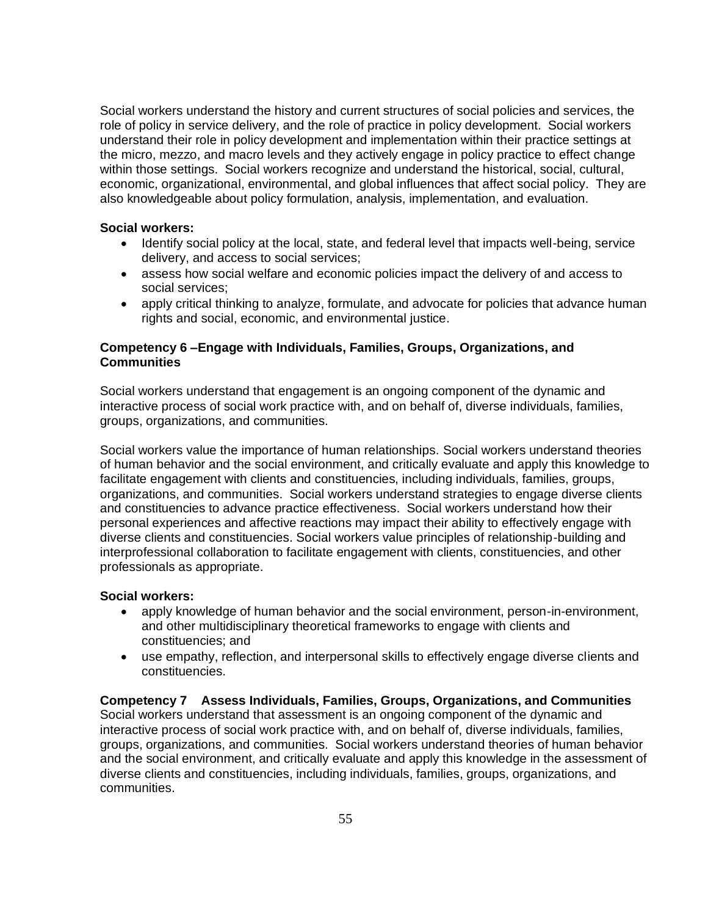Social workers understand the history and current structures of social policies and services, the role of policy in service delivery, and the role of practice in policy development. Social workers understand their role in policy development and implementation within their practice settings at the micro, mezzo, and macro levels and they actively engage in policy practice to effect change within those settings. Social workers recognize and understand the historical, social, cultural, economic, organizational, environmental, and global influences that affect social policy. They are also knowledgeable about policy formulation, analysis, implementation, and evaluation.

**Social workers:**

- Identify social policy at the local, state, and federal level that impacts well-being, service delivery, and access to social services;
- assess how social welfare and economic policies impact the delivery of and access to social services;
- apply critical thinking to analyze, formulate, and advocate for policies that advance human rights and social, economic, and environmental justice.

**Competency 6 –Engage with Individuals, Families, Groups, Organizations, and Communities**

Social workers understand that engagement is an ongoing component of the dynamic and interactive process of social work practice with, and on behalf of, diverse individuals, families, groups, organizations, and communities.

Social workers value the importance of human relationships. Social workers understand theories of human behavior and the social environment, and critically evaluate and apply this knowledge to facilitate engagement with clients and constituencies, including individuals, families, groups, organizations, and communities. Social workers understand strategies to engage diverse clients and constituencies to advance practice effectiveness. Social workers understand how their personal experiences and affective reactions may impact their ability to effectively engage with diverse clients and constituencies. Social workers value principles of relationship-building and interprofessional collaboration to facilitate engagement with clients, constituencies, and other professionals as appropriate.

**Social workers:**

- apply knowledge of human behavior and the social environment, person-in-environment, and other multidisciplinary theoretical frameworks to engage with clients and constituencies; and
- use empathy, reflection, and interpersonal skills to effectively engage diverse clients and constituencies.

**Competency 7 Assess Individuals, Families, Groups, Organizations, and Communities**

Social workers understand that assessment is an ongoing component of the dynamic and interactive process of social work practice with, and on behalf of, diverse individuals, families, groups, organizations, and communities. Social workers understand theories of human behavior and the social environment, and critically evaluate and apply this knowledge in the assessment of diverse clients and constituencies, including individuals, families, groups, organizations, and communities.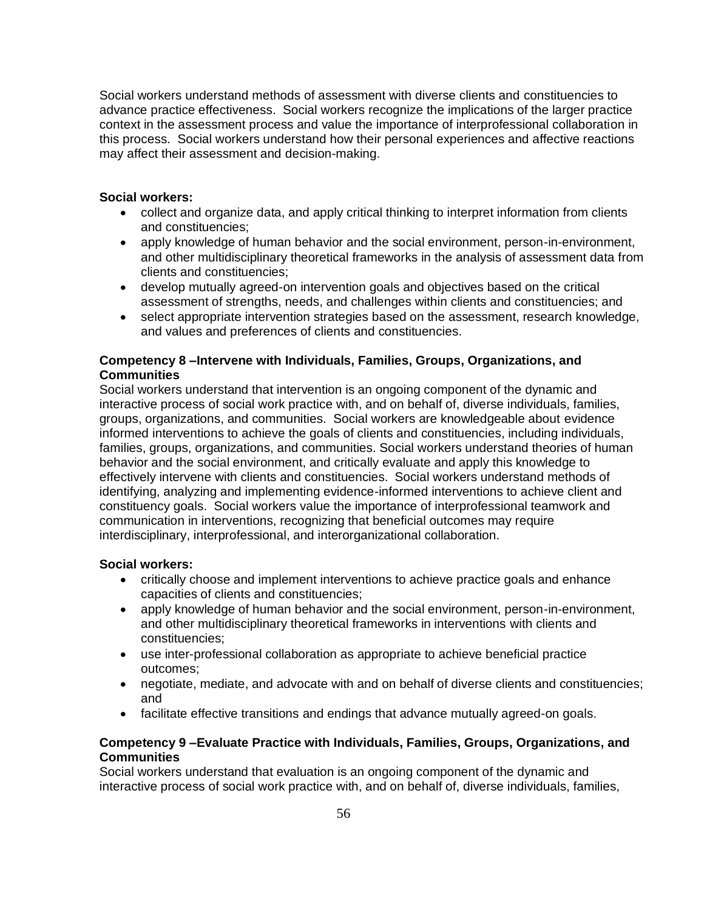Social workers understand methods of assessment with diverse clients and constituencies to advance practice effectiveness. Social workers recognize the implications of the larger practice context in the assessment process and value the importance of interprofessional collaboration in this process. Social workers understand how their personal experiences and affective reactions may affect their assessment and decision-making.

**Social workers:**

- collect and organize data, and apply critical thinking to interpret information from clients and constituencies;
- apply knowledge of human behavior and the social environment, person-in-environment, and other multidisciplinary theoretical frameworks in the analysis of assessment data from clients and constituencies;
- develop mutually agreed-on intervention goals and objectives based on the critical assessment of strengths, needs, and challenges within clients and constituencies; and
- select appropriate intervention strategies based on the assessment, research knowledge, and values and preferences of clients and constituencies.

**Competency 8 –Intervene with Individuals, Families, Groups, Organizations, and Communities**

Social workers understand that intervention is an ongoing component of the dynamic and interactive process of social work practice with, and on behalf of, diverse individuals, families, groups, organizations, and communities. Social workers are knowledgeable about evidence informed interventions to achieve the goals of clients and constituencies, including individuals, families, groups, organizations, and communities. Social workers understand theories of human behavior and the social environment, and critically evaluate and apply this knowledge to effectively intervene with clients and constituencies. Social workers understand methods of identifying, analyzing and implementing evidence-informed interventions to achieve client and constituency goals. Social workers value the importance of interprofessional teamwork and communication in interventions, recognizing that beneficial outcomes may require interdisciplinary, interprofessional, and interorganizational collaboration.

**Social workers:**

- critically choose and implement interventions to achieve practice goals and enhance capacities of clients and constituencies;
- apply knowledge of human behavior and the social environment, person-in-environment, and other multidisciplinary theoretical frameworks in interventions with clients and constituencies;
- use inter-professional collaboration as appropriate to achieve beneficial practice outcomes;
- negotiate, mediate, and advocate with and on behalf of diverse clients and constituencies; and
- facilitate effective transitions and endings that advance mutually agreed-on goals.

**Competency 9 –Evaluate Practice with Individuals, Families, Groups, Organizations, and Communities**

Social workers understand that evaluation is an ongoing component of the dynamic and interactive process of social work practice with, and on behalf of, diverse individuals, families,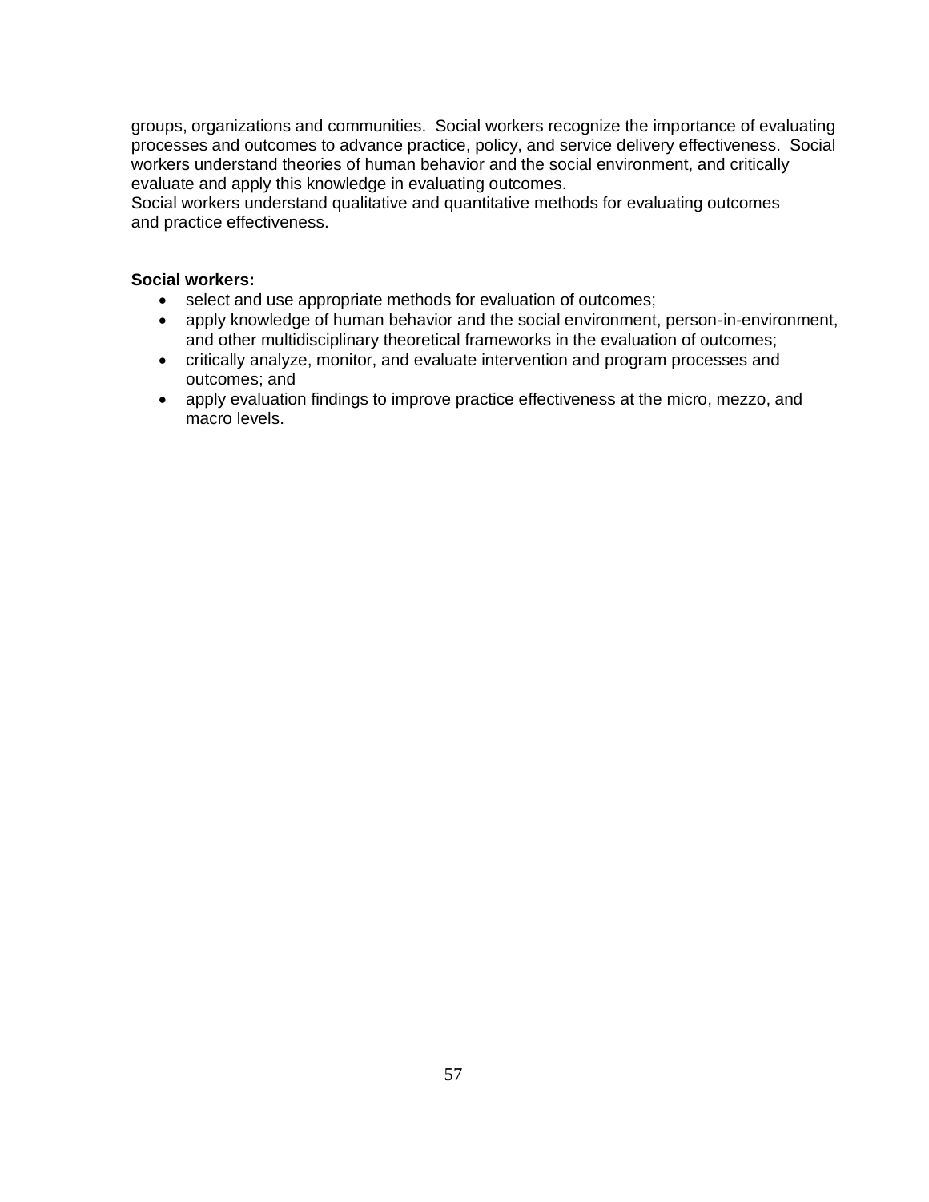groups, organizations and communities. Social workers recognize the importance of evaluating processes and outcomes to advance practice, policy, and service delivery effectiveness. Social workers understand theories of human behavior and the social environment, and critically evaluate and apply this knowledge in evaluating outcomes.
Social workers understand qualitative and quantitative methods for evaluating outcomes and practice effectiveness.

**Social workers:**

- select and use appropriate methods for evaluation of outcomes;
- apply knowledge of human behavior and the social environment, person-in-environment, and other multidisciplinary theoretical frameworks in the evaluation of outcomes;
- critically analyze, monitor, and evaluate intervention and program processes and outcomes; and
- apply evaluation findings to improve practice effectiveness at the micro, mezzo, and macro levels.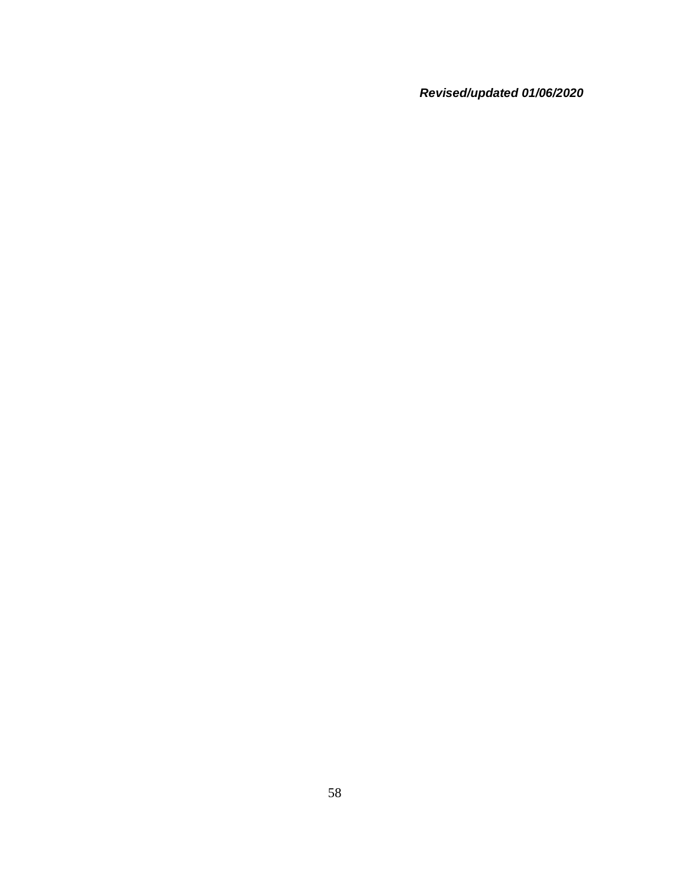***Revised/updated 01/06/2020***